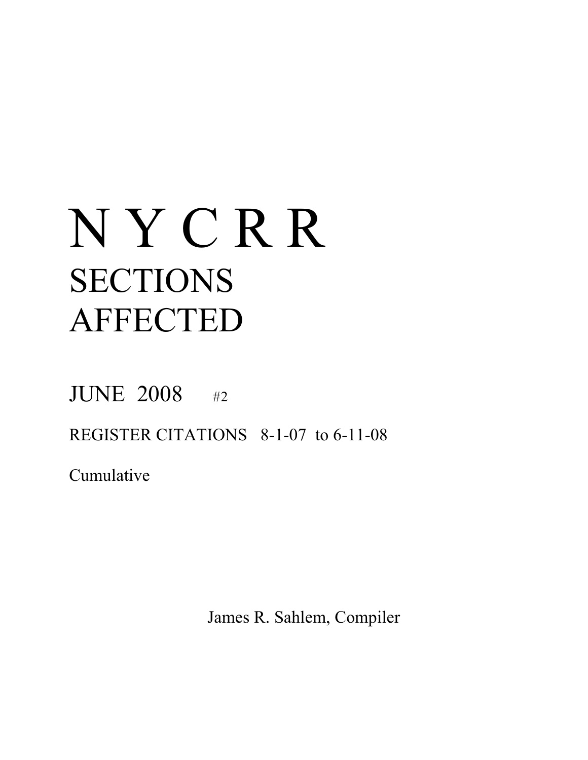# N Y C R R
# SECTIONS AFFECTED

JUNE 2008 #2

REGISTER CITATIONS 8-1-07 to 6-11-08

Cumulative

James R. Sahlem, Compiler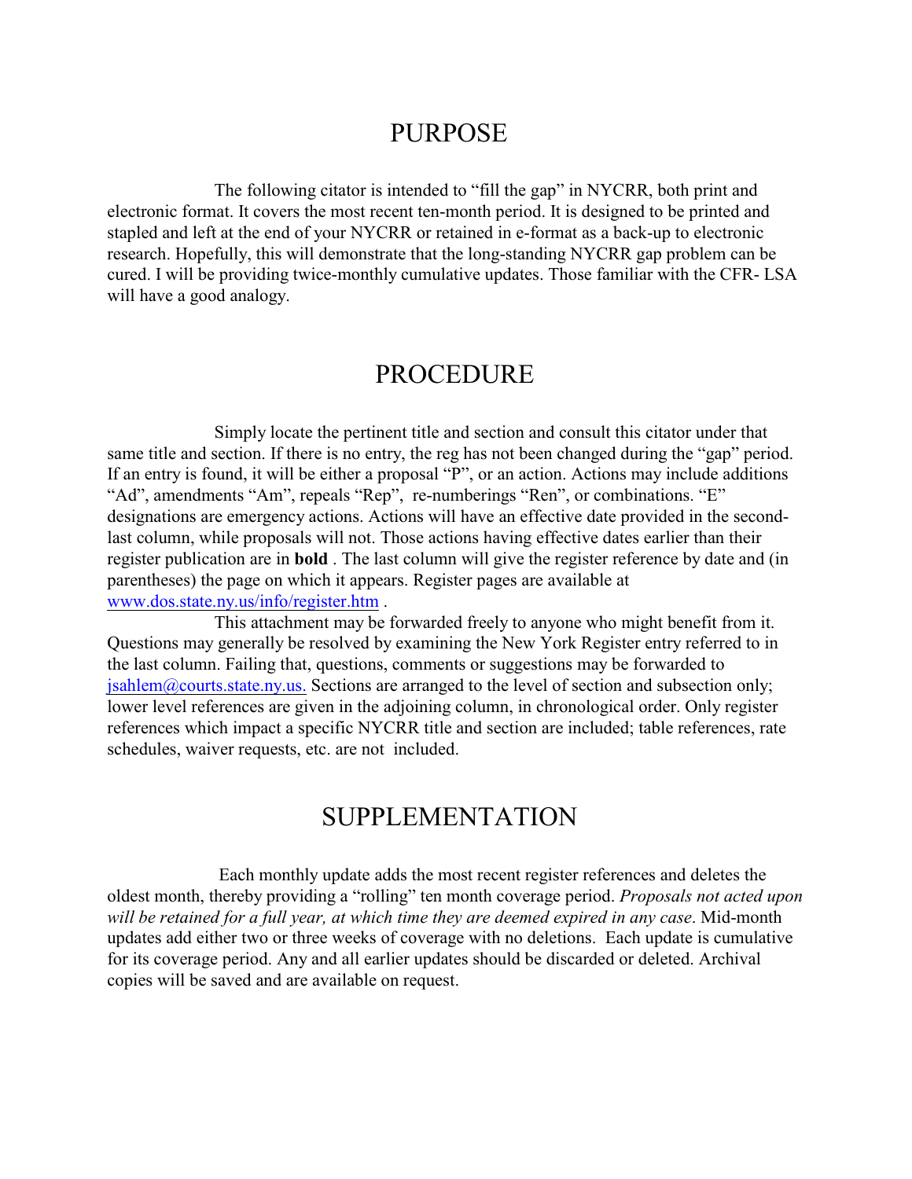# PURPOSE

The following citator is intended to "fill the gap" in NYCRR, both print and electronic format. It covers the most recent ten-month period. It is designed to be printed and stapled and left at the end of your NYCRR or retained in e-format as a back-up to electronic research. Hopefully, this will demonstrate that the long-standing NYCRR gap problem can be cured. I will be providing twice-monthly cumulative updates. Those familiar with the CFR- LSA will have a good analogy.

# PROCEDURE

Simply locate the pertinent title and section and consult this citator under that same title and section. If there is no entry, the reg has not been changed during the "gap" period. If an entry is found, it will be either a proposal "P", or an action. Actions may include additions "Ad", amendments "Am", repeals "Rep", re-numberings "Ren", or combinations. "E" designations are emergency actions. Actions will have an effective date provided in the second-last column, while proposals will not. Those actions having effective dates earlier than their register publication are in **bold** . The last column will give the register reference by date and (in parentheses) the page on which it appears. Register pages are available at www.dos.state.ny.us/info/register.htm .

This attachment may be forwarded freely to anyone who might benefit from it. Questions may generally be resolved by examining the New York Register entry referred to in the last column. Failing that, questions, comments or suggestions may be forwarded to jsahlem@courts.state.ny.us. Sections are arranged to the level of section and subsection only; lower level references are given in the adjoining column, in chronological order. Only register references which impact a specific NYCRR title and section are included; table references, rate schedules, waiver requests, etc. are not included.

# SUPPLEMENTATION

Each monthly update adds the most recent register references and deletes the oldest month, thereby providing a "rolling" ten month coverage period. *Proposals not acted upon will be retained for a full year, at which time they are deemed expired in any case*. Mid-month updates add either two or three weeks of coverage with no deletions. Each update is cumulative for its coverage period. Any and all earlier updates should be discarded or deleted. Archival copies will be saved and are available on request.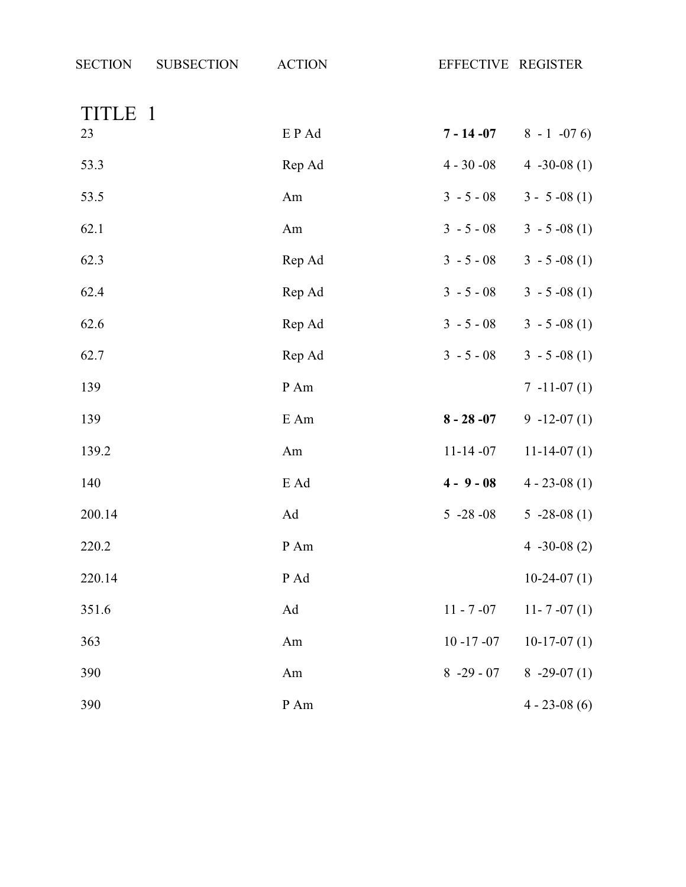| SECTION | SUBSECTION | ACTION | EFFECTIVE | REGISTER |
|---|---|---|---|---|
| **TITLE 1** | | | | |
| 23 | | E P Ad | **7 - 14 -07** | 8 - 1 -07 6) |
| 53.3 | | Rep Ad | 4 - 30 -08 | 4 -30-08 (1) |
| 53.5 | | Am | 3 - 5 - 08 | 3 - 5 -08 (1) |
| 62.1 | | Am | 3 - 5 - 08 | 3 - 5 -08 (1) |
| 62.3 | | Rep Ad | 3 - 5 - 08 | 3 - 5 -08 (1) |
| 62.4 | | Rep Ad | 3 - 5 - 08 | 3 - 5 -08 (1) |
| 62.6 | | Rep Ad | 3 - 5 - 08 | 3 - 5 -08 (1) |
| 62.7 | | Rep Ad | 3 - 5 - 08 | 3 - 5 -08 (1) |
| 139 | | P Am | | 7 -11-07 (1) |
| 139 | | E Am | **8 - 28 -07** | 9 -12-07 (1) |
| 139.2 | | Am | 11-14 -07 | 11-14-07 (1) |
| 140 | | E Ad | **4 - 9 - 08** | 4 - 23-08 (1) |
| 200.14 | | Ad | 5 -28 -08 | 5 -28-08 (1) |
| 220.2 | | P Am | | 4 -30-08 (2) |
| 220.14 | | P Ad | | 10-24-07 (1) |
| 351.6 | | Ad | 11 - 7 -07 | 11- 7 -07 (1) |
| 363 | | Am | 10 -17 -07 | 10-17-07 (1) |
| 390 | | Am | 8 -29 - 07 | 8 -29-07 (1) |
| 390 | | P Am | | 4 - 23-08 (6) |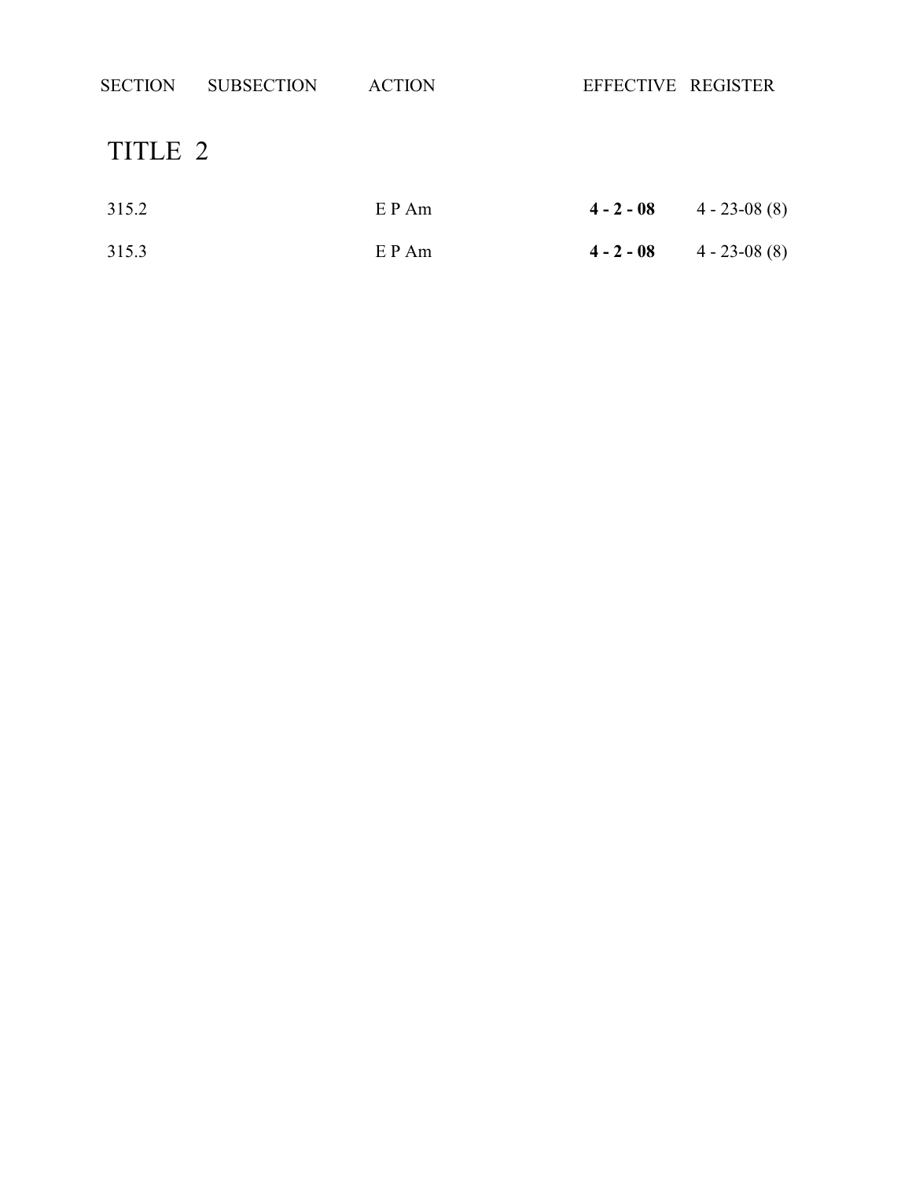| SECTION | SUBSECTION | ACTION | EFFECTIVE | REGISTER |
|---|---|---|---|---|
| **TITLE 2** | | | | |
| 315.2 | | E P Am | **4 - 2 - 08** | 4 - 23-08 (8) |
| 315.3 | | E P Am | **4 - 2 - 08** | 4 - 23-08 (8) |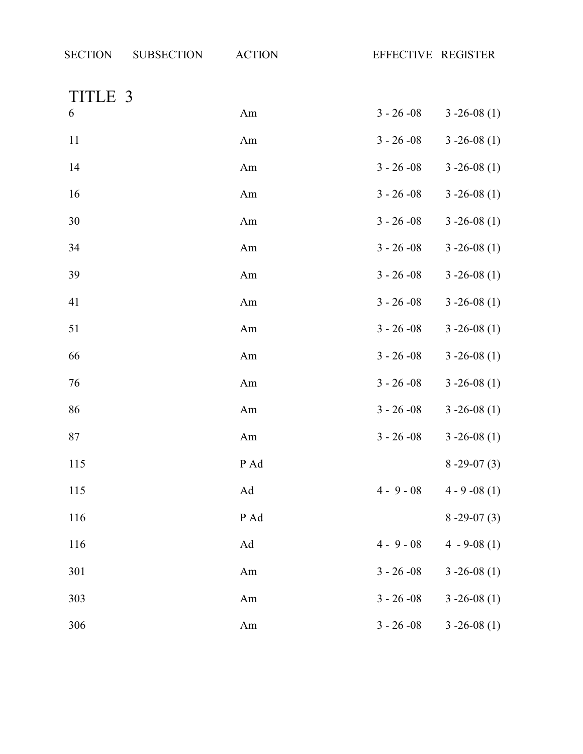| SECTION | SUBSECTION | ACTION | EFFECTIVE | REGISTER |
|---|---|---|---|---|
| **TITLE 3** | | | | |
| 6 | | Am | 3 - 26 -08 | 3 -26-08 (1) |
| 11 | | Am | 3 - 26 -08 | 3 -26-08 (1) |
| 14 | | Am | 3 - 26 -08 | 3 -26-08 (1) |
| 16 | | Am | 3 - 26 -08 | 3 -26-08 (1) |
| 30 | | Am | 3 - 26 -08 | 3 -26-08 (1) |
| 34 | | Am | 3 - 26 -08 | 3 -26-08 (1) |
| 39 | | Am | 3 - 26 -08 | 3 -26-08 (1) |
| 41 | | Am | 3 - 26 -08 | 3 -26-08 (1) |
| 51 | | Am | 3 - 26 -08 | 3 -26-08 (1) |
| 66 | | Am | 3 - 26 -08 | 3 -26-08 (1) |
| 76 | | Am | 3 - 26 -08 | 3 -26-08 (1) |
| 86 | | Am | 3 - 26 -08 | 3 -26-08 (1) |
| 87 | | Am | 3 - 26 -08 | 3 -26-08 (1) |
| 115 | | P Ad | | 8 -29-07 (3) |
| 115 | | Ad | 4 - 9 - 08 | 4 - 9 -08 (1) |
| 116 | | P Ad | | 8 -29-07 (3) |
| 116 | | Ad | 4 - 9 - 08 | 4 - 9-08 (1) |
| 301 | | Am | 3 - 26 -08 | 3 -26-08 (1) |
| 303 | | Am | 3 - 26 -08 | 3 -26-08 (1) |
| 306 | | Am | 3 - 26 -08 | 3 -26-08 (1) |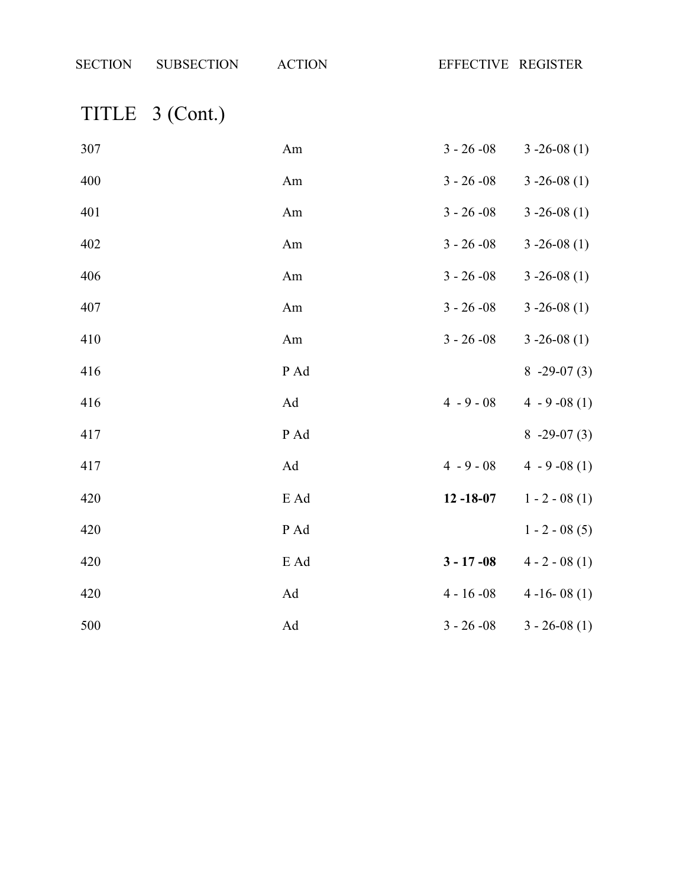| SECTION | SUBSECTION | ACTION | EFFECTIVE | REGISTER |
|---|---|---|---|---|
| **TITLE 3 (Cont.)** | | | | |
| 307 | | Am | 3 - 26 -08 | 3 -26-08 (1) |
| 400 | | Am | 3 - 26 -08 | 3 -26-08 (1) |
| 401 | | Am | 3 - 26 -08 | 3 -26-08 (1) |
| 402 | | Am | 3 - 26 -08 | 3 -26-08 (1) |
| 406 | | Am | 3 - 26 -08 | 3 -26-08 (1) |
| 407 | | Am | 3 - 26 -08 | 3 -26-08 (1) |
| 410 | | Am | 3 - 26 -08 | 3 -26-08 (1) |
| 416 | | P Ad | | 8 -29-07 (3) |
| 416 | | Ad | 4 - 9 - 08 | 4 - 9 -08 (1) |
| 417 | | P Ad | | 8 -29-07 (3) |
| 417 | | Ad | 4 - 9 - 08 | 4 - 9 -08 (1) |
| 420 | | E Ad | **12 -18-07** | 1 - 2 - 08 (1) |
| 420 | | P Ad | | 1 - 2 - 08 (5) |
| 420 | | E Ad | **3 - 17 -08** | 4 - 2 - 08 (1) |
| 420 | | Ad | 4 - 16 -08 | 4 -16- 08 (1) |
| 500 | | Ad | 3 - 26 -08 | 3 - 26-08 (1) |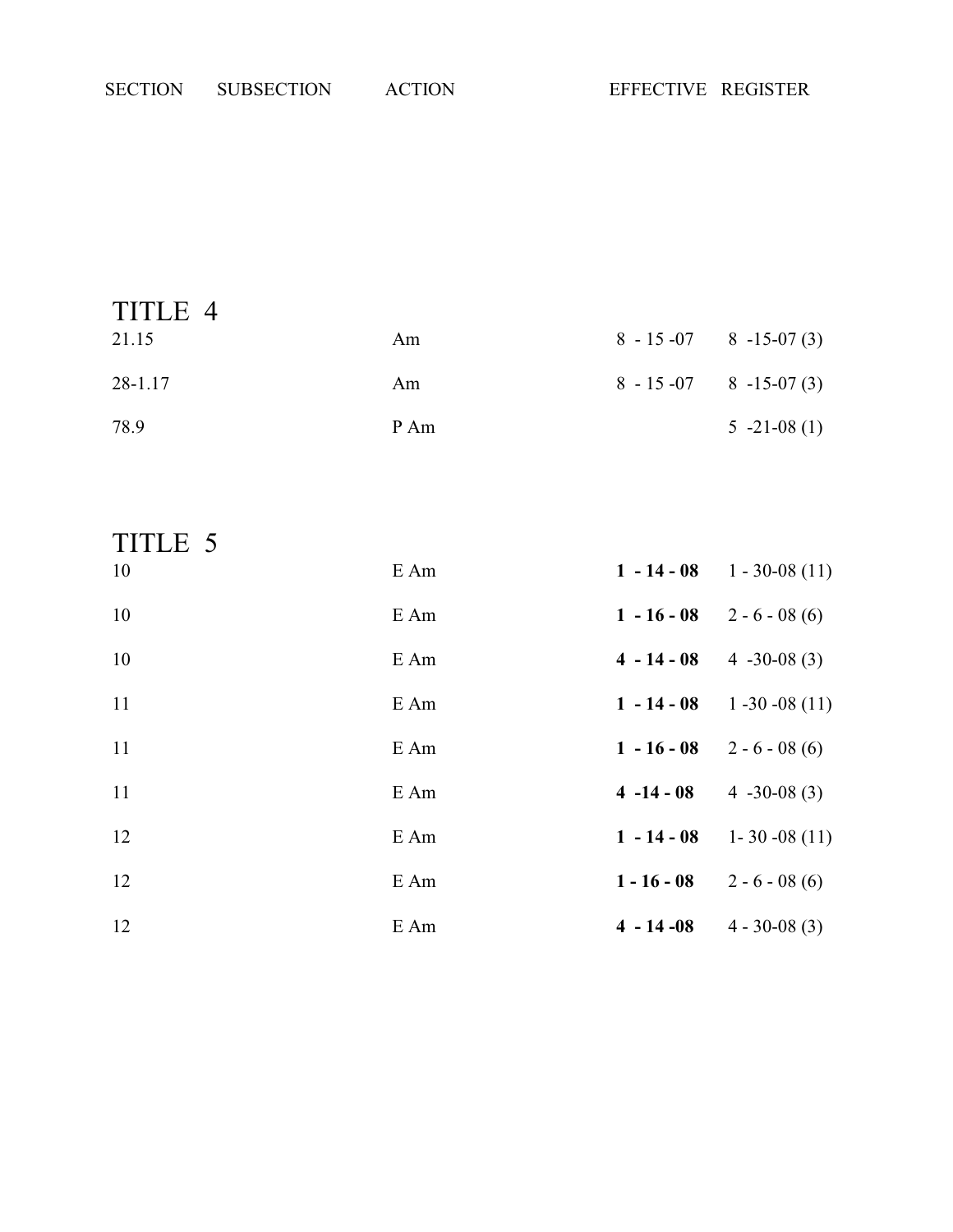| SECTION | SUBSECTION | ACTION | EFFECTIVE | REGISTER |
|---|---|---|---|---|
| **TITLE 4** | | | | |
| 21.15 | | Am | 8 - 15 -07 | 8 -15-07 (3) |
| 28-1.17 | | Am | 8 - 15 -07 | 8 -15-07 (3) |
| 78.9 | | P Am | | 5 -21-08 (1) |
| **TITLE 5** | | | | |
| 10 | | E Am | **1 - 14 - 08** | 1 - 30-08 (11) |
| 10 | | E Am | **1 - 16 - 08** | 2 - 6 - 08 (6) |
| 10 | | E Am | **4 - 14 - 08** | 4 -30-08 (3) |
| 11 | | E Am | **1 - 14 - 08** | 1 -30 -08 (11) |
| 11 | | E Am | **1 - 16 - 08** | 2 - 6 - 08 (6) |
| 11 | | E Am | **4 -14 - 08** | 4 -30-08 (3) |
| 12 | | E Am | **1 - 14 - 08** | 1- 30 -08 (11) |
| 12 | | E Am | **1 - 16 - 08** | 2 - 6 - 08 (6) |
| 12 | | E Am | **4 - 14 -08** | 4 - 30-08 (3) |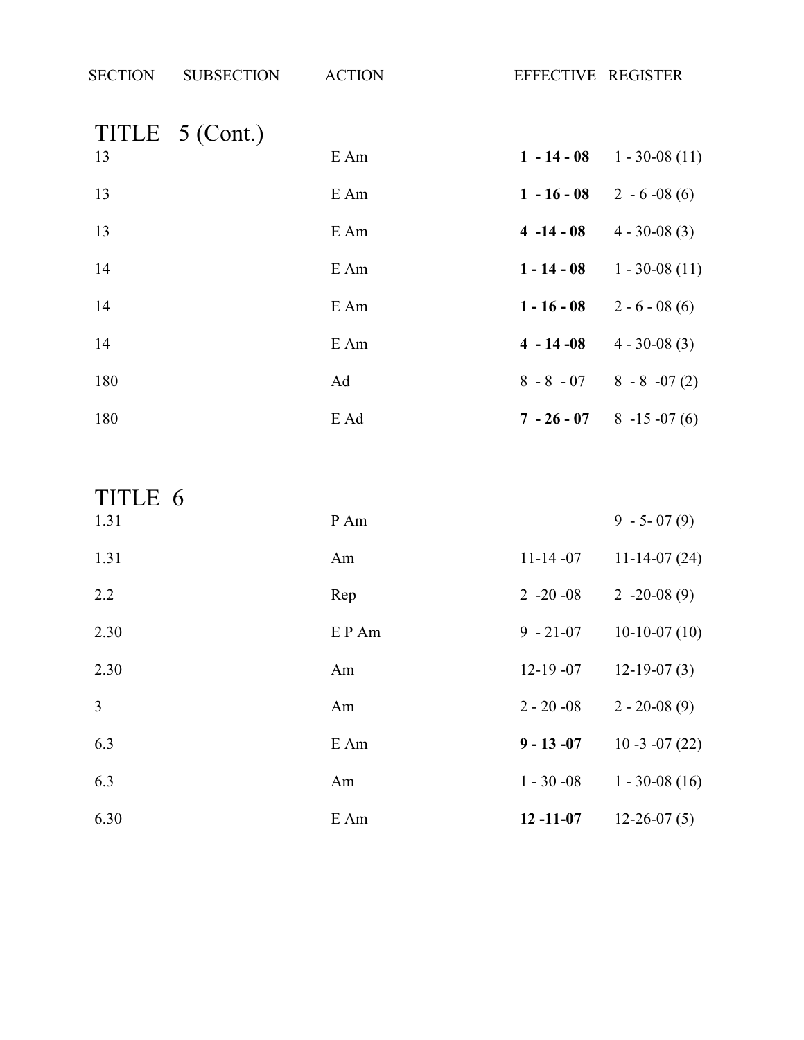| SECTION | SUBSECTION | ACTION | EFFECTIVE | REGISTER |
|---|---|---|---|---|
| **TITLE 5 (Cont.)** | | | | |
| 13 | | E Am | **1 - 14 - 08** | 1 - 30-08 (11) |
| 13 | | E Am | **1 - 16 - 08** | 2 - 6 -08 (6) |
| 13 | | E Am | **4 -14 - 08** | 4 - 30-08 (3) |
| 14 | | E Am | **1 - 14 - 08** | 1 - 30-08 (11) |
| 14 | | E Am | **1 - 16 - 08** | 2 - 6 - 08 (6) |
| 14 | | E Am | **4 - 14 -08** | 4 - 30-08 (3) |
| 180 | | Ad | 8 - 8 - 07 | 8 - 8 -07 (2) |
| 180 | | E Ad | **7 - 26 - 07** | 8 -15 -07 (6) |
| **TITLE 6** | | | | |
| 1.31 | | P Am | | 9 - 5- 07 (9) |
| 1.31 | | Am | 11-14 -07 | 11-14-07 (24) |
| 2.2 | | Rep | 2 -20 -08 | 2 -20-08 (9) |
| 2.30 | | E P Am | 9 - 21-07 | 10-10-07 (10) |
| 2.30 | | Am | 12-19 -07 | 12-19-07 (3) |
| 3 | | Am | 2 - 20 -08 | 2 - 20-08 (9) |
| 6.3 | | E Am | **9 - 13 -07** | 10 -3 -07 (22) |
| 6.3 | | Am | 1 - 30 -08 | 1 - 30-08 (16) |
| 6.30 | | E Am | **12 -11-07** | 12-26-07 (5) |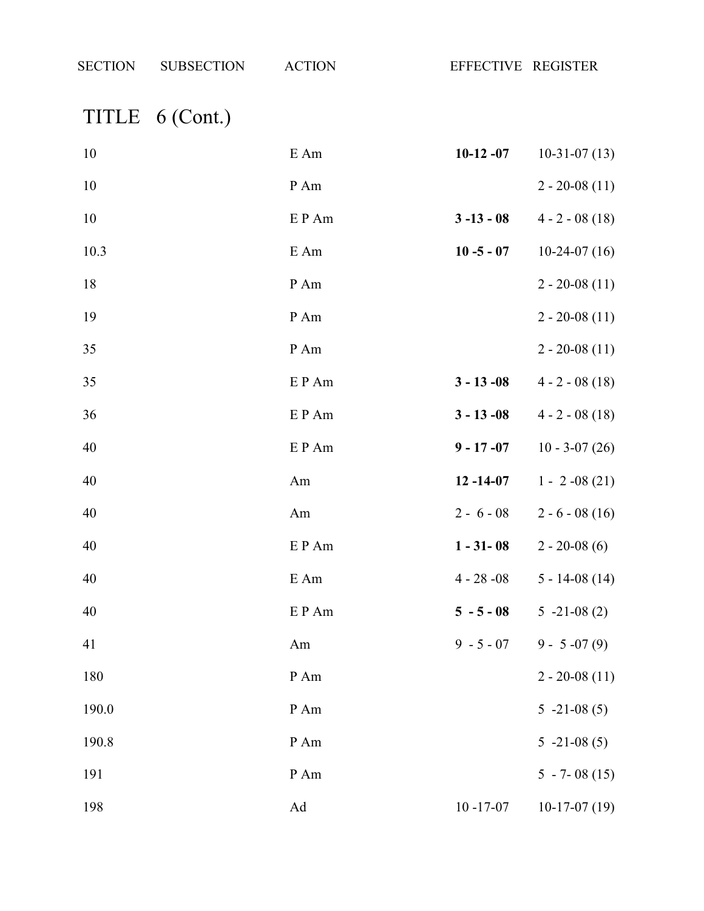| SECTION | SUBSECTION | ACTION | EFFECTIVE | REGISTER |
|---|---|---|---|---|

## TITLE 6 (Cont.)

| SECTION | SUBSECTION | ACTION | EFFECTIVE | REGISTER |
|---|---|---|---|---|
| 10 | | E Am | **10-12 -07** | 10-31-07 (13) |
| 10 | | P Am | | 2 - 20-08 (11) |
| 10 | | E P Am | **3 -13 - 08** | 4 - 2 - 08 (18) |
| 10.3 | | E Am | **10 -5 - 07** | 10-24-07 (16) |
| 18 | | P Am | | 2 - 20-08 (11) |
| 19 | | P Am | | 2 - 20-08 (11) |
| 35 | | P Am | | 2 - 20-08 (11) |
| 35 | | E P Am | **3 - 13 -08** | 4 - 2 - 08 (18) |
| 36 | | E P Am | **3 - 13 -08** | 4 - 2 - 08 (18) |
| 40 | | E P Am | **9 - 17 -07** | 10 - 3-07 (26) |
| 40 | | Am | **12 -14-07** | 1 - 2 -08 (21) |
| 40 | | Am | 2 - 6 - 08 | 2 - 6 - 08 (16) |
| 40 | | E P Am | **1 - 31- 08** | 2 - 20-08 (6) |
| 40 | | E Am | 4 - 28 -08 | 5 - 14-08 (14) |
| 40 | | E P Am | **5 - 5 - 08** | 5 -21-08 (2) |
| 41 | | Am | 9 - 5 - 07 | 9 - 5 -07 (9) |
| 180 | | P Am | | 2 - 20-08 (11) |
| 190.0 | | P Am | | 5 -21-08 (5) |
| 190.8 | | P Am | | 5 -21-08 (5) |
| 191 | | P Am | | 5 - 7- 08 (15) |
| 198 | | Ad | 10 -17-07 | 10-17-07 (19) |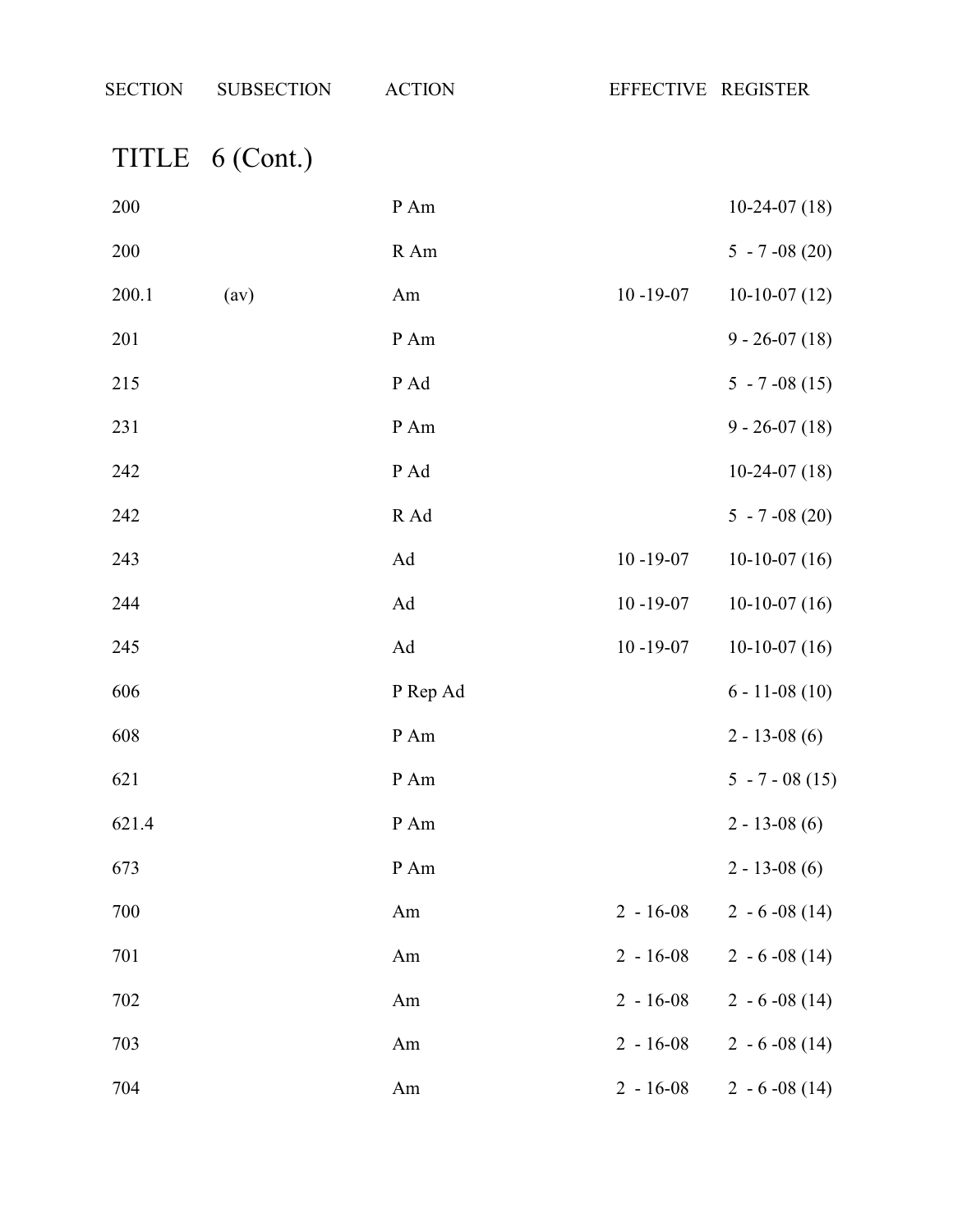| SECTION | SUBSECTION | ACTION | EFFECTIVE | REGISTER |
|---|---|---|---|---|
| **TITLE 6 (Cont.)** | | | | |
| 200 | | P Am | | 10-24-07 (18) |
| 200 | | R Am | | 5 - 7 -08 (20) |
| 200.1 | (av) | Am | 10 -19-07 | 10-10-07 (12) |
| 201 | | P Am | | 9 - 26-07 (18) |
| 215 | | P Ad | | 5 - 7 -08 (15) |
| 231 | | P Am | | 9 - 26-07 (18) |
| 242 | | P Ad | | 10-24-07 (18) |
| 242 | | R Ad | | 5 - 7 -08 (20) |
| 243 | | Ad | 10 -19-07 | 10-10-07 (16) |
| 244 | | Ad | 10 -19-07 | 10-10-07 (16) |
| 245 | | Ad | 10 -19-07 | 10-10-07 (16) |
| 606 | | P Rep Ad | | 6 - 11-08 (10) |
| 608 | | P Am | | 2 - 13-08 (6) |
| 621 | | P Am | | 5 - 7 - 08 (15) |
| 621.4 | | P Am | | 2 - 13-08 (6) |
| 673 | | P Am | | 2 - 13-08 (6) |
| 700 | | Am | 2 - 16-08 | 2 - 6 -08 (14) |
| 701 | | Am | 2 - 16-08 | 2 - 6 -08 (14) |
| 702 | | Am | 2 - 16-08 | 2 - 6 -08 (14) |
| 703 | | Am | 2 - 16-08 | 2 - 6 -08 (14) |
| 704 | | Am | 2 - 16-08 | 2 - 6 -08 (14) |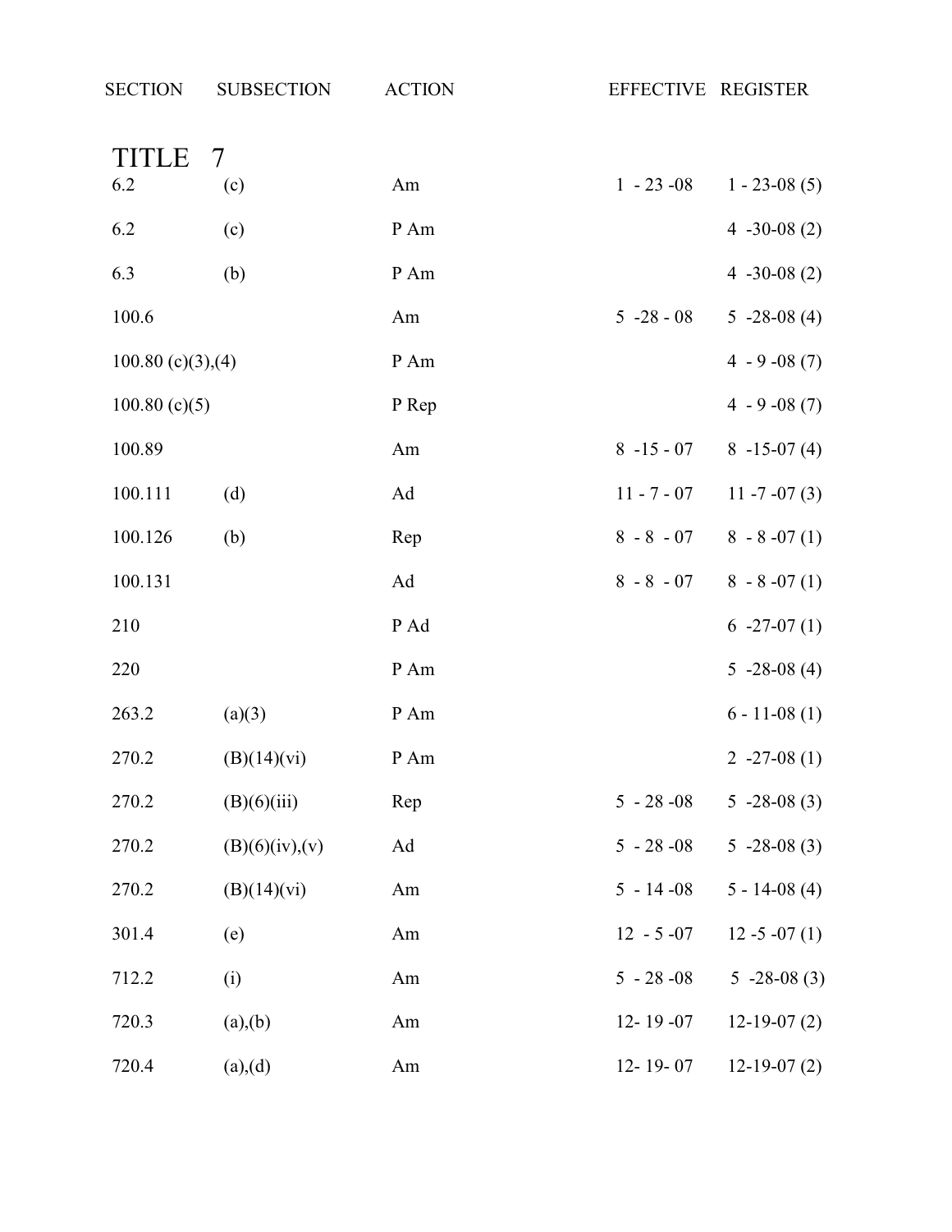| SECTION | SUBSECTION | ACTION | EFFECTIVE | REGISTER |
|---|---|---|---|---|
| **TITLE 7** | | | | |
| 6.2 | (c) | Am | 1 - 23 -08 | 1 - 23-08 (5) |
| 6.2 | (c) | P Am | | 4 -30-08 (2) |
| 6.3 | (b) | P Am | | 4 -30-08 (2) |
| 100.6 | | Am | 5 -28 - 08 | 5 -28-08 (4) |
| 100.80 (c)(3),(4) | | P Am | | 4 - 9 -08 (7) |
| 100.80 (c)(5) | | P Rep | | 4 - 9 -08 (7) |
| 100.89 | | Am | 8 -15 - 07 | 8 -15-07 (4) |
| 100.111 | (d) | Ad | 11 - 7 - 07 | 11 -7 -07 (3) |
| 100.126 | (b) | Rep | 8 - 8 - 07 | 8 - 8 -07 (1) |
| 100.131 | | Ad | 8 - 8 - 07 | 8 - 8 -07 (1) |
| 210 | | P Ad | | 6 -27-07 (1) |
| 220 | | P Am | | 5 -28-08 (4) |
| 263.2 | (a)(3) | P Am | | 6 - 11-08 (1) |
| 270.2 | (B)(14)(vi) | P Am | | 2 -27-08 (1) |
| 270.2 | (B)(6)(iii) | Rep | 5 - 28 -08 | 5 -28-08 (3) |
| 270.2 | (B)(6)(iv),(v) | Ad | 5 - 28 -08 | 5 -28-08 (3) |
| 270.2 | (B)(14)(vi) | Am | 5 - 14 -08 | 5 - 14-08 (4) |
| 301.4 | (e) | Am | 12 - 5 -07 | 12 -5 -07 (1) |
| 712.2 | (i) | Am | 5 - 28 -08 | 5 -28-08 (3) |
| 720.3 | (a),(b) | Am | 12- 19 -07 | 12-19-07 (2) |
| 720.4 | (a),(d) | Am | 12- 19- 07 | 12-19-07 (2) |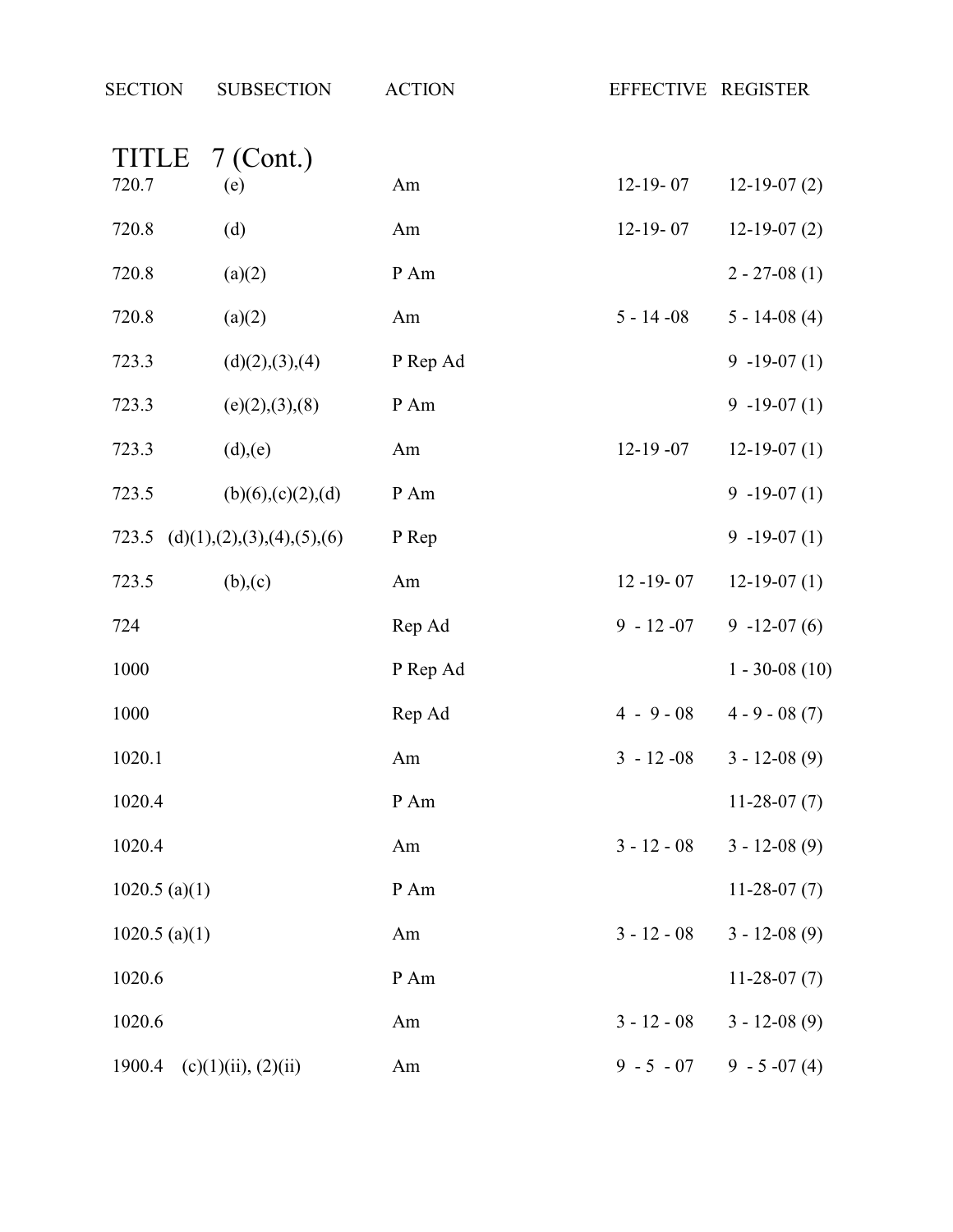| SECTION | SUBSECTION | ACTION | EFFECTIVE | REGISTER |
|---|---|---|---|---|
| **TITLE 7 (Cont.)** | | | | |
| 720.7 | (e) | Am | 12-19- 07 | 12-19-07 (2) |
| 720.8 | (d) | Am | 12-19- 07 | 12-19-07 (2) |
| 720.8 | (a)(2) | P Am | | 2 - 27-08 (1) |
| 720.8 | (a)(2) | Am | 5 - 14 -08 | 5 - 14-08 (4) |
| 723.3 | (d)(2),(3),(4) | P Rep Ad | | 9 -19-07 (1) |
| 723.3 | (e)(2),(3),(8) | P Am | | 9 -19-07 (1) |
| 723.3 | (d),(e) | Am | 12-19 -07 | 12-19-07 (1) |
| 723.5 | (b)(6),(c)(2),(d) | P Am | | 9 -19-07 (1) |
| 723.5 | (d)(1),(2),(3),(4),(5),(6) | P Rep | | 9 -19-07 (1) |
| 723.5 | (b),(c) | Am | 12 -19- 07 | 12-19-07 (1) |
| 724 | | Rep Ad | 9 - 12 -07 | 9 -12-07 (6) |
| 1000 | | P Rep Ad | | 1 - 30-08 (10) |
| 1000 | | Rep Ad | 4 - 9 - 08 | 4 - 9 - 08 (7) |
| 1020.1 | | Am | 3 - 12 -08 | 3 - 12-08 (9) |
| 1020.4 | | P Am | | 11-28-07 (7) |
| 1020.4 | | Am | 3 - 12 - 08 | 3 - 12-08 (9) |
| 1020.5 (a)(1) | | P Am | | 11-28-07 (7) |
| 1020.5 (a)(1) | | Am | 3 - 12 - 08 | 3 - 12-08 (9) |
| 1020.6 | | P Am | | 11-28-07 (7) |
| 1020.6 | | Am | 3 - 12 - 08 | 3 - 12-08 (9) |
| 1900.4 | (c)(1)(ii), (2)(ii) | Am | 9 - 5 - 07 | 9 - 5 -07 (4) |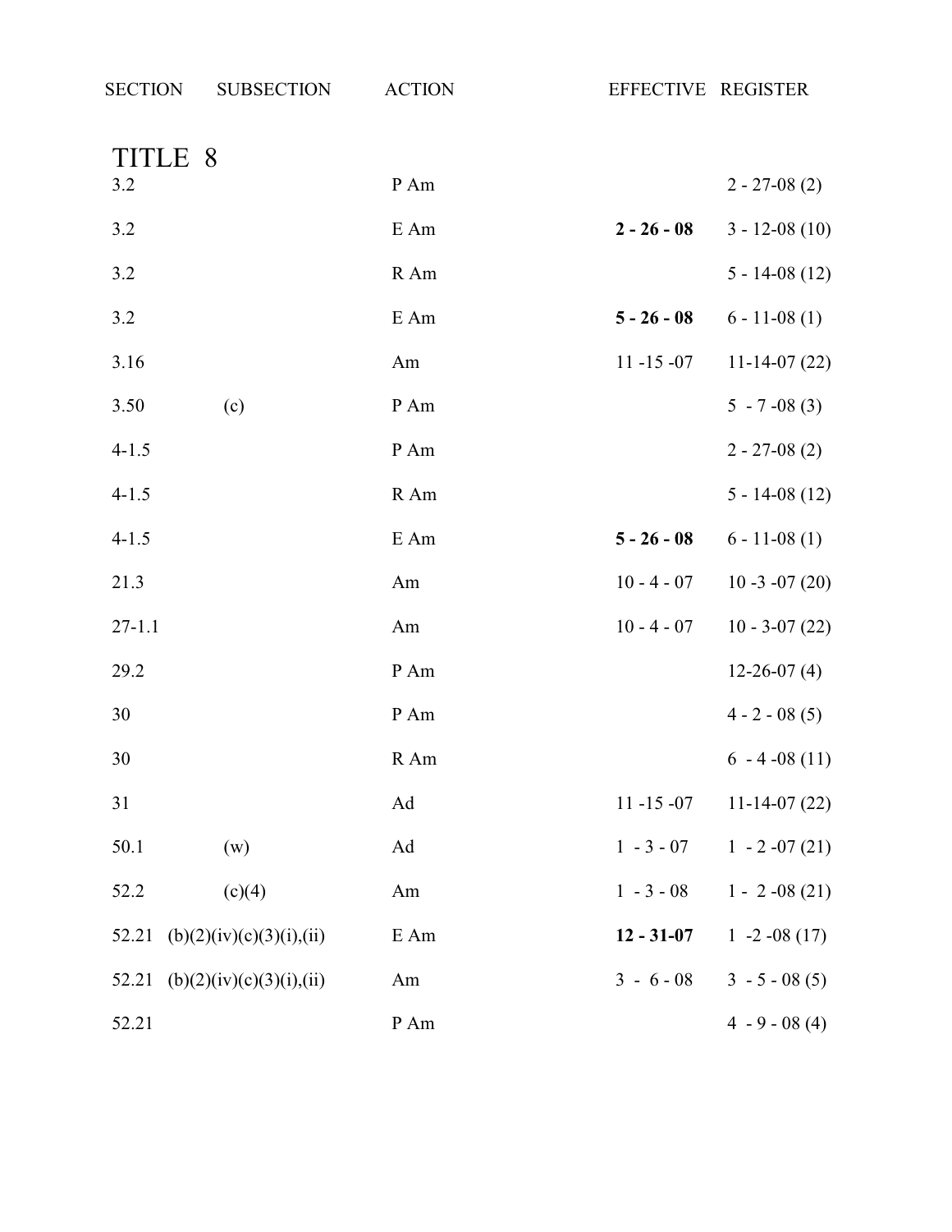| SECTION | SUBSECTION | ACTION | EFFECTIVE | REGISTER |
|---|---|---|---|---|
| **TITLE 8** | | | | |
| 3.2 | | P Am | | 2 - 27-08 (2) |
| 3.2 | | E Am | **2 - 26 - 08** | 3 - 12-08 (10) |
| 3.2 | | R Am | | 5 - 14-08 (12) |
| 3.2 | | E Am | **5 - 26 - 08** | 6 - 11-08 (1) |
| 3.16 | | Am | 11 -15 -07 | 11-14-07 (22) |
| 3.50 | (c) | P Am | | 5 - 7 -08 (3) |
| 4-1.5 | | P Am | | 2 - 27-08 (2) |
| 4-1.5 | | R Am | | 5 - 14-08 (12) |
| 4-1.5 | | E Am | **5 - 26 - 08** | 6 - 11-08 (1) |
| 21.3 | | Am | 10 - 4 - 07 | 10 -3 -07 (20) |
| 27-1.1 | | Am | 10 - 4 - 07 | 10 - 3-07 (22) |
| 29.2 | | P Am | | 12-26-07 (4) |
| 30 | | P Am | | 4 - 2 - 08 (5) |
| 30 | | R Am | | 6 - 4 -08 (11) |
| 31 | | Ad | 11 -15 -07 | 11-14-07 (22) |
| 50.1 | (w) | Ad | 1 - 3 - 07 | 1 - 2 -07 (21) |
| 52.2 | (c)(4) | Am | 1 - 3 - 08 | 1 - 2 -08 (21) |
| 52.21 | (b)(2)(iv)(c)(3)(i),(ii) | E Am | **12 - 31-07** | 1 -2 -08 (17) |
| 52.21 | (b)(2)(iv)(c)(3)(i),(ii) | Am | 3 - 6 - 08 | 3 - 5 - 08 (5) |
| 52.21 | | P Am | | 4 - 9 - 08 (4) |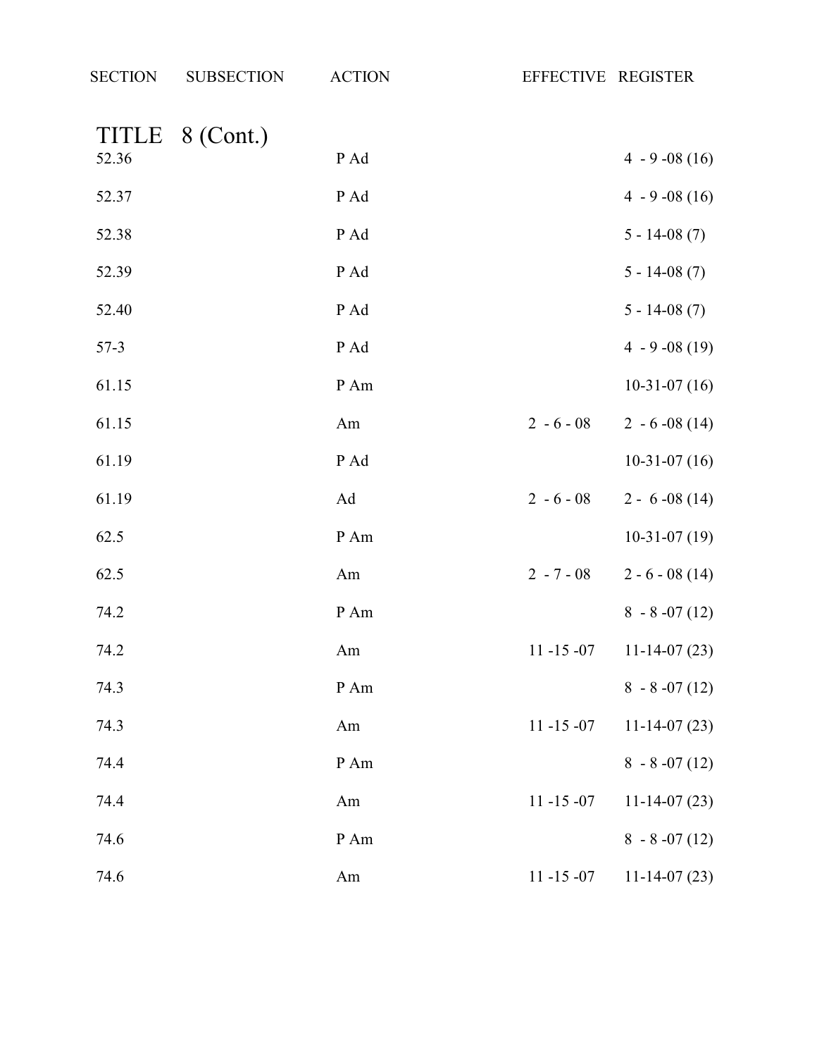| SECTION | SUBSECTION | ACTION | EFFECTIVE | REGISTER |
|---|---|---|---|---|
| **TITLE 8 (Cont.)** | | | | |
| 52.36 | | P Ad | | 4 - 9 -08 (16) |
| 52.37 | | P Ad | | 4 - 9 -08 (16) |
| 52.38 | | P Ad | | 5 - 14-08 (7) |
| 52.39 | | P Ad | | 5 - 14-08 (7) |
| 52.40 | | P Ad | | 5 - 14-08 (7) |
| 57-3 | | P Ad | | 4 - 9 -08 (19) |
| 61.15 | | P Am | | 10-31-07 (16) |
| 61.15 | | Am | 2 - 6 - 08 | 2 - 6 -08 (14) |
| 61.19 | | P Ad | | 10-31-07 (16) |
| 61.19 | | Ad | 2 - 6 - 08 | 2 - 6 -08 (14) |
| 62.5 | | P Am | | 10-31-07 (19) |
| 62.5 | | Am | 2 - 7 - 08 | 2 - 6 - 08 (14) |
| 74.2 | | P Am | | 8 - 8 -07 (12) |
| 74.2 | | Am | 11 -15 -07 | 11-14-07 (23) |
| 74.3 | | P Am | | 8 - 8 -07 (12) |
| 74.3 | | Am | 11 -15 -07 | 11-14-07 (23) |
| 74.4 | | P Am | | 8 - 8 -07 (12) |
| 74.4 | | Am | 11 -15 -07 | 11-14-07 (23) |
| 74.6 | | P Am | | 8 - 8 -07 (12) |
| 74.6 | | Am | 11 -15 -07 | 11-14-07 (23) |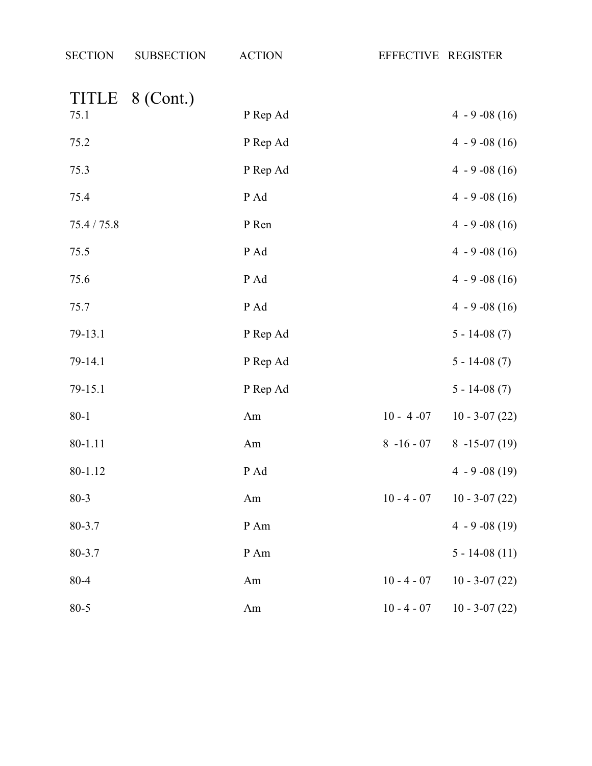| SECTION | SUBSECTION | ACTION | EFFECTIVE | REGISTER |
|---|---|---|---|---|
| **TITLE 8 (Cont.)** | | | | |
| 75.1 | | P Rep Ad | | 4 - 9 -08 (16) |
| 75.2 | | P Rep Ad | | 4 - 9 -08 (16) |
| 75.3 | | P Rep Ad | | 4 - 9 -08 (16) |
| 75.4 | | P Ad | | 4 - 9 -08 (16) |
| 75.4 / 75.8 | | P Ren | | 4 - 9 -08 (16) |
| 75.5 | | P Ad | | 4 - 9 -08 (16) |
| 75.6 | | P Ad | | 4 - 9 -08 (16) |
| 75.7 | | P Ad | | 4 - 9 -08 (16) |
| 79-13.1 | | P Rep Ad | | 5 - 14-08 (7) |
| 79-14.1 | | P Rep Ad | | 5 - 14-08 (7) |
| 79-15.1 | | P Rep Ad | | 5 - 14-08 (7) |
| 80-1 | | Am | 10 - 4 -07 | 10 - 3-07 (22) |
| 80-1.11 | | Am | 8 -16 - 07 | 8 -15-07 (19) |
| 80-1.12 | | P Ad | | 4 - 9 -08 (19) |
| 80-3 | | Am | 10 - 4 - 07 | 10 - 3-07 (22) |
| 80-3.7 | | P Am | | 4 - 9 -08 (19) |
| 80-3.7 | | P Am | | 5 - 14-08 (11) |
| 80-4 | | Am | 10 - 4 - 07 | 10 - 3-07 (22) |
| 80-5 | | Am | 10 - 4 - 07 | 10 - 3-07 (22) |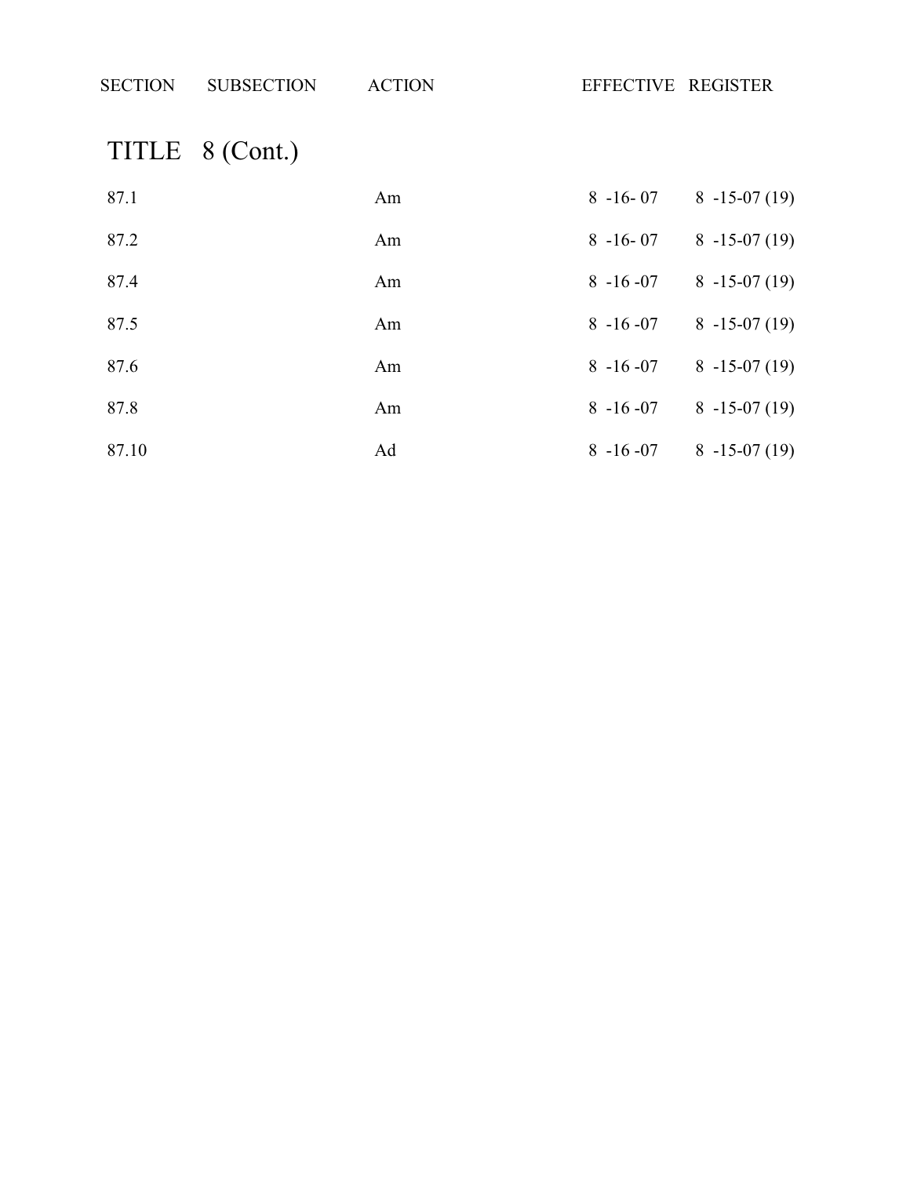| SECTION | SUBSECTION | ACTION | EFFECTIVE | REGISTER |
|---|---|---|---|---|
| **TITLE 8 (Cont.)** | | | | |
| 87.1 | | Am | 8 -16- 07 | 8 -15-07 (19) |
| 87.2 | | Am | 8 -16- 07 | 8 -15-07 (19) |
| 87.4 | | Am | 8 -16 -07 | 8 -15-07 (19) |
| 87.5 | | Am | 8 -16 -07 | 8 -15-07 (19) |
| 87.6 | | Am | 8 -16 -07 | 8 -15-07 (19) |
| 87.8 | | Am | 8 -16 -07 | 8 -15-07 (19) |
| 87.10 | | Ad | 8 -16 -07 | 8 -15-07 (19) |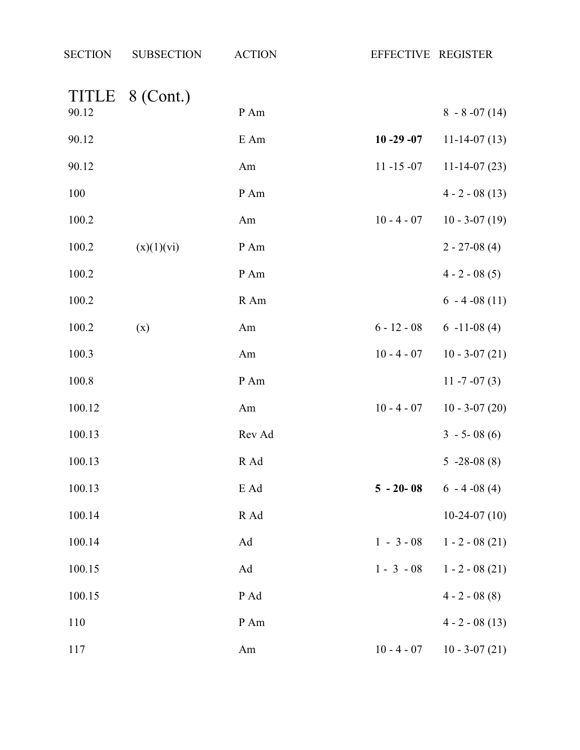| SECTION | SUBSECTION | ACTION | EFFECTIVE | REGISTER |
|---|---|---|---|---|
| **TITLE 8 (Cont.)** | | | | |
| 90.12 | | P Am | | 8 - 8 -07 (14) |
| 90.12 | | E Am | **10 -29 -07** | 11-14-07 (13) |
| 90.12 | | Am | 11 -15 -07 | 11-14-07 (23) |
| 100 | | P Am | | 4 - 2 - 08 (13) |
| 100.2 | | Am | 10 - 4 - 07 | 10 - 3-07 (19) |
| 100.2 | (x)(1)(vi) | P Am | | 2 - 27-08 (4) |
| 100.2 | | P Am | | 4 - 2 - 08 (5) |
| 100.2 | | R Am | | 6 - 4 -08 (11) |
| 100.2 | (x) | Am | 6 - 12 - 08 | 6 -11-08 (4) |
| 100.3 | | Am | 10 - 4 - 07 | 10 - 3-07 (21) |
| 100.8 | | P Am | | 11 -7 -07 (3) |
| 100.12 | | Am | 10 - 4 - 07 | 10 - 3-07 (20) |
| 100.13 | | Rev Ad | | 3 - 5- 08 (6) |
| 100.13 | | R Ad | | 5 -28-08 (8) |
| 100.13 | | E Ad | **5 - 20- 08** | 6 - 4 -08 (4) |
| 100.14 | | R Ad | | 10-24-07 (10) |
| 100.14 | | Ad | 1 - 3 - 08 | 1 - 2 - 08 (21) |
| 100.15 | | Ad | 1 - 3 - 08 | 1 - 2 - 08 (21) |
| 100.15 | | P Ad | | 4 - 2 - 08 (8) |
| 110 | | P Am | | 4 - 2 - 08 (13) |
| 117 | | Am | 10 - 4 - 07 | 10 - 3-07 (21) |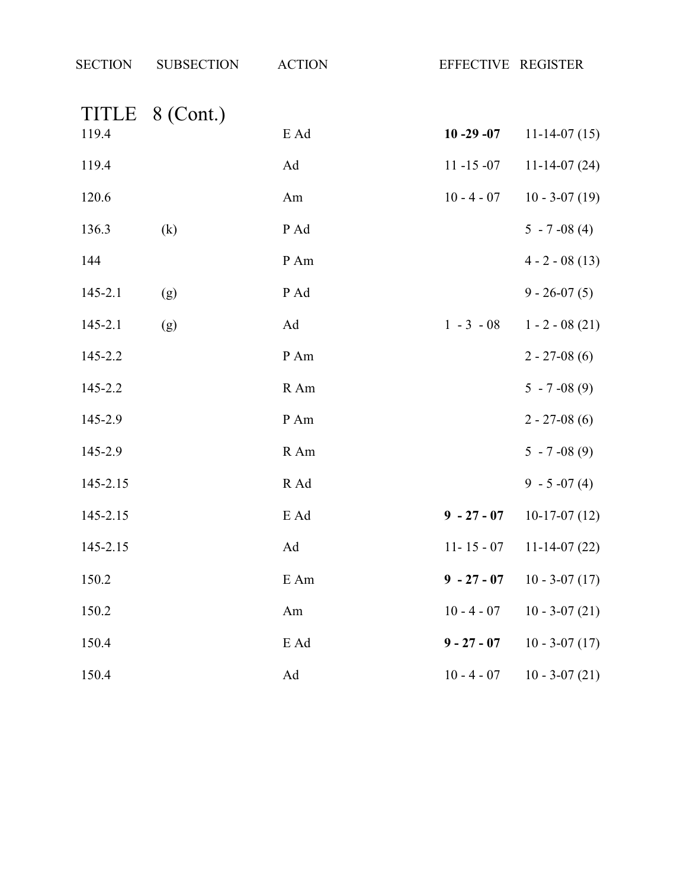| SECTION | SUBSECTION | ACTION | EFFECTIVE | REGISTER |
|---|---|---|---|---|
| **TITLE 8 (Cont.)** | | | | |
| 119.4 | | E Ad | **10 -29 -07** | 11-14-07 (15) |
| 119.4 | | Ad | 11 -15 -07 | 11-14-07 (24) |
| 120.6 | | Am | 10 - 4 - 07 | 10 - 3-07 (19) |
| 136.3 | (k) | P Ad | | 5 - 7 -08 (4) |
| 144 | | P Am | | 4 - 2 - 08 (13) |
| 145-2.1 | (g) | P Ad | | 9 - 26-07 (5) |
| 145-2.1 | (g) | Ad | 1 - 3 - 08 | 1 - 2 - 08 (21) |
| 145-2.2 | | P Am | | 2 - 27-08 (6) |
| 145-2.2 | | R Am | | 5 - 7 -08 (9) |
| 145-2.9 | | P Am | | 2 - 27-08 (6) |
| 145-2.9 | | R Am | | 5 - 7 -08 (9) |
| 145-2.15 | | R Ad | | 9 - 5 -07 (4) |
| 145-2.15 | | E Ad | **9 - 27 - 07** | 10-17-07 (12) |
| 145-2.15 | | Ad | 11- 15 - 07 | 11-14-07 (22) |
| 150.2 | | E Am | **9 - 27 - 07** | 10 - 3-07 (17) |
| 150.2 | | Am | 10 - 4 - 07 | 10 - 3-07 (21) |
| 150.4 | | E Ad | **9 - 27 - 07** | 10 - 3-07 (17) |
| 150.4 | | Ad | 10 - 4 - 07 | 10 - 3-07 (21) |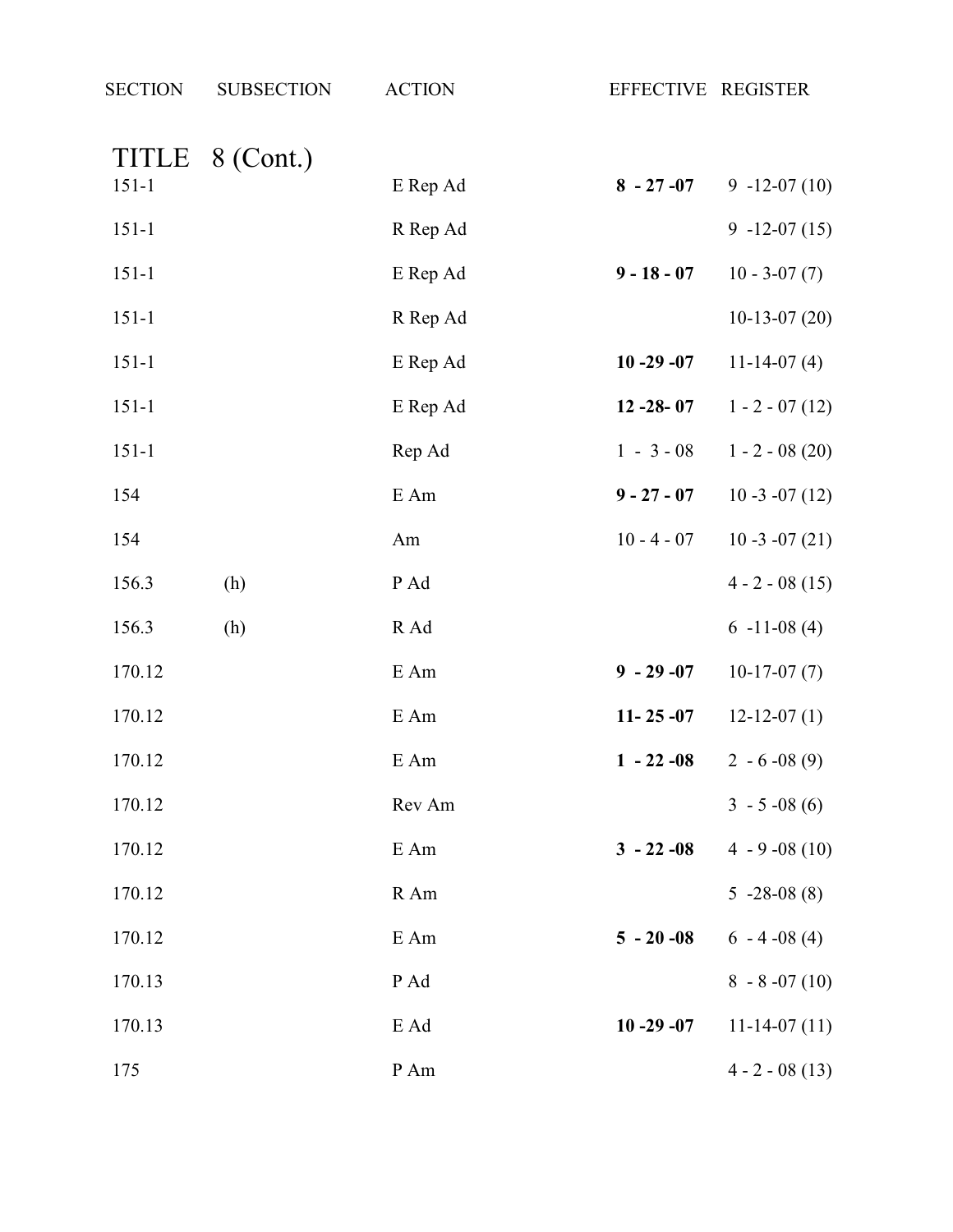| SECTION | SUBSECTION | ACTION | EFFECTIVE | REGISTER |
|---|---|---|---|---|
| **TITLE 8 (Cont.)** | | | | |
| 151-1 | | E Rep Ad | **8 - 27 -07** | 9 -12-07 (10) |
| 151-1 | | R Rep Ad | | 9 -12-07 (15) |
| 151-1 | | E Rep Ad | **9 - 18 - 07** | 10 - 3-07 (7) |
| 151-1 | | R Rep Ad | | 10-13-07 (20) |
| 151-1 | | E Rep Ad | **10 -29 -07** | 11-14-07 (4) |
| 151-1 | | E Rep Ad | **12 -28- 07** | 1 - 2 - 07 (12) |
| 151-1 | | Rep Ad | 1 - 3 - 08 | 1 - 2 - 08 (20) |
| 154 | | E Am | **9 - 27 - 07** | 10 -3 -07 (12) |
| 154 | | Am | 10 - 4 - 07 | 10 -3 -07 (21) |
| 156.3 | (h) | P Ad | | 4 - 2 - 08 (15) |
| 156.3 | (h) | R Ad | | 6 -11-08 (4) |
| 170.12 | | E Am | **9 - 29 -07** | 10-17-07 (7) |
| 170.12 | | E Am | **11- 25 -07** | 12-12-07 (1) |
| 170.12 | | E Am | **1 - 22 -08** | 2 - 6 -08 (9) |
| 170.12 | | Rev Am | | 3 - 5 -08 (6) |
| 170.12 | | E Am | **3 - 22 -08** | 4 - 9 -08 (10) |
| 170.12 | | R Am | | 5 -28-08 (8) |
| 170.12 | | E Am | **5 - 20 -08** | 6 - 4 -08 (4) |
| 170.13 | | P Ad | | 8 - 8 -07 (10) |
| 170.13 | | E Ad | **10 -29 -07** | 11-14-07 (11) |
| 175 | | P Am | | 4 - 2 - 08 (13) |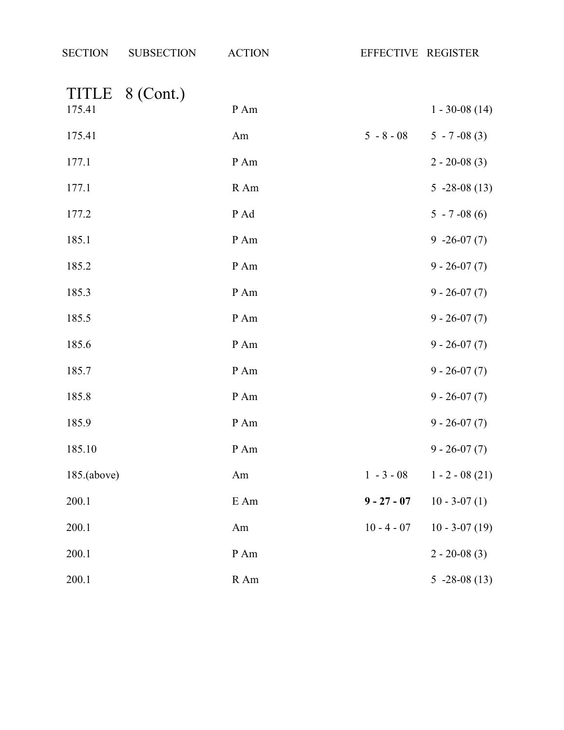| SECTION | SUBSECTION | ACTION | EFFECTIVE | REGISTER |
|---|---|---|---|---|
| **TITLE 8 (Cont.)** | | | | |
| 175.41 | | P Am | | 1 - 30-08 (14) |
| 175.41 | | Am | 5 - 8 - 08 | 5 - 7 -08 (3) |
| 177.1 | | P Am | | 2 - 20-08 (3) |
| 177.1 | | R Am | | 5 -28-08 (13) |
| 177.2 | | P Ad | | 5 - 7 -08 (6) |
| 185.1 | | P Am | | 9 -26-07 (7) |
| 185.2 | | P Am | | 9 - 26-07 (7) |
| 185.3 | | P Am | | 9 - 26-07 (7) |
| 185.5 | | P Am | | 9 - 26-07 (7) |
| 185.6 | | P Am | | 9 - 26-07 (7) |
| 185.7 | | P Am | | 9 - 26-07 (7) |
| 185.8 | | P Am | | 9 - 26-07 (7) |
| 185.9 | | P Am | | 9 - 26-07 (7) |
| 185.10 | | P Am | | 9 - 26-07 (7) |
| 185.(above) | | Am | 1 - 3 - 08 | 1 - 2 - 08 (21) |
| 200.1 | | E Am | **9 - 27 - 07** | 10 - 3-07 (1) |
| 200.1 | | Am | 10 - 4 - 07 | 10 - 3-07 (19) |
| 200.1 | | P Am | | 2 - 20-08 (3) |
| 200.1 | | R Am | | 5 -28-08 (13) |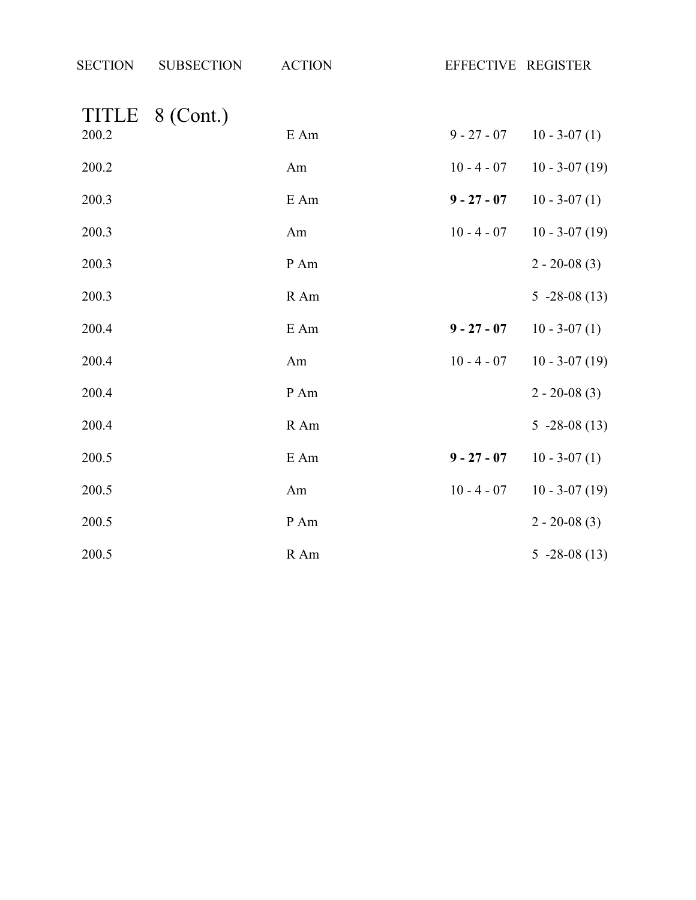| SECTION | SUBSECTION | ACTION | EFFECTIVE | REGISTER |
|---|---|---|---|---|
| **TITLE 8 (Cont.)** | | | | |
| 200.2 | | E Am | 9 - 27 - 07 | 10 - 3-07 (1) |
| 200.2 | | Am | 10 - 4 - 07 | 10 - 3-07 (19) |
| 200.3 | | E Am | **9 - 27 - 07** | 10 - 3-07 (1) |
| 200.3 | | Am | 10 - 4 - 07 | 10 - 3-07 (19) |
| 200.3 | | P Am | | 2 - 20-08 (3) |
| 200.3 | | R Am | | 5 -28-08 (13) |
| 200.4 | | E Am | **9 - 27 - 07** | 10 - 3-07 (1) |
| 200.4 | | Am | 10 - 4 - 07 | 10 - 3-07 (19) |
| 200.4 | | P Am | | 2 - 20-08 (3) |
| 200.4 | | R Am | | 5 -28-08 (13) |
| 200.5 | | E Am | **9 - 27 - 07** | 10 - 3-07 (1) |
| 200.5 | | Am | 10 - 4 - 07 | 10 - 3-07 (19) |
| 200.5 | | P Am | | 2 - 20-08 (3) |
| 200.5 | | R Am | | 5 -28-08 (13) |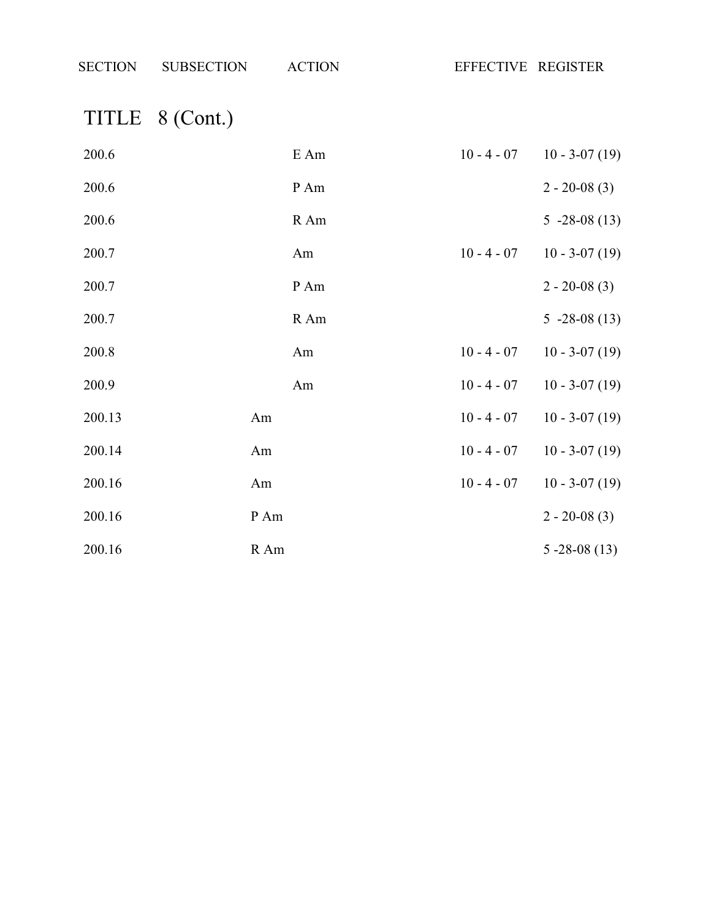| SECTION | SUBSECTION | ACTION | EFFECTIVE | REGISTER |
|---|---|---|---|---|
| **TITLE 8 (Cont.)** | | | | |
| 200.6 | | E Am | 10 - 4 - 07 | 10 - 3-07 (19) |
| 200.6 | | P Am | | 2 - 20-08 (3) |
| 200.6 | | R Am | | 5 -28-08 (13) |
| 200.7 | | Am | 10 - 4 - 07 | 10 - 3-07 (19) |
| 200.7 | | P Am | | 2 - 20-08 (3) |
| 200.7 | | R Am | | 5 -28-08 (13) |
| 200.8 | | Am | 10 - 4 - 07 | 10 - 3-07 (19) |
| 200.9 | | Am | 10 - 4 - 07 | 10 - 3-07 (19) |
| 200.13 | | Am | 10 - 4 - 07 | 10 - 3-07 (19) |
| 200.14 | | Am | 10 - 4 - 07 | 10 - 3-07 (19) |
| 200.16 | | Am | 10 - 4 - 07 | 10 - 3-07 (19) |
| 200.16 | | P Am | | 2 - 20-08 (3) |
| 200.16 | | R Am | | 5 -28-08 (13) |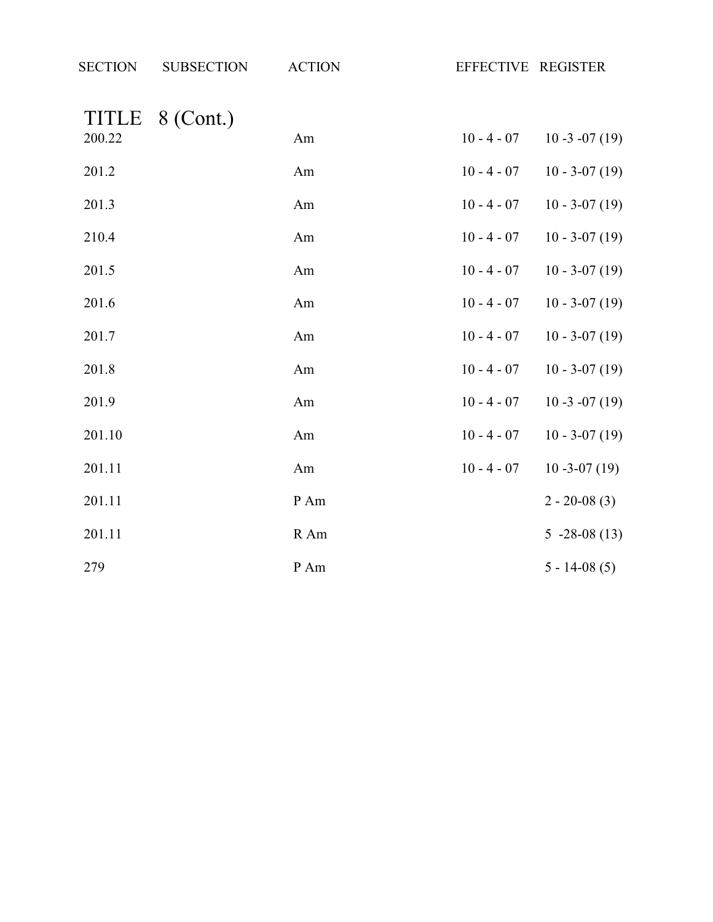| SECTION | SUBSECTION | ACTION | EFFECTIVE | REGISTER |
|---|---|---|---|---|
| **TITLE 8 (Cont.)** | | | | |
| 200.22 | | Am | 10 - 4 - 07 | 10 -3 -07 (19) |
| 201.2 | | Am | 10 - 4 - 07 | 10 - 3-07 (19) |
| 201.3 | | Am | 10 - 4 - 07 | 10 - 3-07 (19) |
| 210.4 | | Am | 10 - 4 - 07 | 10 - 3-07 (19) |
| 201.5 | | Am | 10 - 4 - 07 | 10 - 3-07 (19) |
| 201.6 | | Am | 10 - 4 - 07 | 10 - 3-07 (19) |
| 201.7 | | Am | 10 - 4 - 07 | 10 - 3-07 (19) |
| 201.8 | | Am | 10 - 4 - 07 | 10 - 3-07 (19) |
| 201.9 | | Am | 10 - 4 - 07 | 10 -3 -07 (19) |
| 201.10 | | Am | 10 - 4 - 07 | 10 - 3-07 (19) |
| 201.11 | | Am | 10 - 4 - 07 | 10 -3-07 (19) |
| 201.11 | | P Am | | 2 - 20-08 (3) |
| 201.11 | | R Am | | 5 -28-08 (13) |
| 279 | | P Am | | 5 - 14-08 (5) |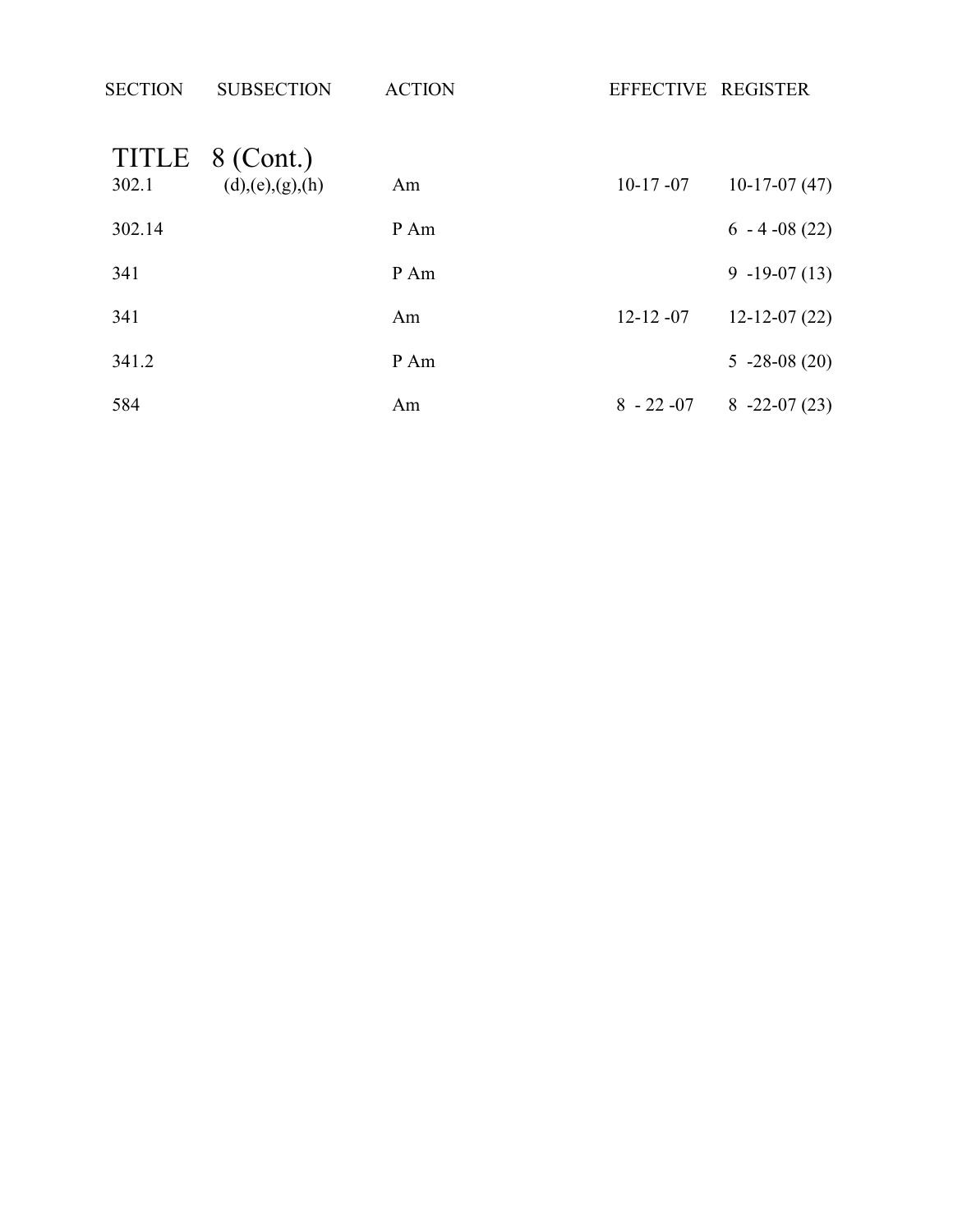| SECTION | SUBSECTION | ACTION | EFFECTIVE | REGISTER |
|---|---|---|---|---|
| **TITLE 8 (Cont.)** | | | | |
| 302.1 | (d),(e),(g),(h) | Am | 10-17 -07 | 10-17-07 (47) |
| 302.14 | | P Am | | 6 - 4 -08 (22) |
| 341 | | P Am | | 9 -19-07 (13) |
| 341 | | Am | 12-12 -07 | 12-12-07 (22) |
| 341.2 | | P Am | | 5 -28-08 (20) |
| 584 | | Am | 8 - 22 -07 | 8 -22-07 (23) |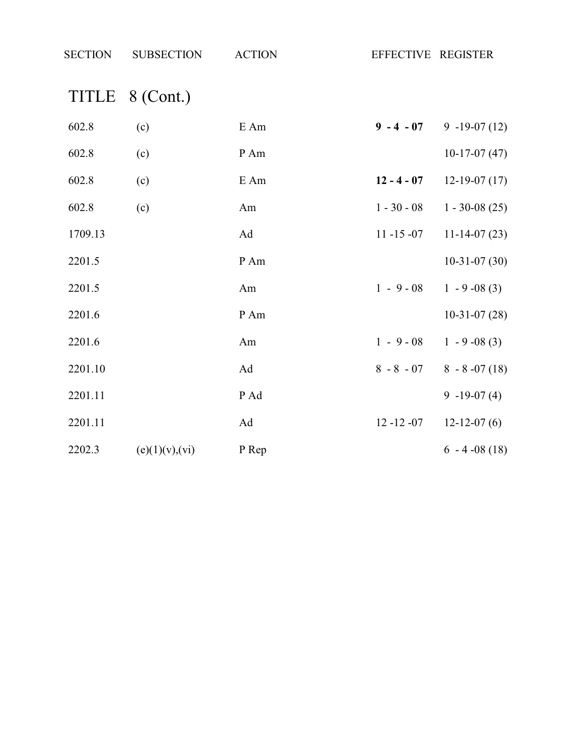| SECTION | SUBSECTION | ACTION | EFFECTIVE | REGISTER |
|---|---|---|---|---|
| **TITLE 8 (Cont.)** | | | | |
| 602.8 | (c) | E Am | **9 - 4 - 07** | 9 -19-07 (12) |
| 602.8 | (c) | P Am | | 10-17-07 (47) |
| 602.8 | (c) | E Am | **12 - 4 - 07** | 12-19-07 (17) |
| 602.8 | (c) | Am | 1 - 30 - 08 | 1 - 30-08 (25) |
| 1709.13 | | Ad | 11 -15 -07 | 11-14-07 (23) |
| 2201.5 | | P Am | | 10-31-07 (30) |
| 2201.5 | | Am | 1 - 9 - 08 | 1 - 9 -08 (3) |
| 2201.6 | | P Am | | 10-31-07 (28) |
| 2201.6 | | Am | 1 - 9 - 08 | 1 - 9 -08 (3) |
| 2201.10 | | Ad | 8 - 8 - 07 | 8 - 8 -07 (18) |
| 2201.11 | | P Ad | | 9 -19-07 (4) |
| 2201.11 | | Ad | 12 -12 -07 | 12-12-07 (6) |
| 2202.3 | (e)(1)(v),(vi) | P Rep | | 6 - 4 -08 (18) |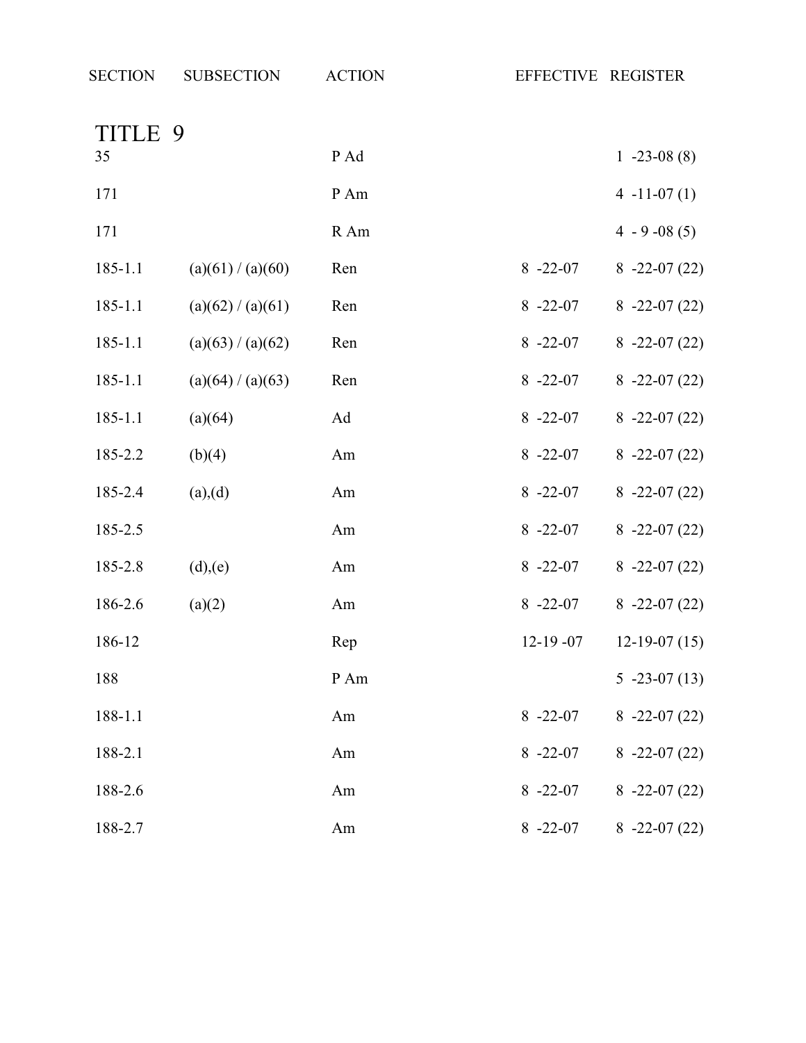| SECTION | SUBSECTION | ACTION | EFFECTIVE | REGISTER |
|---|---|---|---|---|
| **TITLE 9** | | | | |
| 35 | | P Ad | | 1 -23-08 (8) |
| 171 | | P Am | | 4 -11-07 (1) |
| 171 | | R Am | | 4 - 9 -08 (5) |
| 185-1.1 | (a)(61) / (a)(60) | Ren | 8 -22-07 | 8 -22-07 (22) |
| 185-1.1 | (a)(62) / (a)(61) | Ren | 8 -22-07 | 8 -22-07 (22) |
| 185-1.1 | (a)(63) / (a)(62) | Ren | 8 -22-07 | 8 -22-07 (22) |
| 185-1.1 | (a)(64) / (a)(63) | Ren | 8 -22-07 | 8 -22-07 (22) |
| 185-1.1 | (a)(64) | Ad | 8 -22-07 | 8 -22-07 (22) |
| 185-2.2 | (b)(4) | Am | 8 -22-07 | 8 -22-07 (22) |
| 185-2.4 | (a),(d) | Am | 8 -22-07 | 8 -22-07 (22) |
| 185-2.5 | | Am | 8 -22-07 | 8 -22-07 (22) |
| 185-2.8 | (d),(e) | Am | 8 -22-07 | 8 -22-07 (22) |
| 186-2.6 | (a)(2) | Am | 8 -22-07 | 8 -22-07 (22) |
| 186-12 | | Rep | 12-19 -07 | 12-19-07 (15) |
| 188 | | P Am | | 5 -23-07 (13) |
| 188-1.1 | | Am | 8 -22-07 | 8 -22-07 (22) |
| 188-2.1 | | Am | 8 -22-07 | 8 -22-07 (22) |
| 188-2.6 | | Am | 8 -22-07 | 8 -22-07 (22) |
| 188-2.7 | | Am | 8 -22-07 | 8 -22-07 (22) |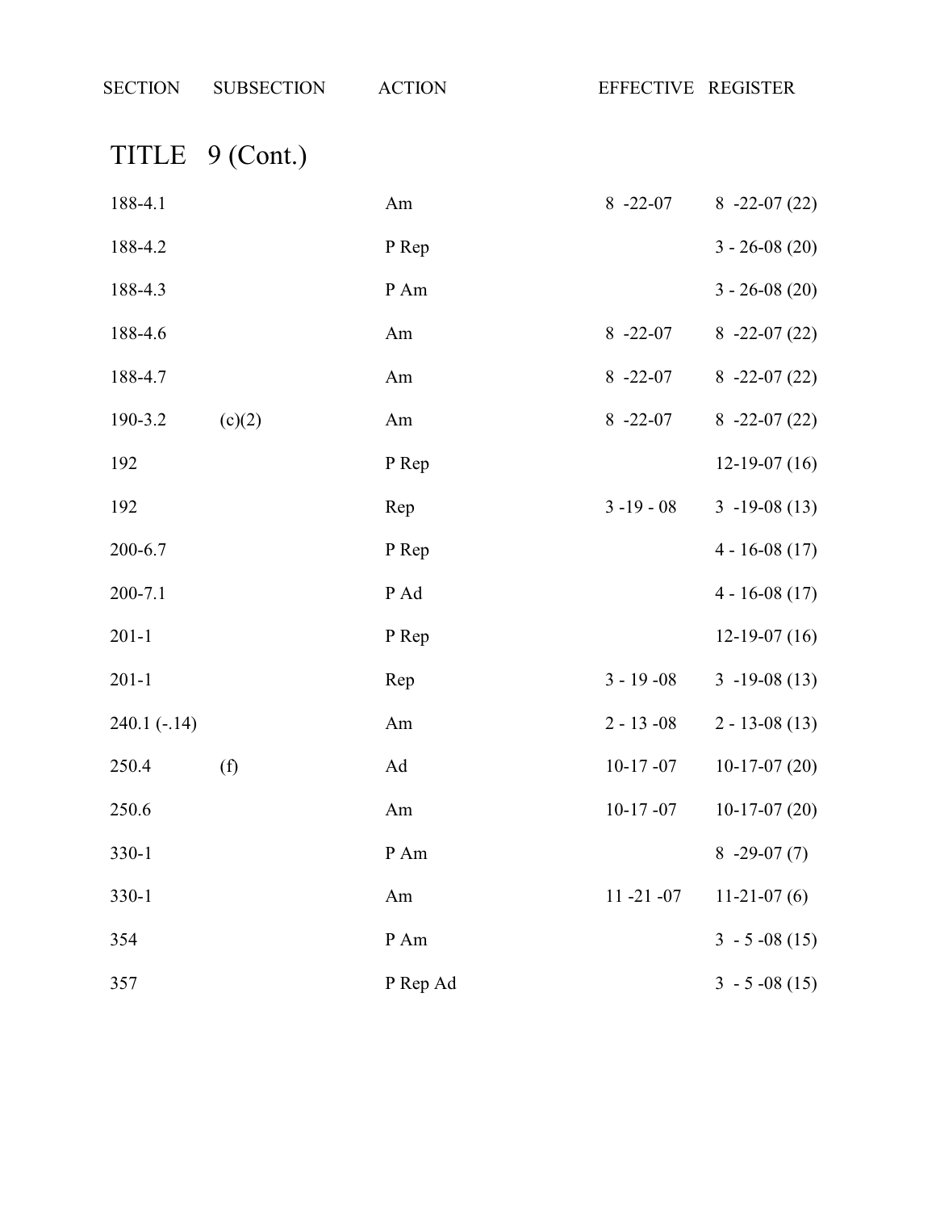| SECTION | SUBSECTION | ACTION | EFFECTIVE | REGISTER |
|---|---|---|---|---|
| **TITLE 9 (Cont.)** | | | | |
| 188-4.1 | | Am | 8 -22-07 | 8 -22-07 (22) |
| 188-4.2 | | P Rep | | 3 - 26-08 (20) |
| 188-4.3 | | P Am | | 3 - 26-08 (20) |
| 188-4.6 | | Am | 8 -22-07 | 8 -22-07 (22) |
| 188-4.7 | | Am | 8 -22-07 | 8 -22-07 (22) |
| 190-3.2 | (c)(2) | Am | 8 -22-07 | 8 -22-07 (22) |
| 192 | | P Rep | | 12-19-07 (16) |
| 192 | | Rep | 3 -19 - 08 | 3 -19-08 (13) |
| 200-6.7 | | P Rep | | 4 - 16-08 (17) |
| 200-7.1 | | P Ad | | 4 - 16-08 (17) |
| 201-1 | | P Rep | | 12-19-07 (16) |
| 201-1 | | Rep | 3 - 19 -08 | 3 -19-08 (13) |
| 240.1 (-.14) | | Am | 2 - 13 -08 | 2 - 13-08 (13) |
| 250.4 | (f) | Ad | 10-17 -07 | 10-17-07 (20) |
| 250.6 | | Am | 10-17 -07 | 10-17-07 (20) |
| 330-1 | | P Am | | 8 -29-07 (7) |
| 330-1 | | Am | 11 -21 -07 | 11-21-07 (6) |
| 354 | | P Am | | 3 - 5 -08 (15) |
| 357 | | P Rep Ad | | 3 - 5 -08 (15) |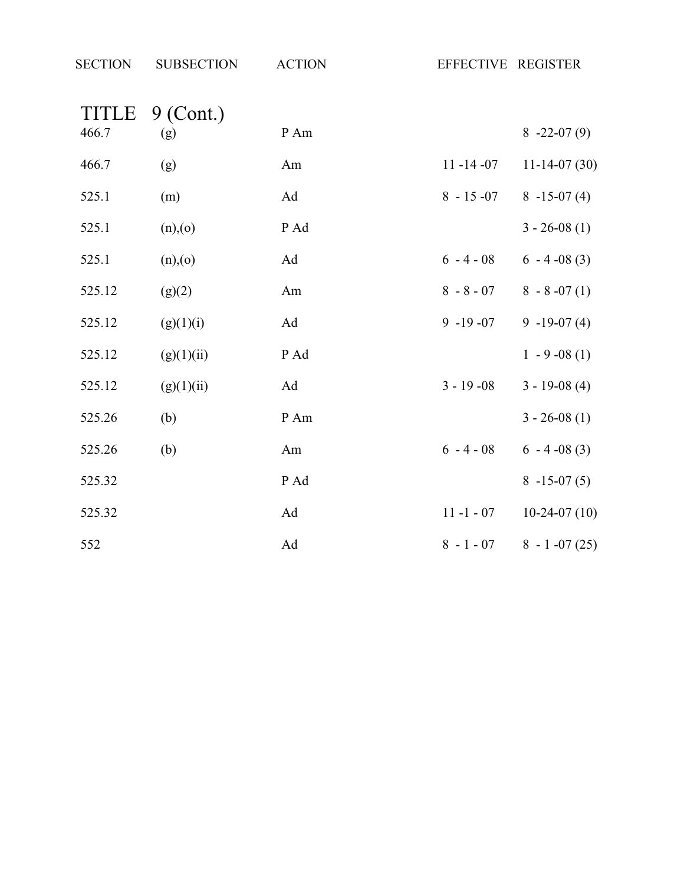| SECTION | SUBSECTION | ACTION | EFFECTIVE | REGISTER |
|---|---|---|---|---|
| **TITLE 9 (Cont.)** | | | | |
| 466.7 | (g) | P Am | | 8 -22-07 (9) |
| 466.7 | (g) | Am | 11 -14 -07 | 11-14-07 (30) |
| 525.1 | (m) | Ad | 8 - 15 -07 | 8 -15-07 (4) |
| 525.1 | (n),(o) | P Ad | | 3 - 26-08 (1) |
| 525.1 | (n),(o) | Ad | 6 - 4 - 08 | 6 - 4 -08 (3) |
| 525.12 | (g)(2) | Am | 8 - 8 - 07 | 8 - 8 -07 (1) |
| 525.12 | (g)(1)(i) | Ad | 9 -19 -07 | 9 -19-07 (4) |
| 525.12 | (g)(1)(ii) | P Ad | | 1 - 9 -08 (1) |
| 525.12 | (g)(1)(ii) | Ad | 3 - 19 -08 | 3 - 19-08 (4) |
| 525.26 | (b) | P Am | | 3 - 26-08 (1) |
| 525.26 | (b) | Am | 6 - 4 - 08 | 6 - 4 -08 (3) |
| 525.32 | | P Ad | | 8 -15-07 (5) |
| 525.32 | | Ad | 11 -1 - 07 | 10-24-07 (10) |
| 552 | | Ad | 8 - 1 - 07 | 8 - 1 -07 (25) |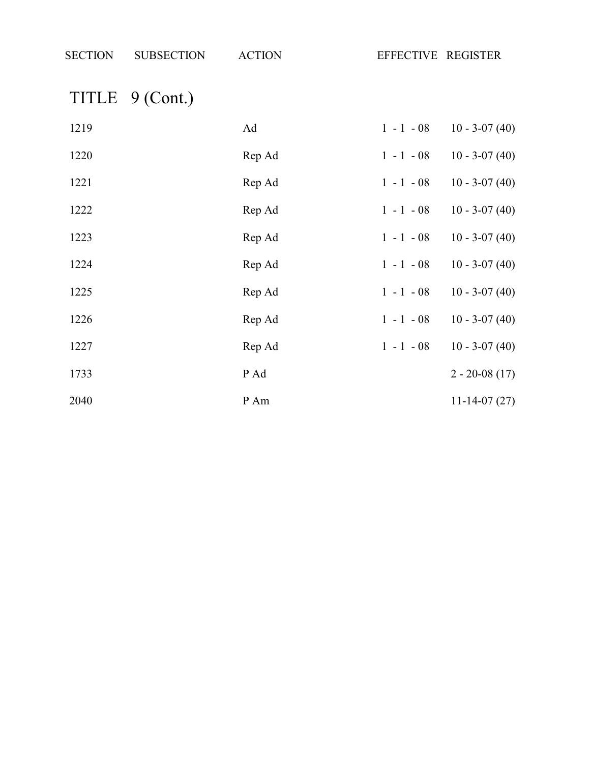| SECTION | SUBSECTION | ACTION | EFFECTIVE | REGISTER |
|---|---|---|---|---|

## TITLE 9 (Cont.)

| SECTION | SUBSECTION | ACTION | EFFECTIVE | REGISTER |
|---|---|---|---|---|
| 1219 | | Ad | 1 - 1 - 08 | 10 - 3-07 (40) |
| 1220 | | Rep Ad | 1 - 1 - 08 | 10 - 3-07 (40) |
| 1221 | | Rep Ad | 1 - 1 - 08 | 10 - 3-07 (40) |
| 1222 | | Rep Ad | 1 - 1 - 08 | 10 - 3-07 (40) |
| 1223 | | Rep Ad | 1 - 1 - 08 | 10 - 3-07 (40) |
| 1224 | | Rep Ad | 1 - 1 - 08 | 10 - 3-07 (40) |
| 1225 | | Rep Ad | 1 - 1 - 08 | 10 - 3-07 (40) |
| 1226 | | Rep Ad | 1 - 1 - 08 | 10 - 3-07 (40) |
| 1227 | | Rep Ad | 1 - 1 - 08 | 10 - 3-07 (40) |
| 1733 | | P Ad | | 2 - 20-08 (17) |
| 2040 | | P Am | | 11-14-07 (27) |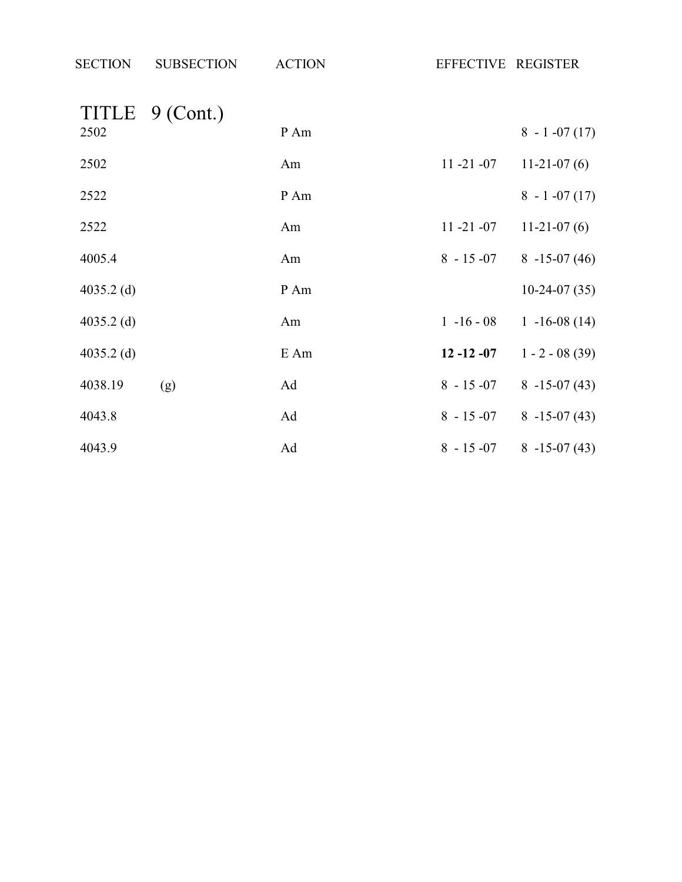| SECTION | SUBSECTION | ACTION | EFFECTIVE | REGISTER |
|---|---|---|---|---|
| **TITLE 9 (Cont.)** | | | | |
| 2502 | | P Am | | 8 - 1 -07 (17) |
| 2502 | | Am | 11 -21 -07 | 11-21-07 (6) |
| 2522 | | P Am | | 8 - 1 -07 (17) |
| 2522 | | Am | 11 -21 -07 | 11-21-07 (6) |
| 4005.4 | | Am | 8 - 15 -07 | 8 -15-07 (46) |
| 4035.2 (d) | | P Am | | 10-24-07 (35) |
| 4035.2 (d) | | Am | 1 -16 - 08 | 1 -16-08 (14) |
| 4035.2 (d) | | E Am | **12 -12 -07** | 1 - 2 - 08 (39) |
| 4038.19 | (g) | Ad | 8 - 15 -07 | 8 -15-07 (43) |
| 4043.8 | | Ad | 8 - 15 -07 | 8 -15-07 (43) |
| 4043.9 | | Ad | 8 - 15 -07 | 8 -15-07 (43) |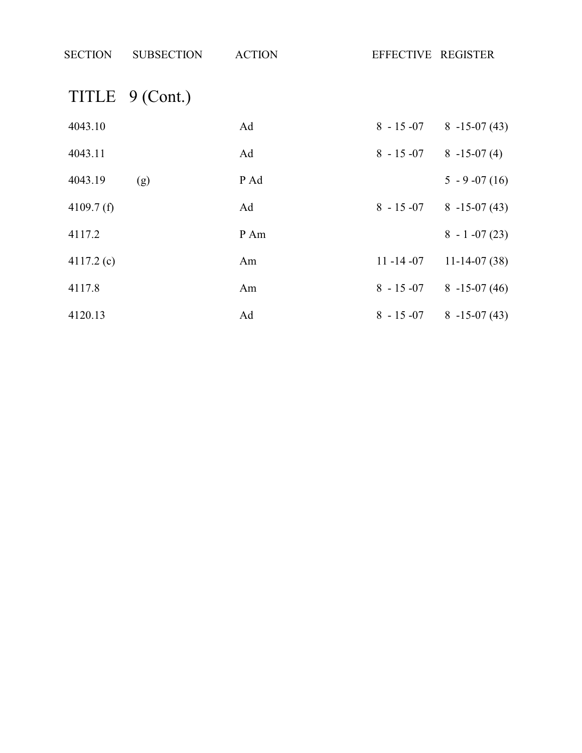| SECTION | SUBSECTION | ACTION | EFFECTIVE | REGISTER |
|---|---|---|---|---|

## TITLE 9 (Cont.)

| SECTION | SUBSECTION | ACTION | EFFECTIVE | REGISTER |
|---|---|---|---|---|
| 4043.10 | | Ad | 8 - 15 -07 | 8 -15-07 (43) |
| 4043.11 | | Ad | 8 - 15 -07 | 8 -15-07 (4) |
| 4043.19 | (g) | P Ad | | 5 - 9 -07 (16) |
| 4109.7 (f) | | Ad | 8 - 15 -07 | 8 -15-07 (43) |
| 4117.2 | | P Am | | 8 - 1 -07 (23) |
| 4117.2 (c) | | Am | 11 -14 -07 | 11-14-07 (38) |
| 4117.8 | | Am | 8 - 15 -07 | 8 -15-07 (46) |
| 4120.13 | | Ad | 8 - 15 -07 | 8 -15-07 (43) |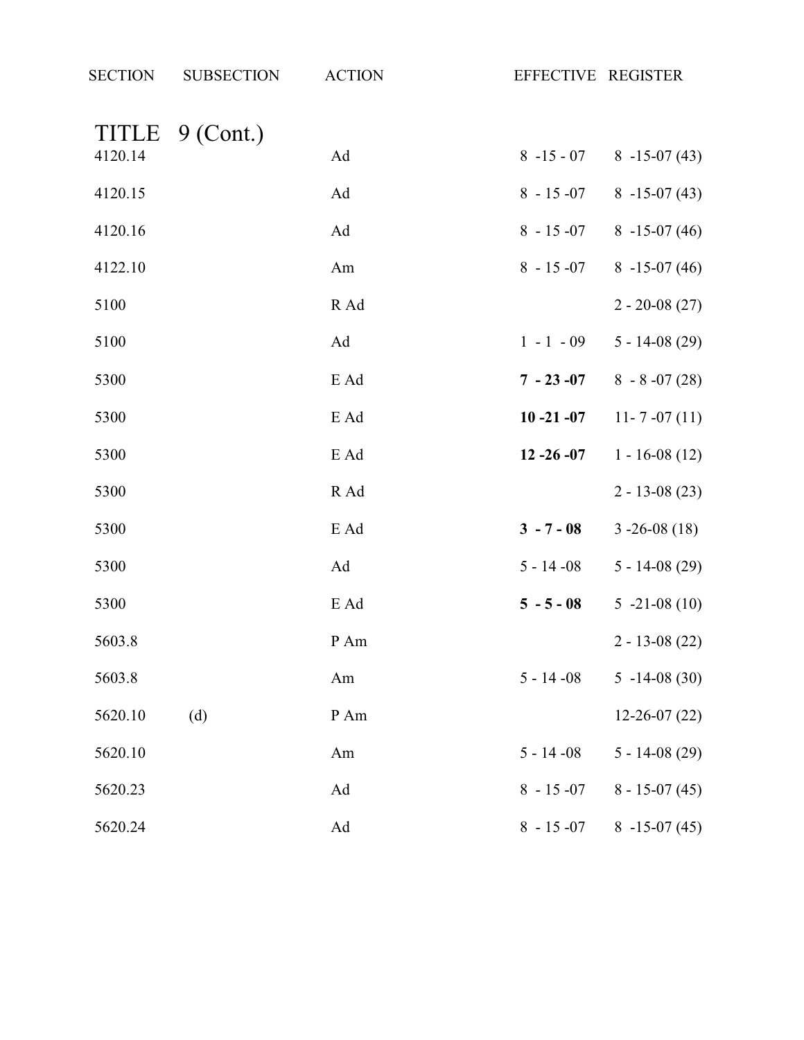| SECTION | SUBSECTION | ACTION | EFFECTIVE | REGISTER |
|---|---|---|---|---|
| **TITLE 9 (Cont.)** | | | | |
| 4120.14 | | Ad | 8 -15 - 07 | 8 -15-07 (43) |
| 4120.15 | | Ad | 8 - 15 -07 | 8 -15-07 (43) |
| 4120.16 | | Ad | 8 - 15 -07 | 8 -15-07 (46) |
| 4122.10 | | Am | 8 - 15 -07 | 8 -15-07 (46) |
| 5100 | | R Ad | | 2 - 20-08 (27) |
| 5100 | | Ad | 1 - 1 - 09 | 5 - 14-08 (29) |
| 5300 | | E Ad | **7 - 23 -07** | 8 - 8 -07 (28) |
| 5300 | | E Ad | **10 -21 -07** | 11- 7 -07 (11) |
| 5300 | | E Ad | **12 -26 -07** | 1 - 16-08 (12) |
| 5300 | | R Ad | | 2 - 13-08 (23) |
| 5300 | | E Ad | **3 - 7 - 08** | 3 -26-08 (18) |
| 5300 | | Ad | 5 - 14 -08 | 5 - 14-08 (29) |
| 5300 | | E Ad | **5 - 5 - 08** | 5 -21-08 (10) |
| 5603.8 | | P Am | | 2 - 13-08 (22) |
| 5603.8 | | Am | 5 - 14 -08 | 5 -14-08 (30) |
| 5620.10 | (d) | P Am | | 12-26-07 (22) |
| 5620.10 | | Am | 5 - 14 -08 | 5 - 14-08 (29) |
| 5620.23 | | Ad | 8 - 15 -07 | 8 - 15-07 (45) |
| 5620.24 | | Ad | 8 - 15 -07 | 8 -15-07 (45) |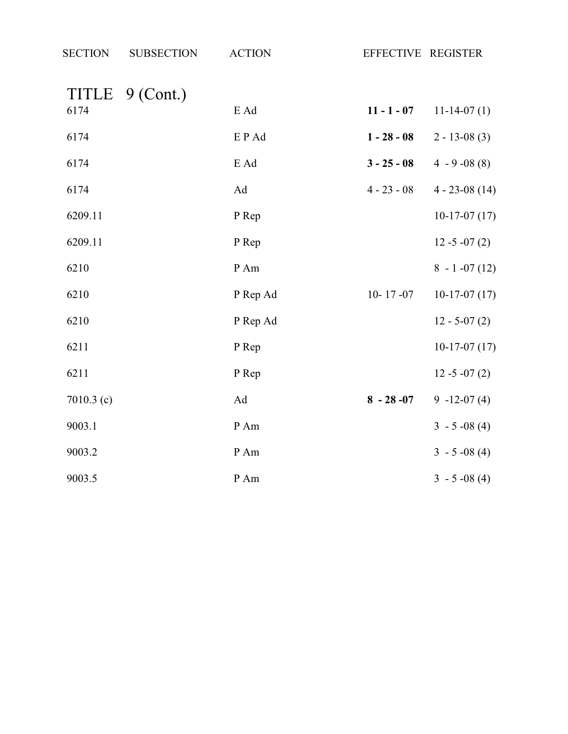| SECTION | SUBSECTION | ACTION | EFFECTIVE | REGISTER |
|---|---|---|---|---|
| **TITLE 9 (Cont.)** | | | | |
| 6174 | | E Ad | **11 - 1 - 07** | 11-14-07 (1) |
| 6174 | | E P Ad | **1 - 28 - 08** | 2 - 13-08 (3) |
| 6174 | | E Ad | **3 - 25 - 08** | 4 - 9 -08 (8) |
| 6174 | | Ad | 4 - 23 - 08 | 4 - 23-08 (14) |
| 6209.11 | | P Rep | | 10-17-07 (17) |
| 6209.11 | | P Rep | | 12 -5 -07 (2) |
| 6210 | | P Am | | 8 - 1 -07 (12) |
| 6210 | | P Rep Ad | 10- 17 -07 | 10-17-07 (17) |
| 6210 | | P Rep Ad | | 12 - 5-07 (2) |
| 6211 | | P Rep | | 10-17-07 (17) |
| 6211 | | P Rep | | 12 -5 -07 (2) |
| 7010.3 (c) | | Ad | **8 - 28 -07** | 9 -12-07 (4) |
| 9003.1 | | P Am | | 3 - 5 -08 (4) |
| 9003.2 | | P Am | | 3 - 5 -08 (4) |
| 9003.5 | | P Am | | 3 - 5 -08 (4) |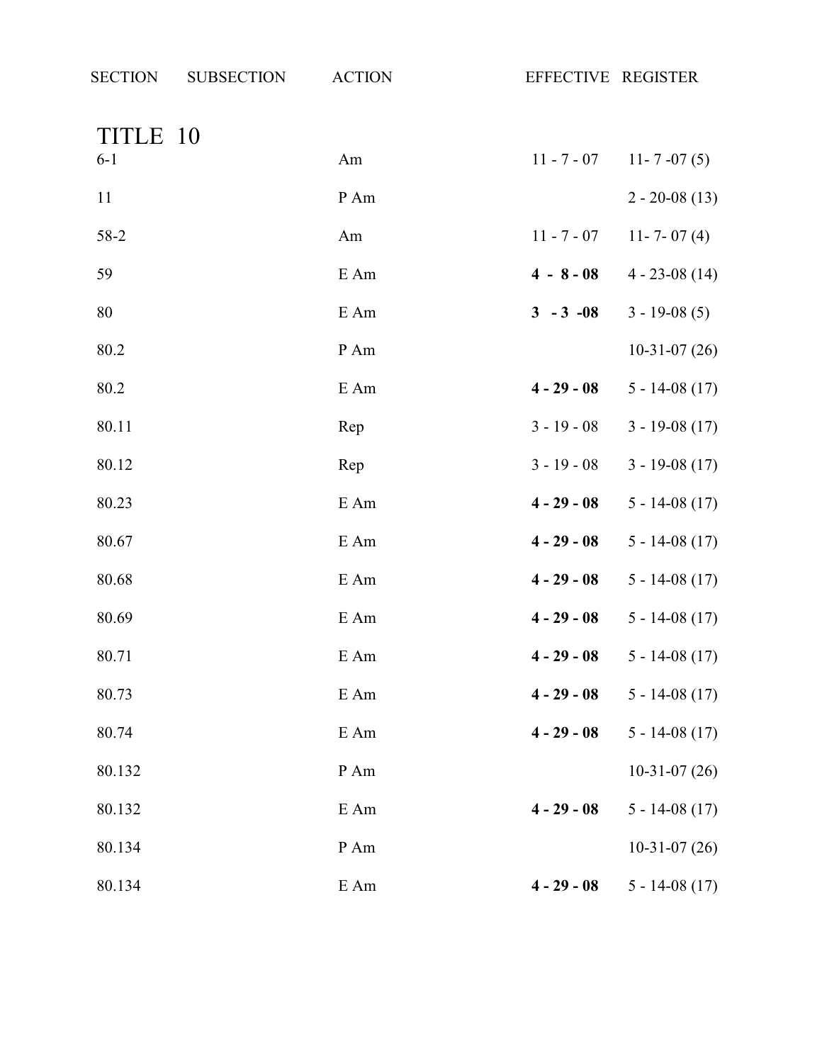| SECTION | SUBSECTION | ACTION | EFFECTIVE | REGISTER |
|---|---|---|---|---|
| **TITLE 10** | | | | |
| 6-1 | | Am | 11 - 7 - 07 | 11- 7 -07 (5) |
| 11 | | P Am | | 2 - 20-08 (13) |
| 58-2 | | Am | 11 - 7 - 07 | 11- 7- 07 (4) |
| 59 | | E Am | **4 - 8 - 08** | 4 - 23-08 (14) |
| 80 | | E Am | **3 - 3 -08** | 3 - 19-08 (5) |
| 80.2 | | P Am | | 10-31-07 (26) |
| 80.2 | | E Am | **4 - 29 - 08** | 5 - 14-08 (17) |
| 80.11 | | Rep | 3 - 19 - 08 | 3 - 19-08 (17) |
| 80.12 | | Rep | 3 - 19 - 08 | 3 - 19-08 (17) |
| 80.23 | | E Am | **4 - 29 - 08** | 5 - 14-08 (17) |
| 80.67 | | E Am | **4 - 29 - 08** | 5 - 14-08 (17) |
| 80.68 | | E Am | **4 - 29 - 08** | 5 - 14-08 (17) |
| 80.69 | | E Am | **4 - 29 - 08** | 5 - 14-08 (17) |
| 80.71 | | E Am | **4 - 29 - 08** | 5 - 14-08 (17) |
| 80.73 | | E Am | **4 - 29 - 08** | 5 - 14-08 (17) |
| 80.74 | | E Am | **4 - 29 - 08** | 5 - 14-08 (17) |
| 80.132 | | P Am | | 10-31-07 (26) |
| 80.132 | | E Am | **4 - 29 - 08** | 5 - 14-08 (17) |
| 80.134 | | P Am | | 10-31-07 (26) |
| 80.134 | | E Am | **4 - 29 - 08** | 5 - 14-08 (17) |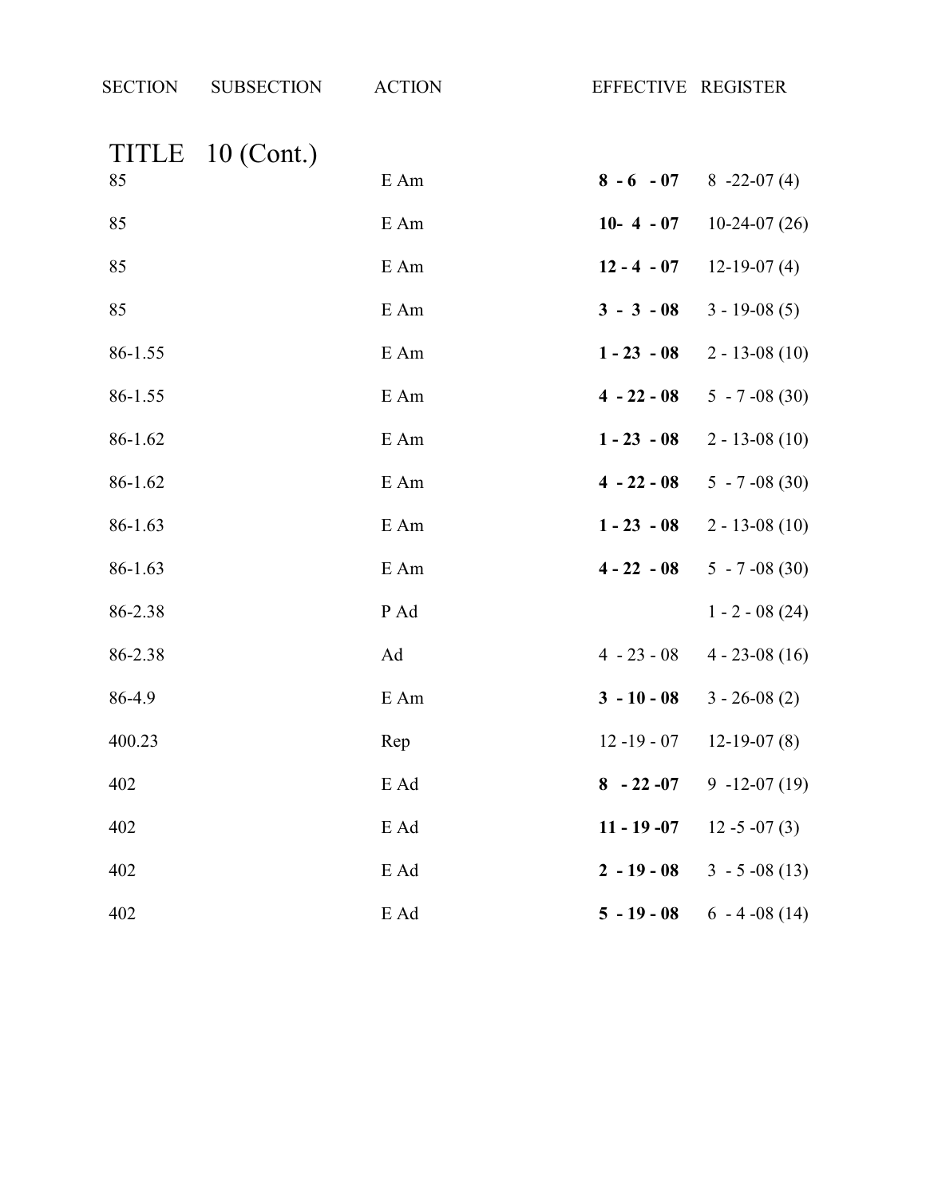| SECTION | SUBSECTION | ACTION | EFFECTIVE | REGISTER |
| --- | --- | --- | --- | --- |
| **TITLE 10 (Cont.)** | | | | |
| 85 | | E Am | **8 - 6 - 07** | 8 -22-07 (4) |
| 85 | | E Am | **10- 4 - 07** | 10-24-07 (26) |
| 85 | | E Am | **12 - 4 - 07** | 12-19-07 (4) |
| 85 | | E Am | **3 - 3 - 08** | 3 - 19-08 (5) |
| 86-1.55 | | E Am | **1 - 23 - 08** | 2 - 13-08 (10) |
| 86-1.55 | | E Am | **4 - 22 - 08** | 5 - 7 -08 (30) |
| 86-1.62 | | E Am | **1 - 23 - 08** | 2 - 13-08 (10) |
| 86-1.62 | | E Am | **4 - 22 - 08** | 5 - 7 -08 (30) |
| 86-1.63 | | E Am | **1 - 23 - 08** | 2 - 13-08 (10) |
| 86-1.63 | | E Am | **4 - 22 - 08** | 5 - 7 -08 (30) |
| 86-2.38 | | P Ad | | 1 - 2 - 08 (24) |
| 86-2.38 | | Ad | 4 - 23 - 08 | 4 - 23-08 (16) |
| 86-4.9 | | E Am | **3 - 10 - 08** | 3 - 26-08 (2) |
| 400.23 | | Rep | 12 -19 - 07 | 12-19-07 (8) |
| 402 | | E Ad | **8 - 22 -07** | 9 -12-07 (19) |
| 402 | | E Ad | **11 - 19 -07** | 12 -5 -07 (3) |
| 402 | | E Ad | **2 - 19 - 08** | 3 - 5 -08 (13) |
| 402 | | E Ad | **5 - 19 - 08** | 6 - 4 -08 (14) |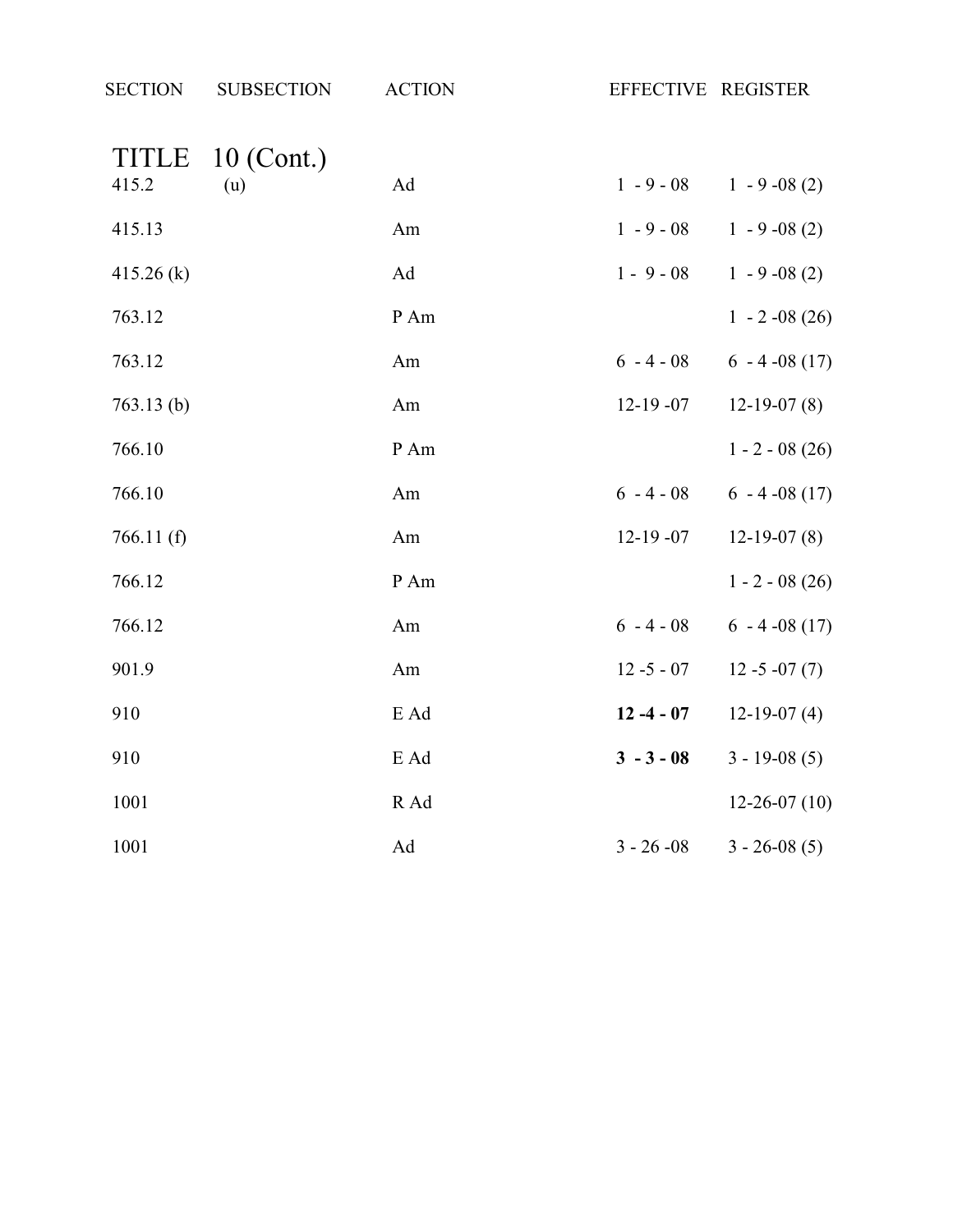| SECTION | SUBSECTION | ACTION | EFFECTIVE | REGISTER |
|---|---|---|---|---|
| **TITLE 10 (Cont.)** | | | | |
| 415.2 | (u) | Ad | 1 - 9 - 08 | 1 - 9 -08 (2) |
| 415.13 | | Am | 1 - 9 - 08 | 1 - 9 -08 (2) |
| 415.26 (k) | | Ad | 1 - 9 - 08 | 1 - 9 -08 (2) |
| 763.12 | | P Am | | 1 - 2 -08 (26) |
| 763.12 | | Am | 6 - 4 - 08 | 6 - 4 -08 (17) |
| 763.13 (b) | | Am | 12-19 -07 | 12-19-07 (8) |
| 766.10 | | P Am | | 1 - 2 - 08 (26) |
| 766.10 | | Am | 6 - 4 - 08 | 6 - 4 -08 (17) |
| 766.11 (f) | | Am | 12-19 -07 | 12-19-07 (8) |
| 766.12 | | P Am | | 1 - 2 - 08 (26) |
| 766.12 | | Am | 6 - 4 - 08 | 6 - 4 -08 (17) |
| 901.9 | | Am | 12 -5 - 07 | 12 -5 -07 (7) |
| 910 | | E Ad | **12 -4 - 07** | 12-19-07 (4) |
| 910 | | E Ad | **3 - 3 - 08** | 3 - 19-08 (5) |
| 1001 | | R Ad | | 12-26-07 (10) |
| 1001 | | Ad | 3 - 26 -08 | 3 - 26-08 (5) |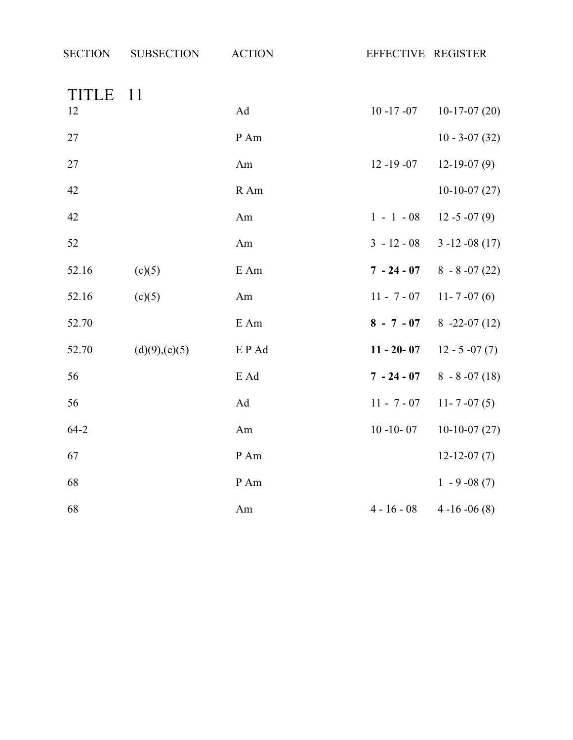| SECTION | SUBSECTION | ACTION | EFFECTIVE | REGISTER |
|---|---|---|---|---|
| **TITLE 11** | | | | |
| 12 | | Ad | 10 -17 -07 | 10-17-07 (20) |
| 27 | | P Am | | 10 - 3-07 (32) |
| 27 | | Am | 12 -19 -07 | 12-19-07 (9) |
| 42 | | R Am | | 10-10-07 (27) |
| 42 | | Am | 1 - 1 - 08 | 12 -5 -07 (9) |
| 52 | | Am | 3 - 12 - 08 | 3 -12 -08 (17) |
| 52.16 | (c)(5) | E Am | **7 - 24 - 07** | 8 - 8 -07 (22) |
| 52.16 | (c)(5) | Am | 11 - 7 - 07 | 11- 7 -07 (6) |
| 52.70 | | E Am | **8 - 7 - 07** | 8 -22-07 (12) |
| 52.70 | (d)(9),(e)(5) | E P Ad | **11 - 20- 07** | 12 - 5 -07 (7) |
| 56 | | E Ad | **7 - 24 - 07** | 8 - 8 -07 (18) |
| 56 | | Ad | 11 - 7 - 07 | 11- 7 -07 (5) |
| 64-2 | | Am | 10 -10- 07 | 10-10-07 (27) |
| 67 | | P Am | | 12-12-07 (7) |
| 68 | | P Am | | 1 - 9 -08 (7) |
| 68 | | Am | 4 - 16 - 08 | 4 -16 -06 (8) |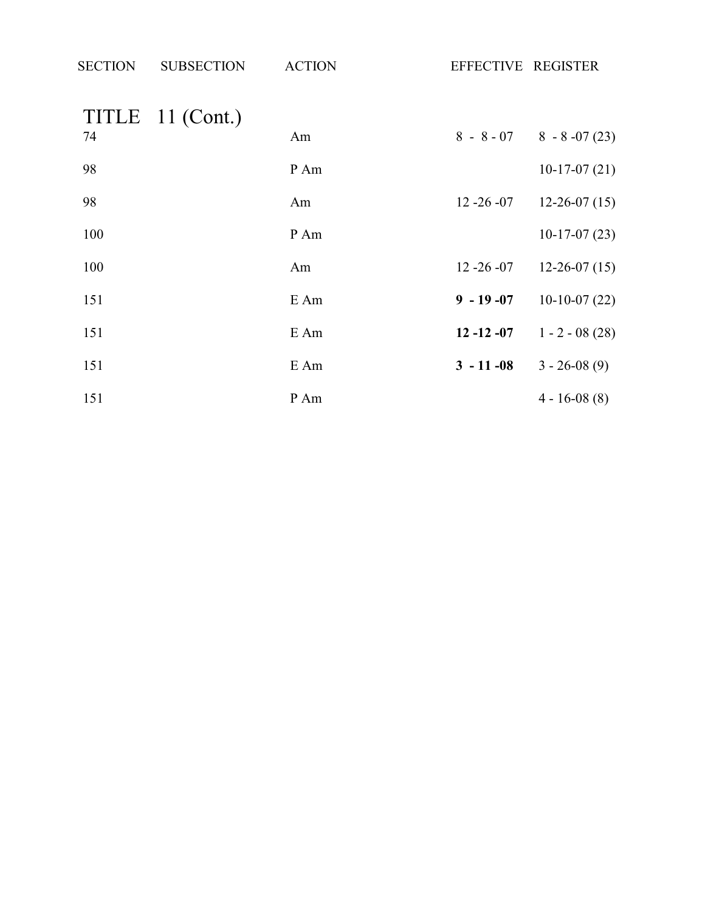| SECTION | SUBSECTION | ACTION | EFFECTIVE | REGISTER |
|---|---|---|---|---|
| **TITLE 11 (Cont.)** | | | | |
| 74 | | Am | 8 - 8 - 07 | 8 - 8 -07 (23) |
| 98 | | P Am | | 10-17-07 (21) |
| 98 | | Am | 12 -26 -07 | 12-26-07 (15) |
| 100 | | P Am | | 10-17-07 (23) |
| 100 | | Am | 12 -26 -07 | 12-26-07 (15) |
| 151 | | E Am | **9 - 19 -07** | 10-10-07 (22) |
| 151 | | E Am | **12 -12 -07** | 1 - 2 - 08 (28) |
| 151 | | E Am | **3 - 11 -08** | 3 - 26-08 (9) |
| 151 | | P Am | | 4 - 16-08 (8) |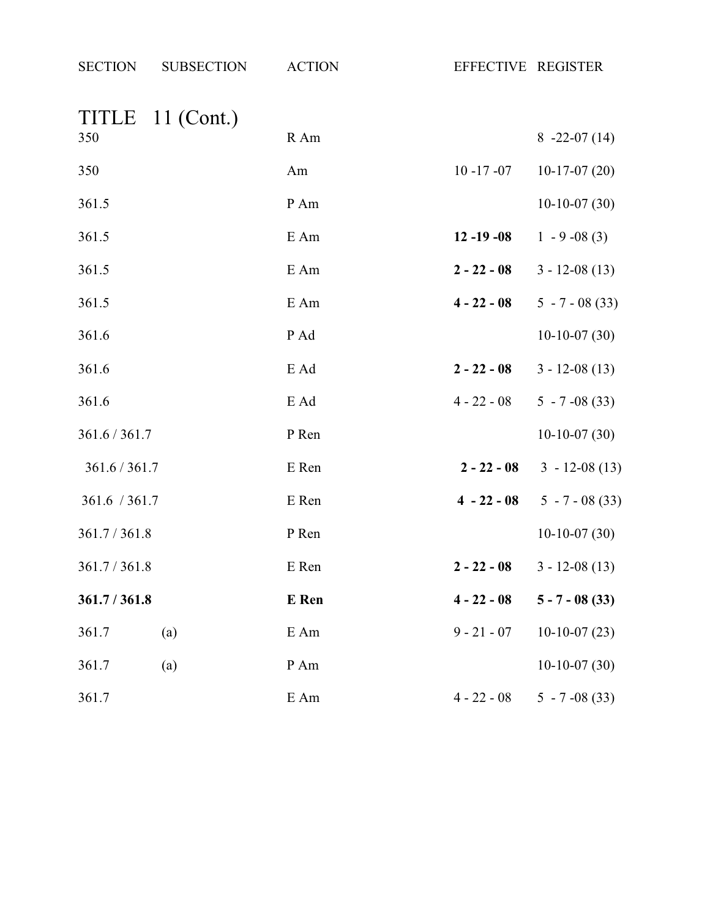| SECTION | SUBSECTION | ACTION | EFFECTIVE | REGISTER |
|---|---|---|---|---|
| **TITLE 11 (Cont.)** | | | | |
| 350 | | R Am | | 8 -22-07 (14) |
| 350 | | Am | 10 -17 -07 | 10-17-07 (20) |
| 361.5 | | P Am | | 10-10-07 (30) |
| 361.5 | | E Am | **12 -19 -08** | 1 - 9 -08 (3) |
| 361.5 | | E Am | **2 - 22 - 08** | 3 - 12-08 (13) |
| 361.5 | | E Am | **4 - 22 - 08** | 5 - 7 - 08 (33) |
| 361.6 | | P Ad | | 10-10-07 (30) |
| 361.6 | | E Ad | **2 - 22 - 08** | 3 - 12-08 (13) |
| 361.6 | | E Ad | 4 - 22 - 08 | 5 - 7 -08 (33) |
| 361.6 / 361.7 | | P Ren | | 10-10-07 (30) |
| 361.6 / 361.7 | | E Ren | **2 - 22 - 08** | 3 - 12-08 (13) |
| 361.6 / 361.7 | | E Ren | **4 - 22 - 08** | 5 - 7 - 08 (33) |
| 361.7 / 361.8 | | P Ren | | 10-10-07 (30) |
| 361.7 / 361.8 | | E Ren | **2 - 22 - 08** | 3 - 12-08 (13) |
| **361.7 / 361.8** | | **E Ren** | **4 - 22 - 08** | **5 - 7 - 08 (33)** |
| 361.7 | (a) | E Am | 9 - 21 - 07 | 10-10-07 (23) |
| 361.7 | (a) | P Am | | 10-10-07 (30) |
| 361.7 | | E Am | 4 - 22 - 08 | 5 - 7 -08 (33) |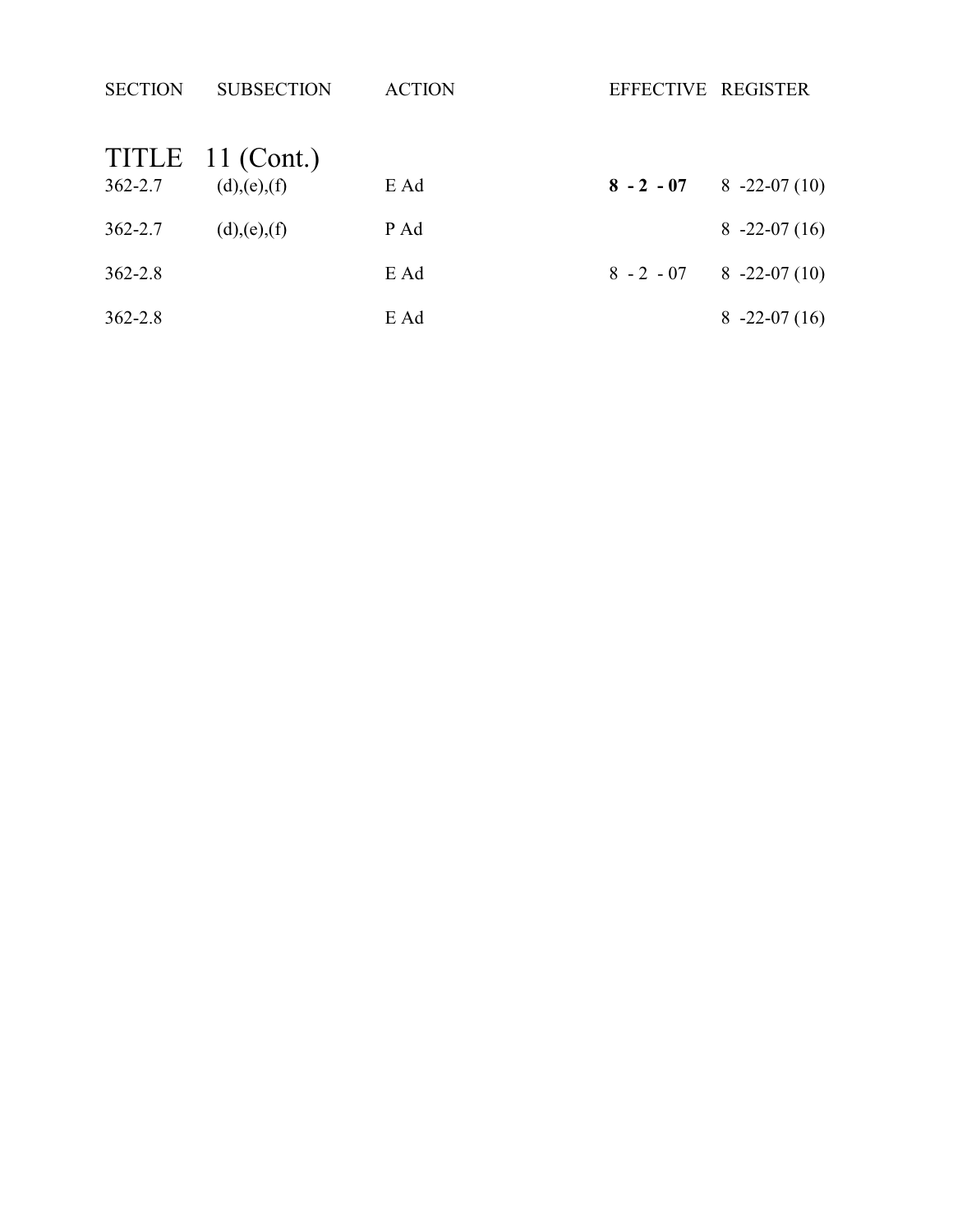| SECTION | SUBSECTION | ACTION | EFFECTIVE | REGISTER |
| --- | --- | --- | --- | --- |
| TITLE 11 (Cont.) | | | | |
| 362-2.7 | (d),(e),(f) | E Ad | **8 - 2 - 07** | 8 -22-07 (10) |
| 362-2.7 | (d),(e),(f) | P Ad | | 8 -22-07 (16) |
| 362-2.8 | | E Ad | 8 - 2 - 07 | 8 -22-07 (10) |
| 362-2.8 | | E Ad | | 8 -22-07 (16) |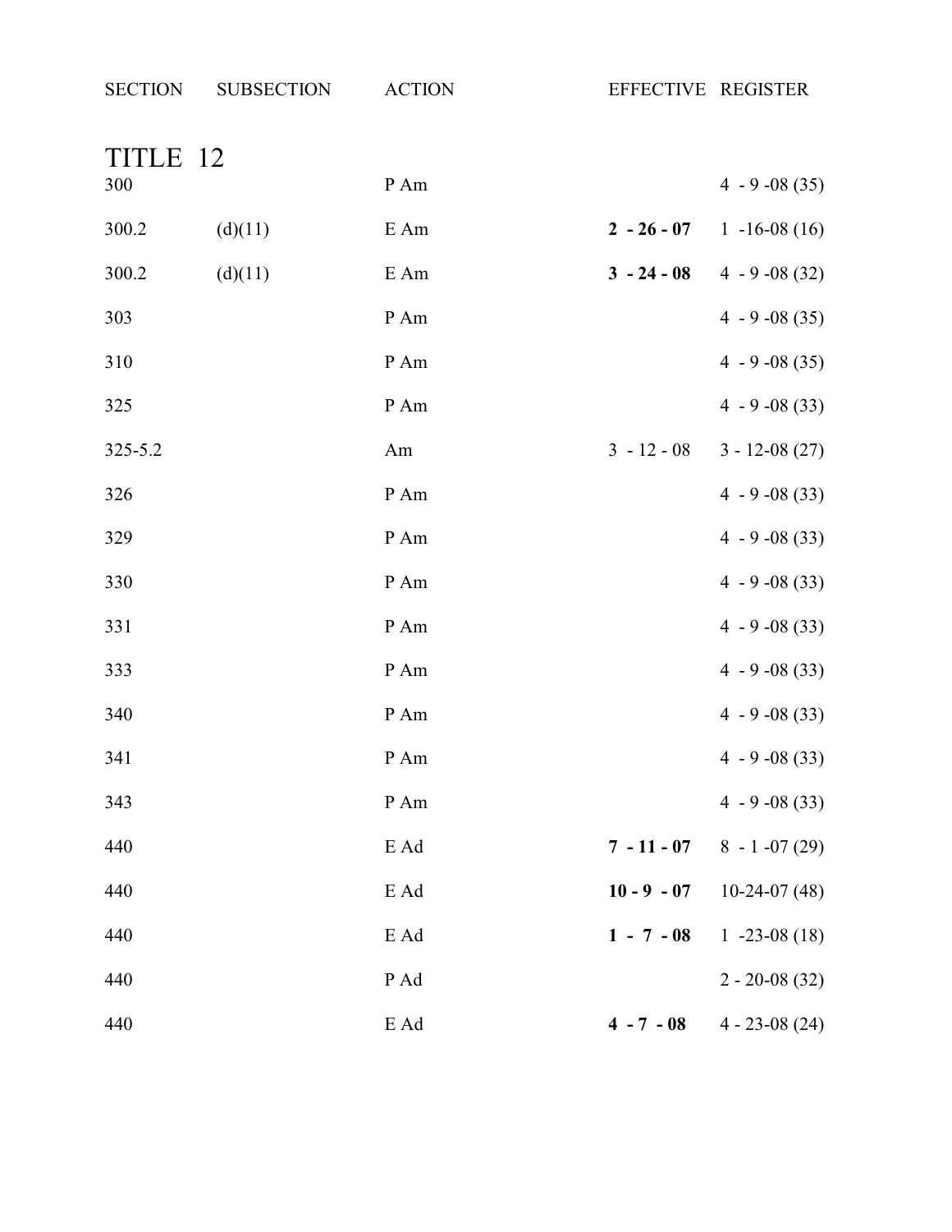| SECTION | SUBSECTION | ACTION | EFFECTIVE | REGISTER |
|---|---|---|---|---|
| **TITLE 12** | | | | |
| 300 | | P Am | | 4 - 9 -08 (35) |
| 300.2 | (d)(11) | E Am | **2 - 26 - 07** | 1 -16-08 (16) |
| 300.2 | (d)(11) | E Am | **3 - 24 - 08** | 4 - 9 -08 (32) |
| 303 | | P Am | | 4 - 9 -08 (35) |
| 310 | | P Am | | 4 - 9 -08 (35) |
| 325 | | P Am | | 4 - 9 -08 (33) |
| 325-5.2 | | Am | 3 - 12 - 08 | 3 - 12-08 (27) |
| 326 | | P Am | | 4 - 9 -08 (33) |
| 329 | | P Am | | 4 - 9 -08 (33) |
| 330 | | P Am | | 4 - 9 -08 (33) |
| 331 | | P Am | | 4 - 9 -08 (33) |
| 333 | | P Am | | 4 - 9 -08 (33) |
| 340 | | P Am | | 4 - 9 -08 (33) |
| 341 | | P Am | | 4 - 9 -08 (33) |
| 343 | | P Am | | 4 - 9 -08 (33) |
| 440 | | E Ad | **7 - 11 - 07** | 8 - 1 -07 (29) |
| 440 | | E Ad | **10 - 9 - 07** | 10-24-07 (48) |
| 440 | | E Ad | **1 - 7 - 08** | 1 -23-08 (18) |
| 440 | | P Ad | | 2 - 20-08 (32) |
| 440 | | E Ad | **4 - 7 - 08** | 4 - 23-08 (24) |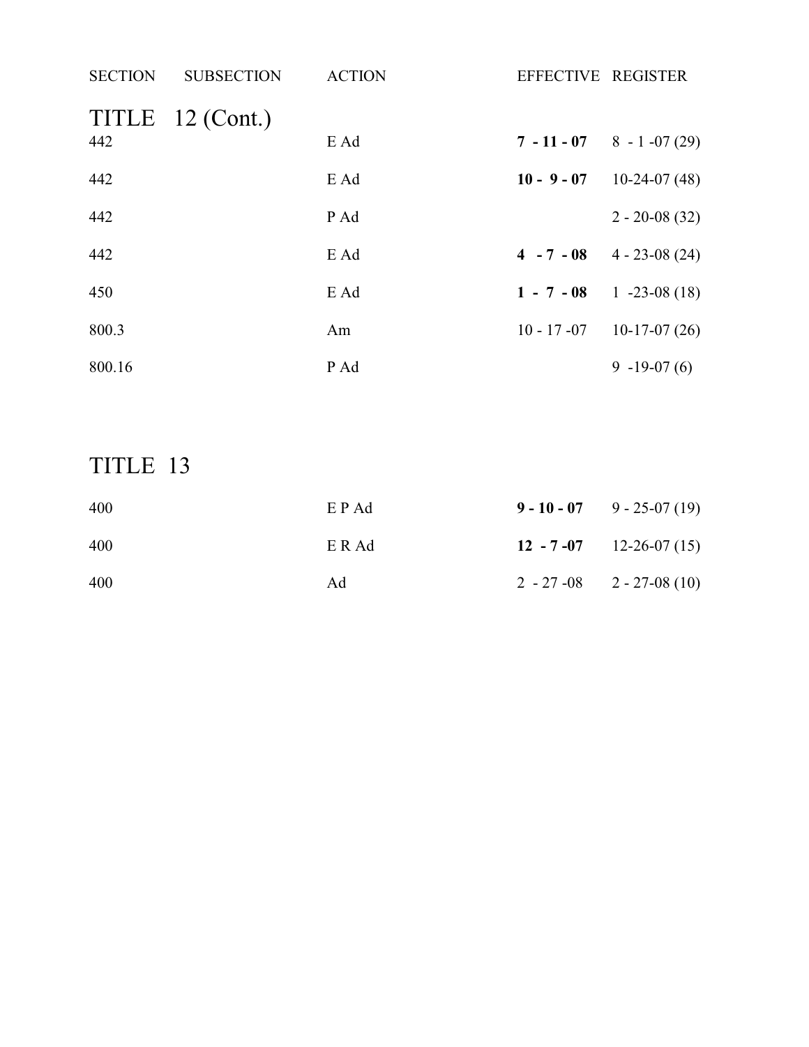| SECTION | SUBSECTION | ACTION | EFFECTIVE | REGISTER |
|---|---|---|---|---|
| **TITLE 12 (Cont.)** | | | | |
| 442 | | E Ad | **7 - 11 - 07** | 8 - 1 -07 (29) |
| 442 | | E Ad | **10 - 9 - 07** | 10-24-07 (48) |
| 442 | | P Ad | | 2 - 20-08 (32) |
| 442 | | E Ad | **4 - 7 - 08** | 4 - 23-08 (24) |
| 450 | | E Ad | **1 - 7 - 08** | 1 -23-08 (18) |
| 800.3 | | Am | 10 - 17 -07 | 10-17-07 (26) |
| 800.16 | | P Ad | | 9 -19-07 (6) |
| **TITLE 13** | | | | |
| 400 | | E P Ad | **9 - 10 - 07** | 9 - 25-07 (19) |
| 400 | | E R Ad | **12 - 7 -07** | 12-26-07 (15) |
| 400 | | Ad | 2 - 27 -08 | 2 - 27-08 (10) |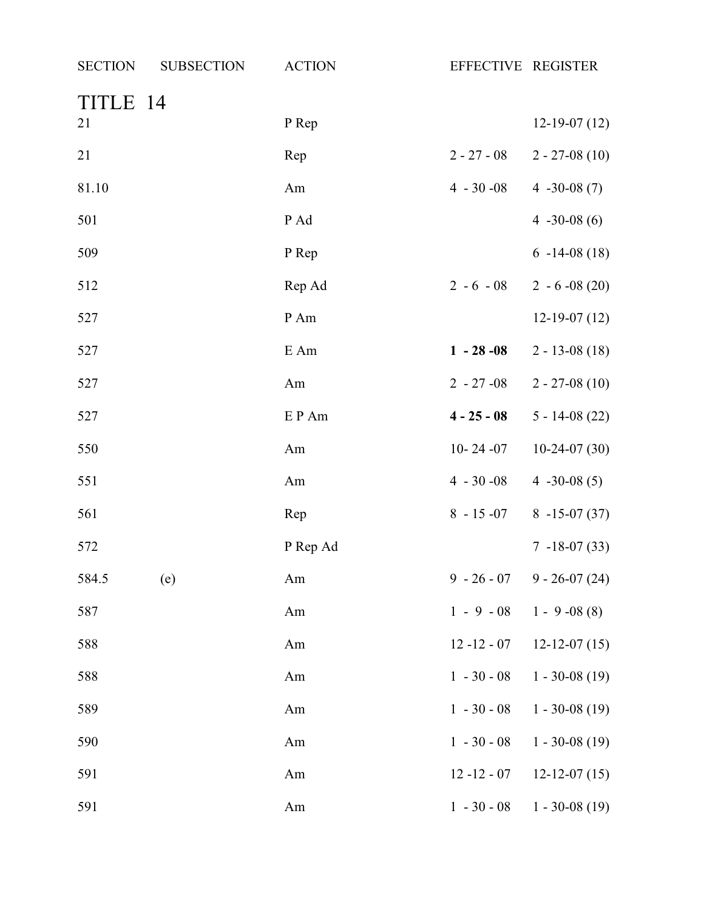| SECTION | SUBSECTION | ACTION | EFFECTIVE | REGISTER |
|---|---|---|---|---|
| **TITLE 14** | | | | |
| 21 | | P Rep | | 12-19-07 (12) |
| 21 | | Rep | 2 - 27 - 08 | 2 - 27-08 (10) |
| 81.10 | | Am | 4 - 30 -08 | 4 -30-08 (7) |
| 501 | | P Ad | | 4 -30-08 (6) |
| 509 | | P Rep | | 6 -14-08 (18) |
| 512 | | Rep Ad | 2 - 6 - 08 | 2 - 6 -08 (20) |
| 527 | | P Am | | 12-19-07 (12) |
| 527 | | E Am | **1 - 28 -08** | 2 - 13-08 (18) |
| 527 | | Am | 2 - 27 -08 | 2 - 27-08 (10) |
| 527 | | E P Am | **4 - 25 - 08** | 5 - 14-08 (22) |
| 550 | | Am | 10- 24 -07 | 10-24-07 (30) |
| 551 | | Am | 4 - 30 -08 | 4 -30-08 (5) |
| 561 | | Rep | 8 - 15 -07 | 8 -15-07 (37) |
| 572 | | P Rep Ad | | 7 -18-07 (33) |
| 584.5 | (e) | Am | 9 - 26 - 07 | 9 - 26-07 (24) |
| 587 | | Am | 1 - 9 - 08 | 1 - 9 -08 (8) |
| 588 | | Am | 12 -12 - 07 | 12-12-07 (15) |
| 588 | | Am | 1 - 30 - 08 | 1 - 30-08 (19) |
| 589 | | Am | 1 - 30 - 08 | 1 - 30-08 (19) |
| 590 | | Am | 1 - 30 - 08 | 1 - 30-08 (19) |
| 591 | | Am | 12 -12 - 07 | 12-12-07 (15) |
| 591 | | Am | 1 - 30 - 08 | 1 - 30-08 (19) |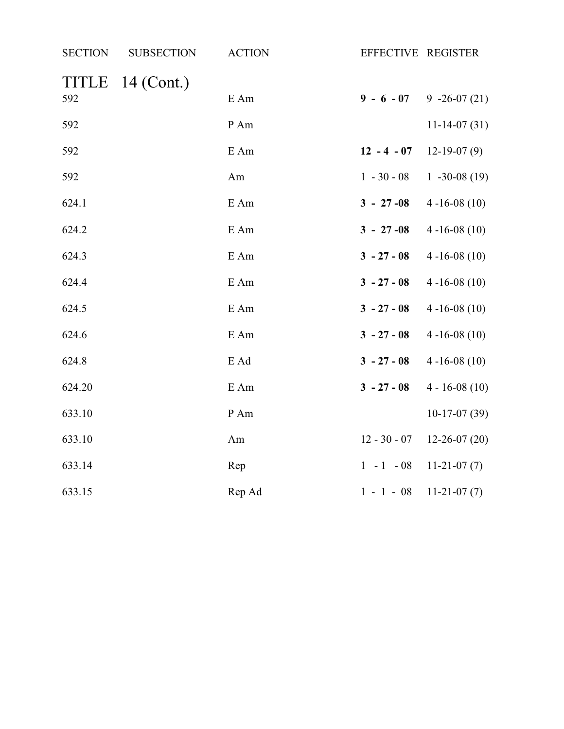| SECTION | SUBSECTION | ACTION | EFFECTIVE | REGISTER |
|---|---|---|---|---|
| **TITLE 14 (Cont.)** | | | | |
| 592 | | E Am | **9 - 6 - 07** | 9 -26-07 (21) |
| 592 | | P Am | | 11-14-07 (31) |
| 592 | | E Am | **12 - 4 - 07** | 12-19-07 (9) |
| 592 | | Am | 1 - 30 - 08 | 1 -30-08 (19) |
| 624.1 | | E Am | **3 - 27 -08** | 4 -16-08 (10) |
| 624.2 | | E Am | **3 - 27 -08** | 4 -16-08 (10) |
| 624.3 | | E Am | **3 - 27 - 08** | 4 -16-08 (10) |
| 624.4 | | E Am | **3 - 27 - 08** | 4 -16-08 (10) |
| 624.5 | | E Am | **3 - 27 - 08** | 4 -16-08 (10) |
| 624.6 | | E Am | **3 - 27 - 08** | 4 -16-08 (10) |
| 624.8 | | E Ad | **3 - 27 - 08** | 4 -16-08 (10) |
| 624.20 | | E Am | **3 - 27 - 08** | 4 - 16-08 (10) |
| 633.10 | | P Am | | 10-17-07 (39) |
| 633.10 | | Am | 12 - 30 - 07 | 12-26-07 (20) |
| 633.14 | | Rep | 1 - 1 - 08 | 11-21-07 (7) |
| 633.15 | | Rep Ad | 1 - 1 - 08 | 11-21-07 (7) |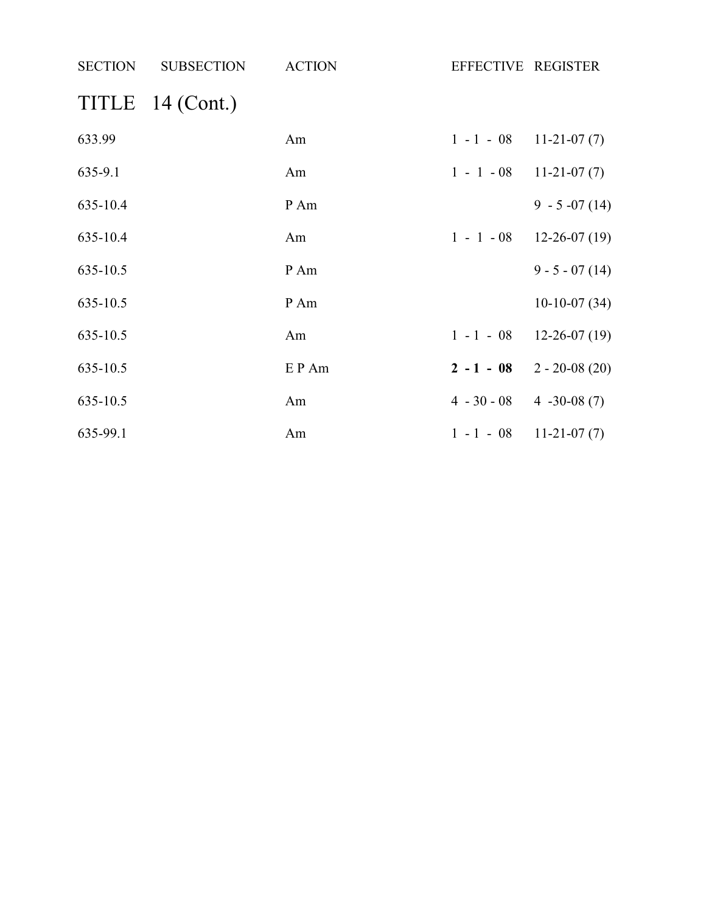| SECTION | SUBSECTION | ACTION | EFFECTIVE | REGISTER |
|---|---|---|---|---|
| **TITLE 14 (Cont.)** | | | | |
| 633.99 | | Am | 1 - 1 - 08 | 11-21-07 (7) |
| 635-9.1 | | Am | 1 - 1 - 08 | 11-21-07 (7) |
| 635-10.4 | | P Am | | 9 - 5 -07 (14) |
| 635-10.4 | | Am | 1 - 1 - 08 | 12-26-07 (19) |
| 635-10.5 | | P Am | | 9 - 5 - 07 (14) |
| 635-10.5 | | P Am | | 10-10-07 (34) |
| 635-10.5 | | Am | 1 - 1 - 08 | 12-26-07 (19) |
| 635-10.5 | | E P Am | **2 - 1 - 08** | 2 - 20-08 (20) |
| 635-10.5 | | Am | 4 - 30 - 08 | 4 -30-08 (7) |
| 635-99.1 | | Am | 1 - 1 - 08 | 11-21-07 (7) |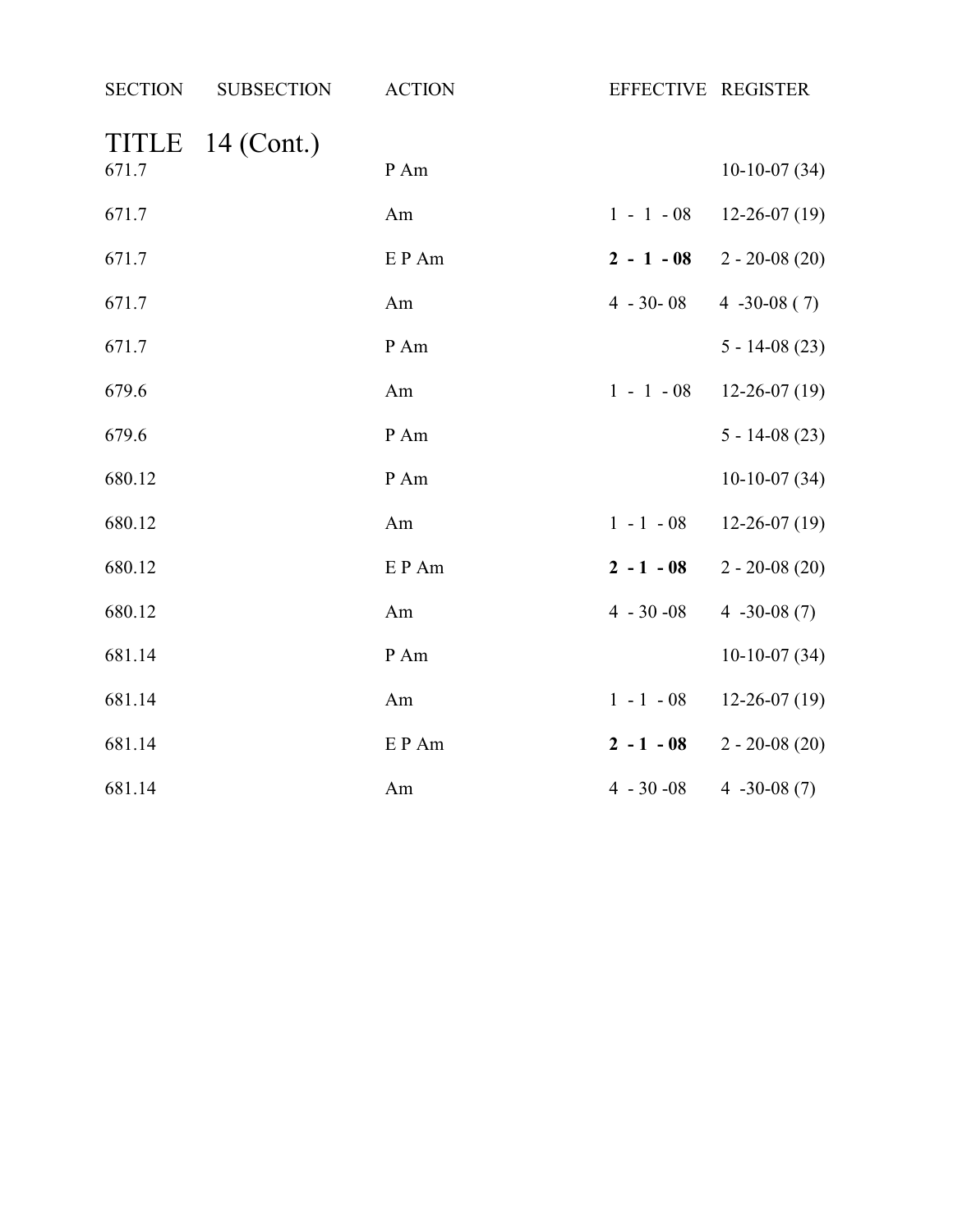| SECTION | SUBSECTION | ACTION | EFFECTIVE | REGISTER |
|---|---|---|---|---|
| **TITLE 14 (Cont.)** | | | | |
| 671.7 | | P Am | | 10-10-07 (34) |
| 671.7 | | Am | 1 - 1 - 08 | 12-26-07 (19) |
| 671.7 | | E P Am | **2 - 1 - 08** | 2 - 20-08 (20) |
| 671.7 | | Am | 4 - 30- 08 | 4 -30-08 ( 7) |
| 671.7 | | P Am | | 5 - 14-08 (23) |
| 679.6 | | Am | 1 - 1 - 08 | 12-26-07 (19) |
| 679.6 | | P Am | | 5 - 14-08 (23) |
| 680.12 | | P Am | | 10-10-07 (34) |
| 680.12 | | Am | 1 - 1 - 08 | 12-26-07 (19) |
| 680.12 | | E P Am | **2 - 1 - 08** | 2 - 20-08 (20) |
| 680.12 | | Am | 4 - 30 -08 | 4 -30-08 (7) |
| 681.14 | | P Am | | 10-10-07 (34) |
| 681.14 | | Am | 1 - 1 - 08 | 12-26-07 (19) |
| 681.14 | | E P Am | **2 - 1 - 08** | 2 - 20-08 (20) |
| 681.14 | | Am | 4 - 30 -08 | 4 -30-08 (7) |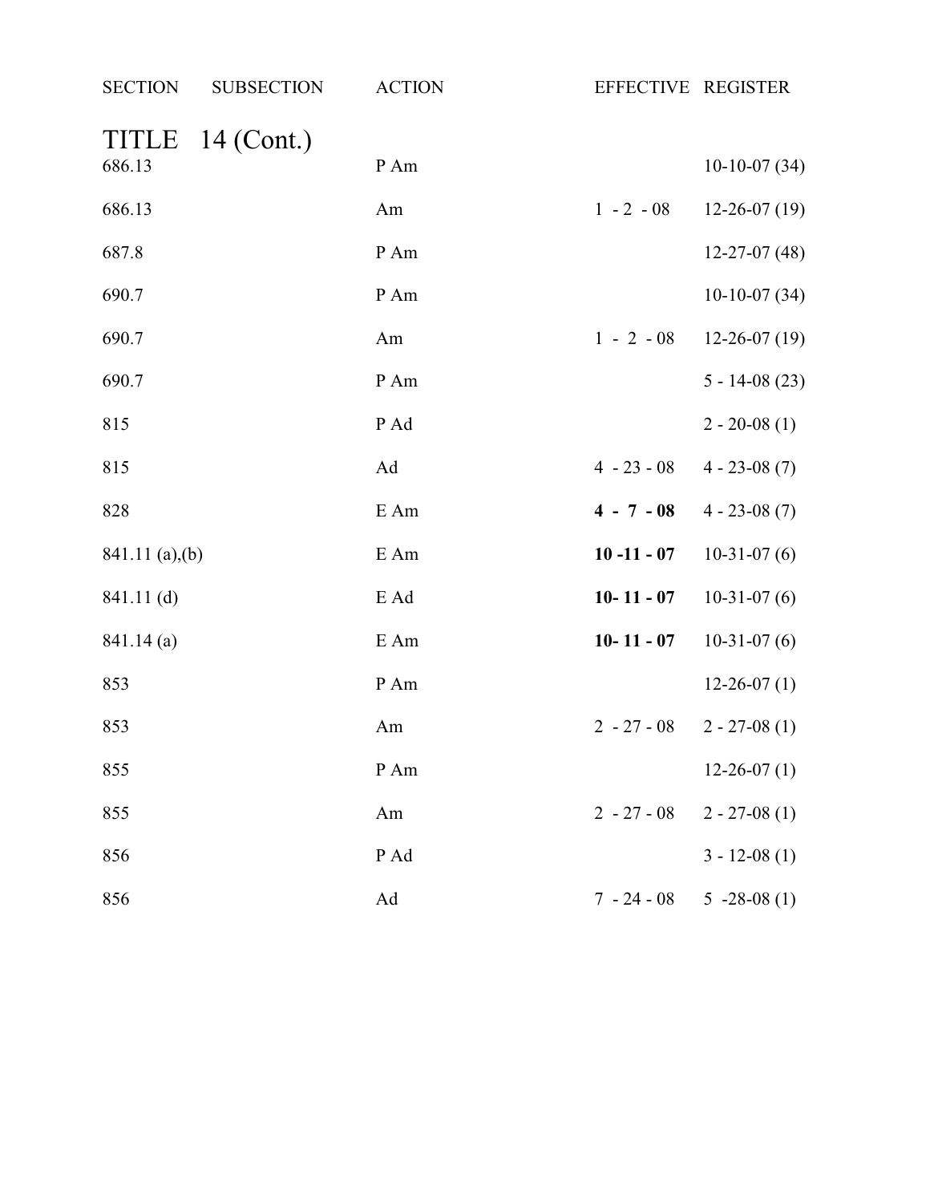| SECTION | SUBSECTION | ACTION | EFFECTIVE | REGISTER |
|---|---|---|---|---|
| **TITLE 14 (Cont.)** | | | | |
| 686.13 | | P Am | | 10-10-07 (34) |
| 686.13 | | Am | 1 - 2 - 08 | 12-26-07 (19) |
| 687.8 | | P Am | | 12-27-07 (48) |
| 690.7 | | P Am | | 10-10-07 (34) |
| 690.7 | | Am | 1 - 2 - 08 | 12-26-07 (19) |
| 690.7 | | P Am | | 5 - 14-08 (23) |
| 815 | | P Ad | | 2 - 20-08 (1) |
| 815 | | Ad | 4 - 23 - 08 | 4 - 23-08 (7) |
| 828 | | E Am | **4 - 7 - 08** | 4 - 23-08 (7) |
| 841.11 | (a),(b) | E Am | **10 -11 - 07** | 10-31-07 (6) |
| 841.11 | (d) | E Ad | **10- 11 - 07** | 10-31-07 (6) |
| 841.14 | (a) | E Am | **10- 11 - 07** | 10-31-07 (6) |
| 853 | | P Am | | 12-26-07 (1) |
| 853 | | Am | 2 - 27 - 08 | 2 - 27-08 (1) |
| 855 | | P Am | | 12-26-07 (1) |
| 855 | | Am | 2 - 27 - 08 | 2 - 27-08 (1) |
| 856 | | P Ad | | 3 - 12-08 (1) |
| 856 | | Ad | 7 - 24 - 08 | 5 -28-08 (1) |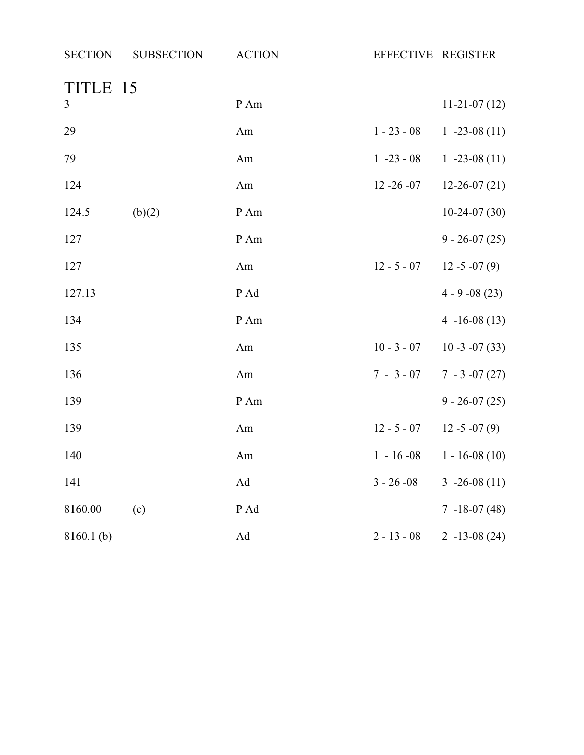| SECTION | SUBSECTION | ACTION | EFFECTIVE | REGISTER |
|---|---|---|---|---|
| **TITLE 15** | | | | |
| 3 | | P Am | | 11-21-07 (12) |
| 29 | | Am | 1 - 23 - 08 | 1 -23-08 (11) |
| 79 | | Am | 1 -23 - 08 | 1 -23-08 (11) |
| 124 | | Am | 12 -26 -07 | 12-26-07 (21) |
| 124.5 | (b)(2) | P Am | | 10-24-07 (30) |
| 127 | | P Am | | 9 - 26-07 (25) |
| 127 | | Am | 12 - 5 - 07 | 12 -5 -07 (9) |
| 127.13 | | P Ad | | 4 - 9 -08 (23) |
| 134 | | P Am | | 4 -16-08 (13) |
| 135 | | Am | 10 - 3 - 07 | 10 -3 -07 (33) |
| 136 | | Am | 7 - 3 - 07 | 7 - 3 -07 (27) |
| 139 | | P Am | | 9 - 26-07 (25) |
| 139 | | Am | 12 - 5 - 07 | 12 -5 -07 (9) |
| 140 | | Am | 1 - 16 -08 | 1 - 16-08 (10) |
| 141 | | Ad | 3 - 26 -08 | 3 -26-08 (11) |
| 8160.00 | (c) | P Ad | | 7 -18-07 (48) |
| 8160.1 (b) | | Ad | 2 - 13 - 08 | 2 -13-08 (24) |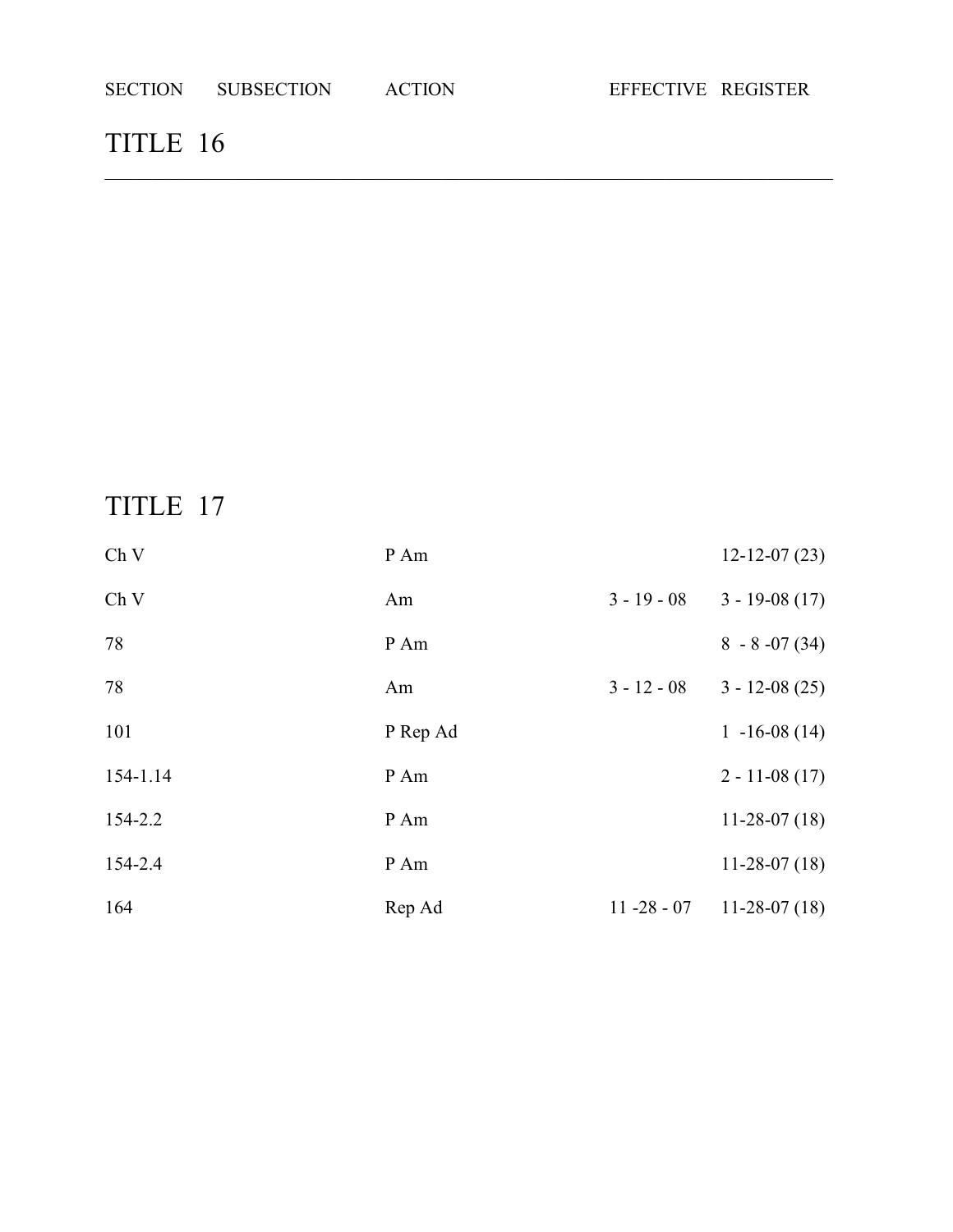| SECTION | SUBSECTION | ACTION | EFFECTIVE | REGISTER |
|---|---|---|---|---|

# TITLE 16

---

# TITLE 17

| SECTION | SUBSECTION | ACTION | EFFECTIVE | REGISTER |
|---|---|---|---|---|
| Ch V | | P Am | | 12-12-07 (23) |
| Ch V | | Am | 3 - 19 - 08 | 3 - 19-08 (17) |
| 78 | | P Am | | 8 - 8 -07 (34) |
| 78 | | Am | 3 - 12 - 08 | 3 - 12-08 (25) |
| 101 | | P Rep Ad | | 1 -16-08 (14) |
| 154-1.14 | | P Am | | 2 - 11-08 (17) |
| 154-2.2 | | P Am | | 11-28-07 (18) |
| 154-2.4 | | P Am | | 11-28-07 (18) |
| 164 | | Rep Ad | 11 -28 - 07 | 11-28-07 (18) |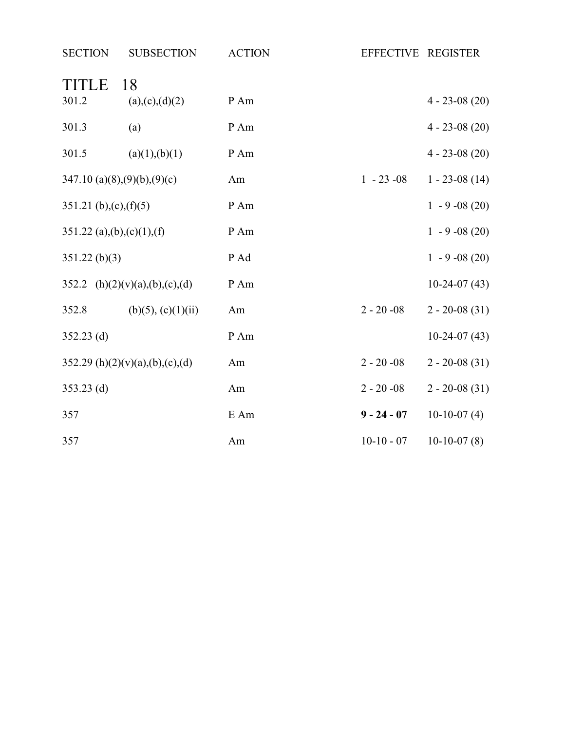| SECTION | SUBSECTION | ACTION | EFFECTIVE | REGISTER |
|---|---|---|---|---|
| **TITLE 18** | | | | |
| 301.2 | (a),(c),(d)(2) | P Am | | 4 - 23-08 (20) |
| 301.3 | (a) | P Am | | 4 - 23-08 (20) |
| 301.5 | (a)(1),(b)(1) | P Am | | 4 - 23-08 (20) |
| 347.10 | (a)(8),(9)(b),(9)(c) | Am | 1 - 23 -08 | 1 - 23-08 (14) |
| 351.21 | (b),(c),(f)(5) | P Am | | 1 - 9 -08 (20) |
| 351.22 | (a),(b),(c)(1),(f) | P Am | | 1 - 9 -08 (20) |
| 351.22 | (b)(3) | P Ad | | 1 - 9 -08 (20) |
| 352.2 | (h)(2)(v)(a),(b),(c),(d) | P Am | | 10-24-07 (43) |
| 352.8 | (b)(5), (c)(1)(ii) | Am | 2 - 20 -08 | 2 - 20-08 (31) |
| 352.23 | (d) | P Am | | 10-24-07 (43) |
| 352.29 | (h)(2)(v)(a),(b),(c),(d) | Am | 2 - 20 -08 | 2 - 20-08 (31) |
| 353.23 | (d) | Am | 2 - 20 -08 | 2 - 20-08 (31) |
| 357 | | E Am | **9 - 24 - 07** | 10-10-07 (4) |
| 357 | | Am | 10-10 - 07 | 10-10-07 (8) |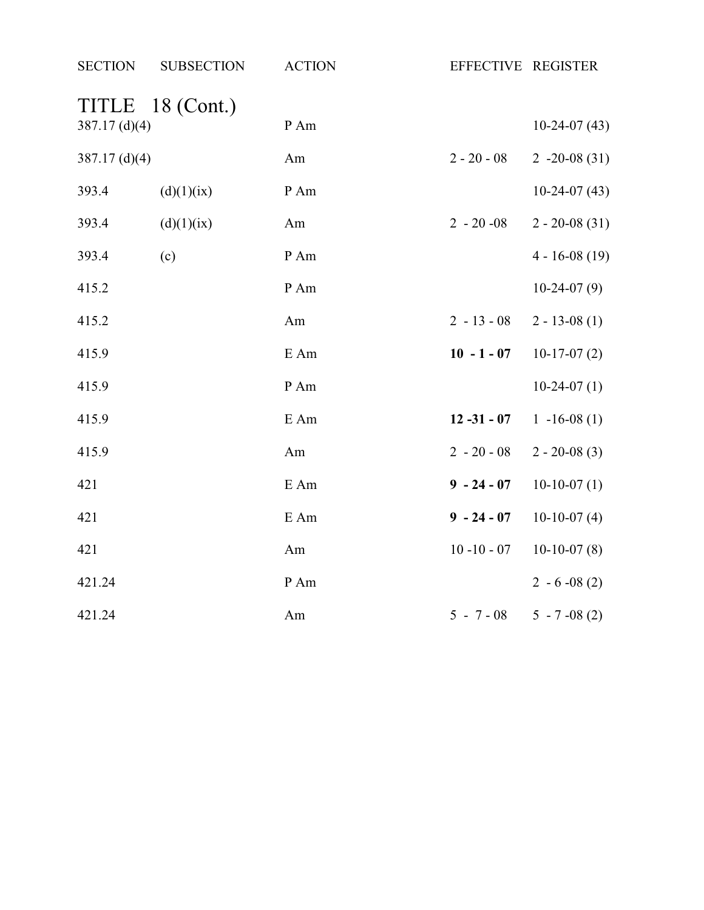| SECTION | SUBSECTION | ACTION | EFFECTIVE | REGISTER |
|---|---|---|---|---|
| **TITLE 18 (Cont.)** | | | | |
| 387.17 (d)(4) | | P Am | | 10-24-07 (43) |
| 387.17 (d)(4) | | Am | 2 - 20 - 08 | 2 -20-08 (31) |
| 393.4 | (d)(1)(ix) | P Am | | 10-24-07 (43) |
| 393.4 | (d)(1)(ix) | Am | 2 - 20 -08 | 2 - 20-08 (31) |
| 393.4 | (c) | P Am | | 4 - 16-08 (19) |
| 415.2 | | P Am | | 10-24-07 (9) |
| 415.2 | | Am | 2 - 13 - 08 | 2 - 13-08 (1) |
| 415.9 | | E Am | **10 - 1 - 07** | 10-17-07 (2) |
| 415.9 | | P Am | | 10-24-07 (1) |
| 415.9 | | E Am | **12 -31 - 07** | 1 -16-08 (1) |
| 415.9 | | Am | 2 - 20 - 08 | 2 - 20-08 (3) |
| 421 | | E Am | **9 - 24 - 07** | 10-10-07 (1) |
| 421 | | E Am | **9 - 24 - 07** | 10-10-07 (4) |
| 421 | | Am | 10 -10 - 07 | 10-10-07 (8) |
| 421.24 | | P Am | | 2 - 6 -08 (2) |
| 421.24 | | Am | 5 - 7 - 08 | 5 - 7 -08 (2) |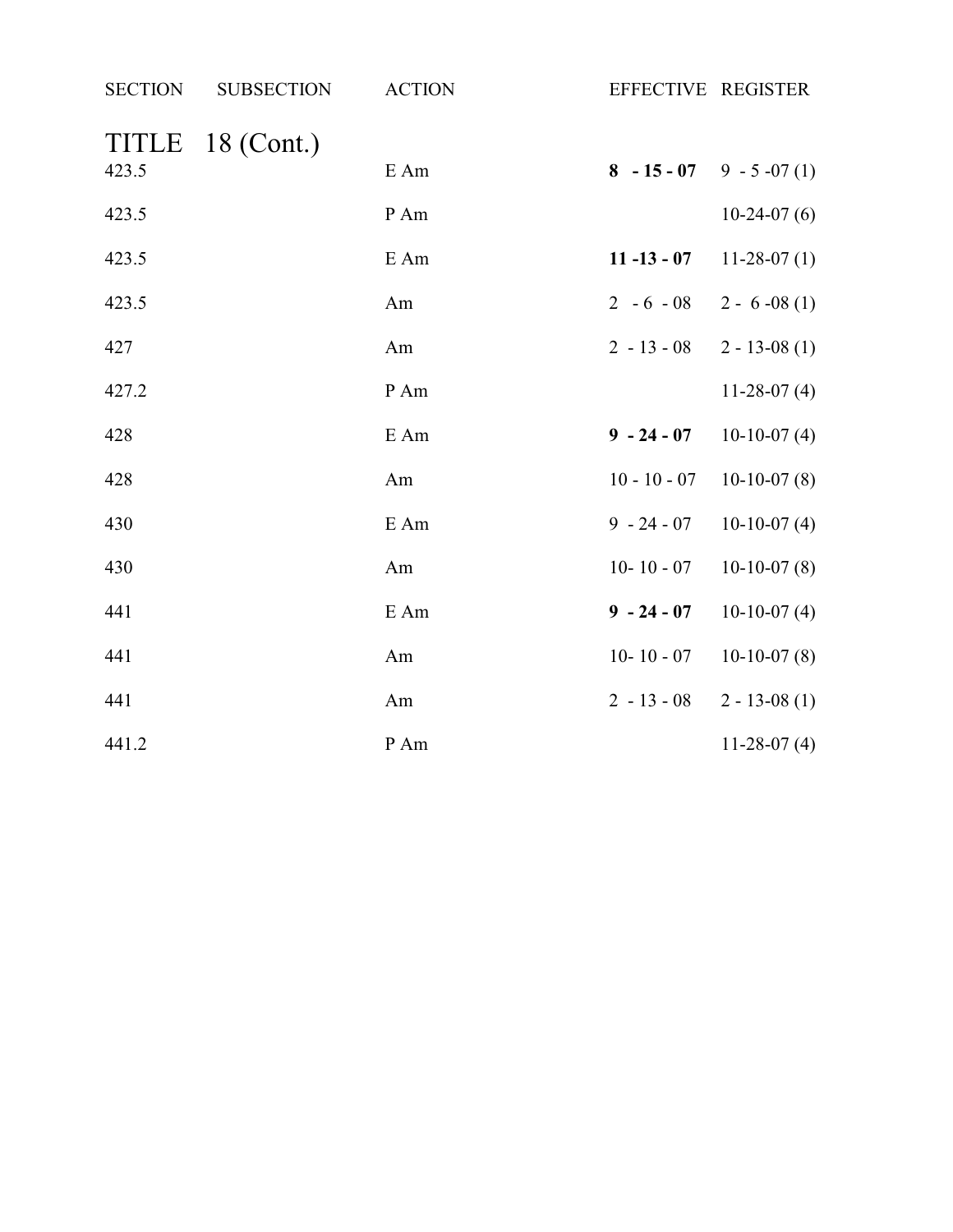| SECTION | SUBSECTION | ACTION | EFFECTIVE | REGISTER |
|---|---|---|---|---|
| **TITLE 18 (Cont.)** | | | | |
| 423.5 | | E Am | **8 - 15 - 07** | 9 - 5 -07 (1) |
| 423.5 | | P Am | | 10-24-07 (6) |
| 423.5 | | E Am | **11 -13 - 07** | 11-28-07 (1) |
| 423.5 | | Am | 2 - 6 - 08 | 2 - 6 -08 (1) |
| 427 | | Am | 2 - 13 - 08 | 2 - 13-08 (1) |
| 427.2 | | P Am | | 11-28-07 (4) |
| 428 | | E Am | **9 - 24 - 07** | 10-10-07 (4) |
| 428 | | Am | 10 - 10 - 07 | 10-10-07 (8) |
| 430 | | E Am | 9 - 24 - 07 | 10-10-07 (4) |
| 430 | | Am | 10- 10 - 07 | 10-10-07 (8) |
| 441 | | E Am | **9 - 24 - 07** | 10-10-07 (4) |
| 441 | | Am | 10- 10 - 07 | 10-10-07 (8) |
| 441 | | Am | 2 - 13 - 08 | 2 - 13-08 (1) |
| 441.2 | | P Am | | 11-28-07 (4) |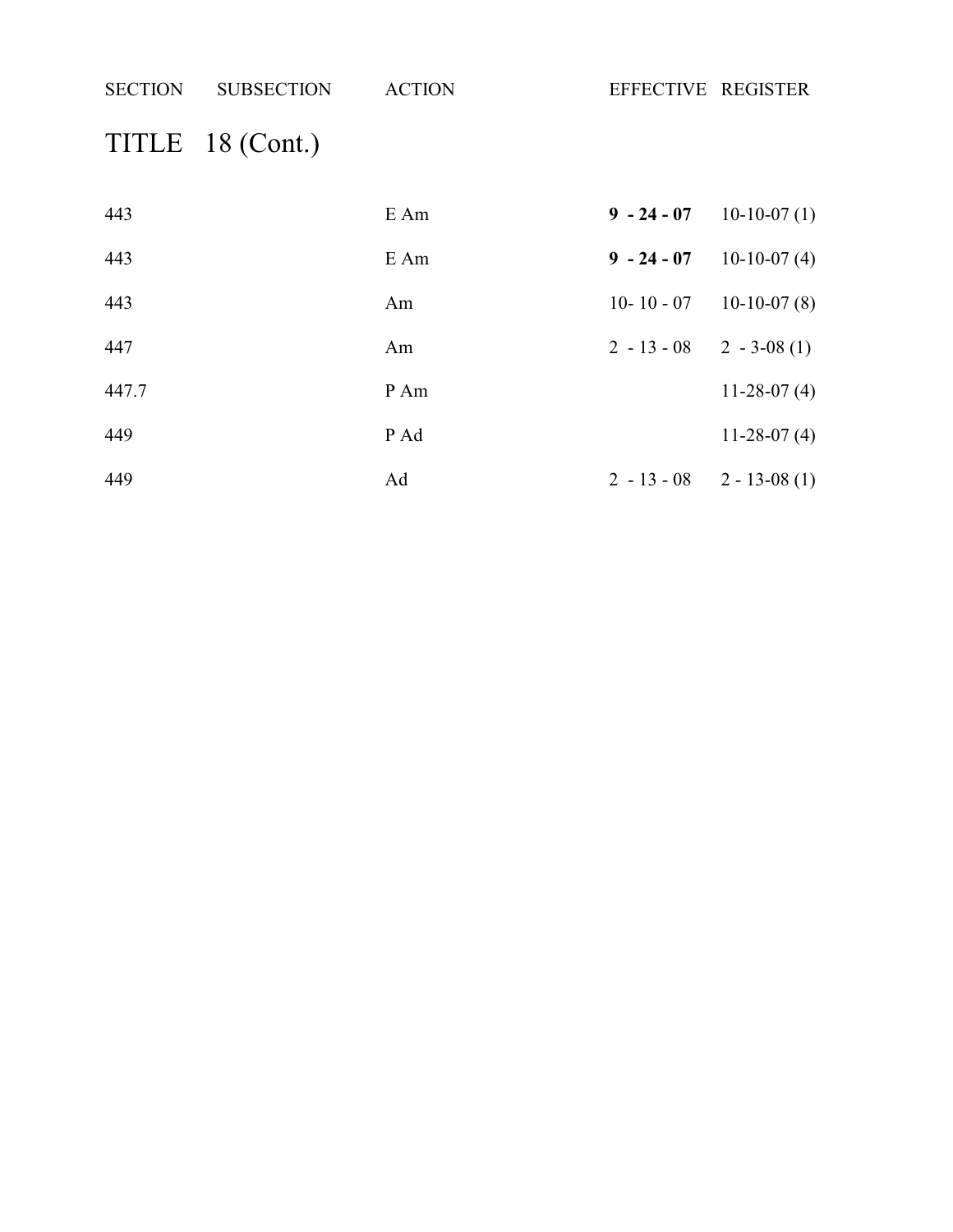| SECTION | SUBSECTION | ACTION | EFFECTIVE | REGISTER |
|---|---|---|---|---|
| **TITLE 18 (Cont.)** | | | | |
| 443 | | E Am | **9 - 24 - 07** | 10-10-07 (1) |
| 443 | | E Am | **9 - 24 - 07** | 10-10-07 (4) |
| 443 | | Am | 10- 10 - 07 | 10-10-07 (8) |
| 447 | | Am | 2 - 13 - 08 | 2 - 3-08 (1) |
| 447.7 | | P Am | | 11-28-07 (4) |
| 449 | | P Ad | | 11-28-07 (4) |
| 449 | | Ad | 2 - 13 - 08 | 2 - 13-08 (1) |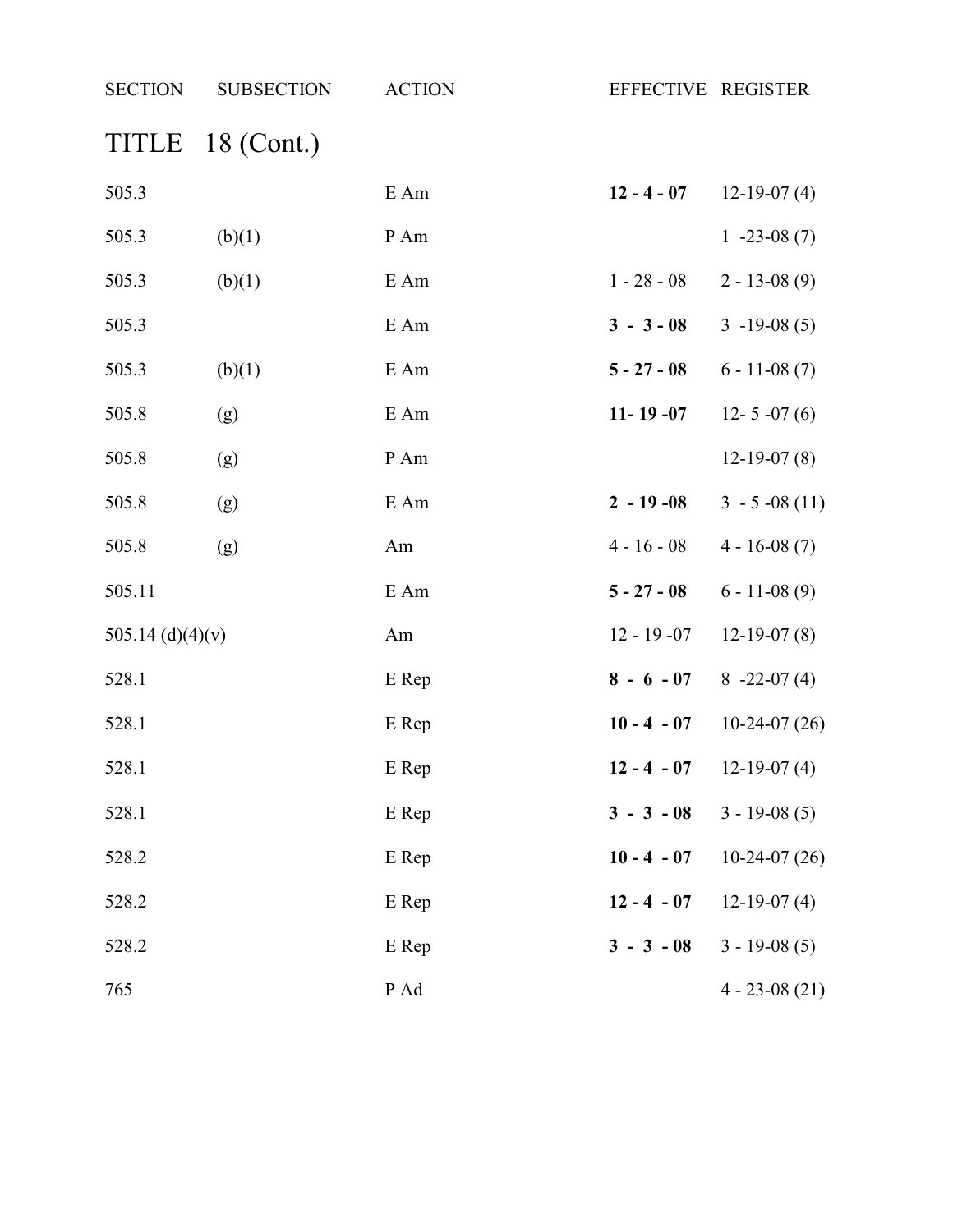| SECTION | SUBSECTION | ACTION | EFFECTIVE | REGISTER |
|---|---|---|---|---|
| TITLE 18 (Cont.) | | | | |
| 505.3 | | E Am | **12 - 4 - 07** | 12-19-07 (4) |
| 505.3 | (b)(1) | P Am | | 1 -23-08 (7) |
| 505.3 | (b)(1) | E Am | 1 - 28 - 08 | 2 - 13-08 (9) |
| 505.3 | | E Am | **3 - 3 - 08** | 3 -19-08 (5) |
| 505.3 | (b)(1) | E Am | **5 - 27 - 08** | 6 - 11-08 (7) |
| 505.8 | (g) | E Am | **11- 19 -07** | 12- 5 -07 (6) |
| 505.8 | (g) | P Am | | 12-19-07 (8) |
| 505.8 | (g) | E Am | **2 - 19 -08** | 3 - 5 -08 (11) |
| 505.8 | (g) | Am | 4 - 16 - 08 | 4 - 16-08 (7) |
| 505.11 | | E Am | **5 - 27 - 08** | 6 - 11-08 (9) |
| 505.14 (d)(4)(v) | | Am | 12 - 19 -07 | 12-19-07 (8) |
| 528.1 | | E Rep | **8 - 6 - 07** | 8 -22-07 (4) |
| 528.1 | | E Rep | **10 - 4 - 07** | 10-24-07 (26) |
| 528.1 | | E Rep | **12 - 4 - 07** | 12-19-07 (4) |
| 528.1 | | E Rep | **3 - 3 - 08** | 3 - 19-08 (5) |
| 528.2 | | E Rep | **10 - 4 - 07** | 10-24-07 (26) |
| 528.2 | | E Rep | **12 - 4 - 07** | 12-19-07 (4) |
| 528.2 | | E Rep | **3 - 3 - 08** | 3 - 19-08 (5) |
| 765 | | P Ad | | 4 - 23-08 (21) |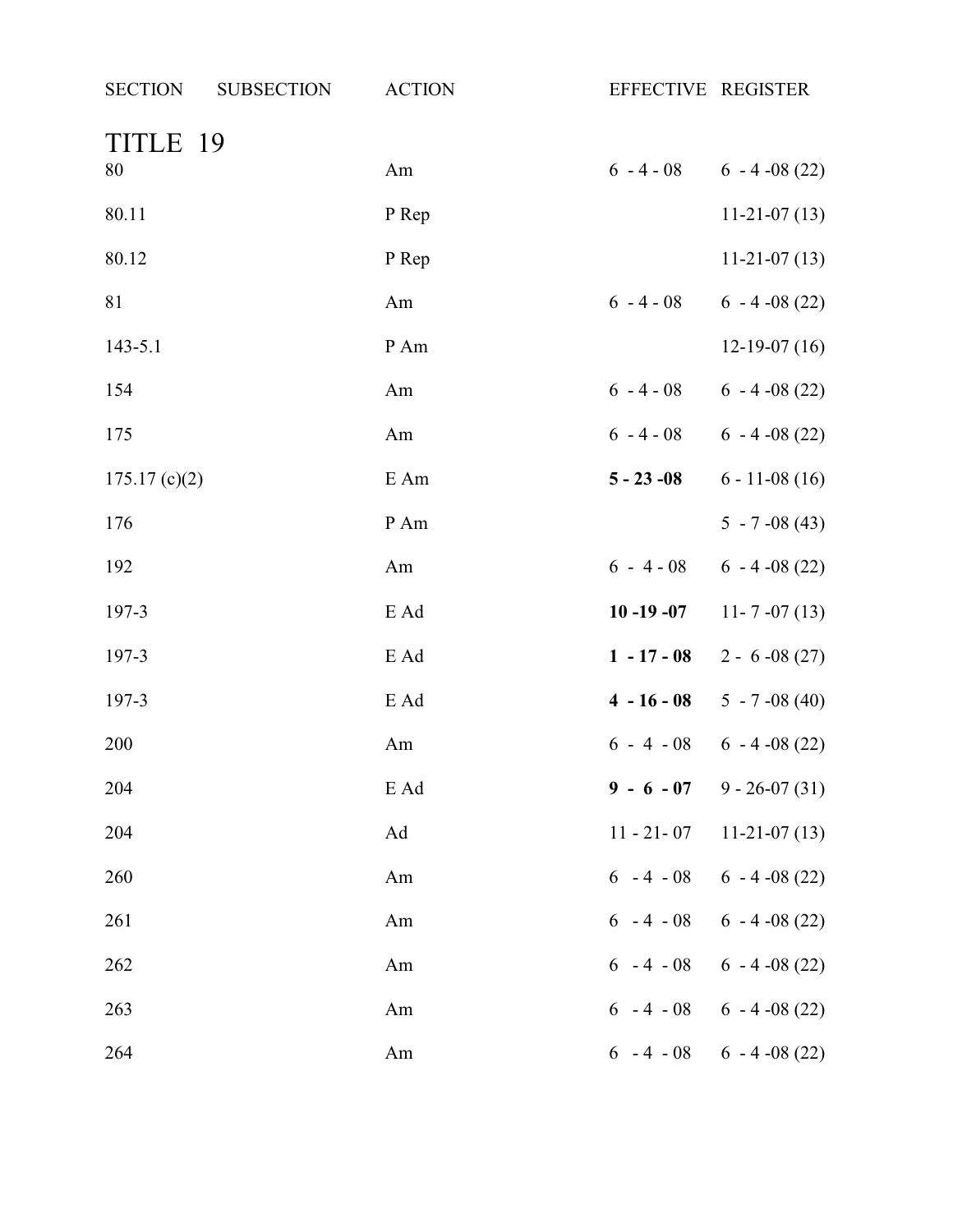| SECTION | SUBSECTION | ACTION | EFFECTIVE | REGISTER |
|---|---|---|---|---|
| **TITLE 19** | | | | |
| 80 | | Am | 6 - 4 - 08 | 6 - 4 -08 (22) |
| 80.11 | | P Rep | | 11-21-07 (13) |
| 80.12 | | P Rep | | 11-21-07 (13) |
| 81 | | Am | 6 - 4 - 08 | 6 - 4 -08 (22) |
| 143-5.1 | | P Am | | 12-19-07 (16) |
| 154 | | Am | 6 - 4 - 08 | 6 - 4 -08 (22) |
| 175 | | Am | 6 - 4 - 08 | 6 - 4 -08 (22) |
| 175.17 (c)(2) | | E Am | **5 - 23 -08** | 6 - 11-08 (16) |
| 176 | | P Am | | 5 - 7 -08 (43) |
| 192 | | Am | 6 - 4 - 08 | 6 - 4 -08 (22) |
| 197-3 | | E Ad | **10 -19 -07** | 11- 7 -07 (13) |
| 197-3 | | E Ad | **1 - 17 - 08** | 2 - 6 -08 (27) |
| 197-3 | | E Ad | **4 - 16 - 08** | 5 - 7 -08 (40) |
| 200 | | Am | 6 - 4 - 08 | 6 - 4 -08 (22) |
| 204 | | E Ad | **9 - 6 - 07** | 9 - 26-07 (31) |
| 204 | | Ad | 11 - 21- 07 | 11-21-07 (13) |
| 260 | | Am | 6 - 4 - 08 | 6 - 4 -08 (22) |
| 261 | | Am | 6 - 4 - 08 | 6 - 4 -08 (22) |
| 262 | | Am | 6 - 4 - 08 | 6 - 4 -08 (22) |
| 263 | | Am | 6 - 4 - 08 | 6 - 4 -08 (22) |
| 264 | | Am | 6 - 4 - 08 | 6 - 4 -08 (22) |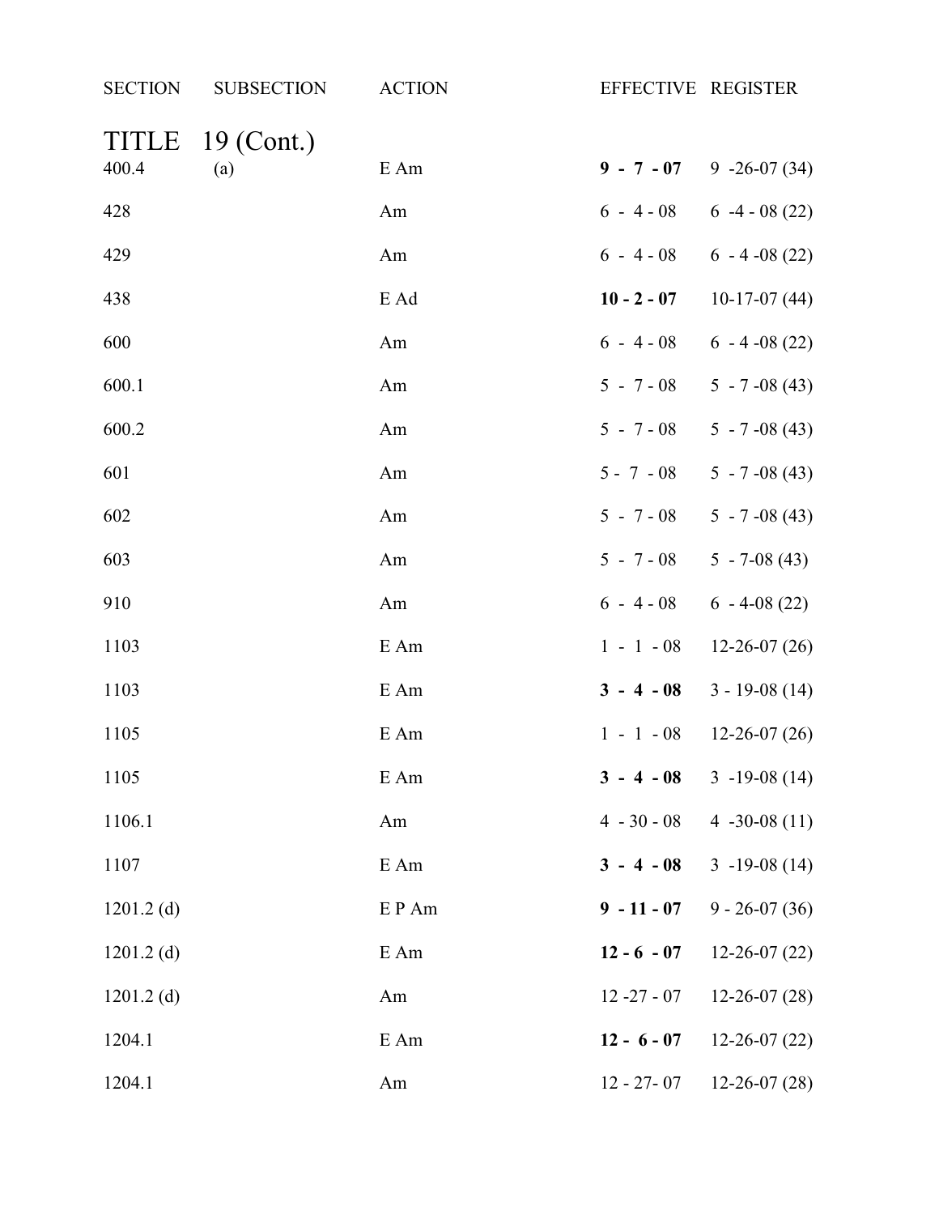| SECTION | SUBSECTION | ACTION | EFFECTIVE | REGISTER |
|---|---|---|---|---|
| **TITLE 19 (Cont.)** | | | | |
| 400.4 | (a) | E Am | **9 - 7 - 07** | 9 -26-07 (34) |
| 428 | | Am | 6 - 4 - 08 | 6 -4 - 08 (22) |
| 429 | | Am | 6 - 4 - 08 | 6 - 4 -08 (22) |
| 438 | | E Ad | **10 - 2 - 07** | 10-17-07 (44) |
| 600 | | Am | 6 - 4 - 08 | 6 - 4 -08 (22) |
| 600.1 | | Am | 5 - 7 - 08 | 5 - 7 -08 (43) |
| 600.2 | | Am | 5 - 7 - 08 | 5 - 7 -08 (43) |
| 601 | | Am | 5 - 7 - 08 | 5 - 7 -08 (43) |
| 602 | | Am | 5 - 7 - 08 | 5 - 7 -08 (43) |
| 603 | | Am | 5 - 7 - 08 | 5 - 7-08 (43) |
| 910 | | Am | 6 - 4 - 08 | 6 - 4-08 (22) |
| 1103 | | E Am | 1 - 1 - 08 | 12-26-07 (26) |
| 1103 | | E Am | **3 - 4 - 08** | 3 - 19-08 (14) |
| 1105 | | E Am | 1 - 1 - 08 | 12-26-07 (26) |
| 1105 | | E Am | **3 - 4 - 08** | 3 -19-08 (14) |
| 1106.1 | | Am | 4 - 30 - 08 | 4 -30-08 (11) |
| 1107 | | E Am | **3 - 4 - 08** | 3 -19-08 (14) |
| 1201.2 (d) | | E P Am | **9 - 11 - 07** | 9 - 26-07 (36) |
| 1201.2 (d) | | E Am | **12 - 6 - 07** | 12-26-07 (22) |
| 1201.2 (d) | | Am | 12 -27 - 07 | 12-26-07 (28) |
| 1204.1 | | E Am | **12 - 6 - 07** | 12-26-07 (22) |
| 1204.1 | | Am | 12 - 27- 07 | 12-26-07 (28) |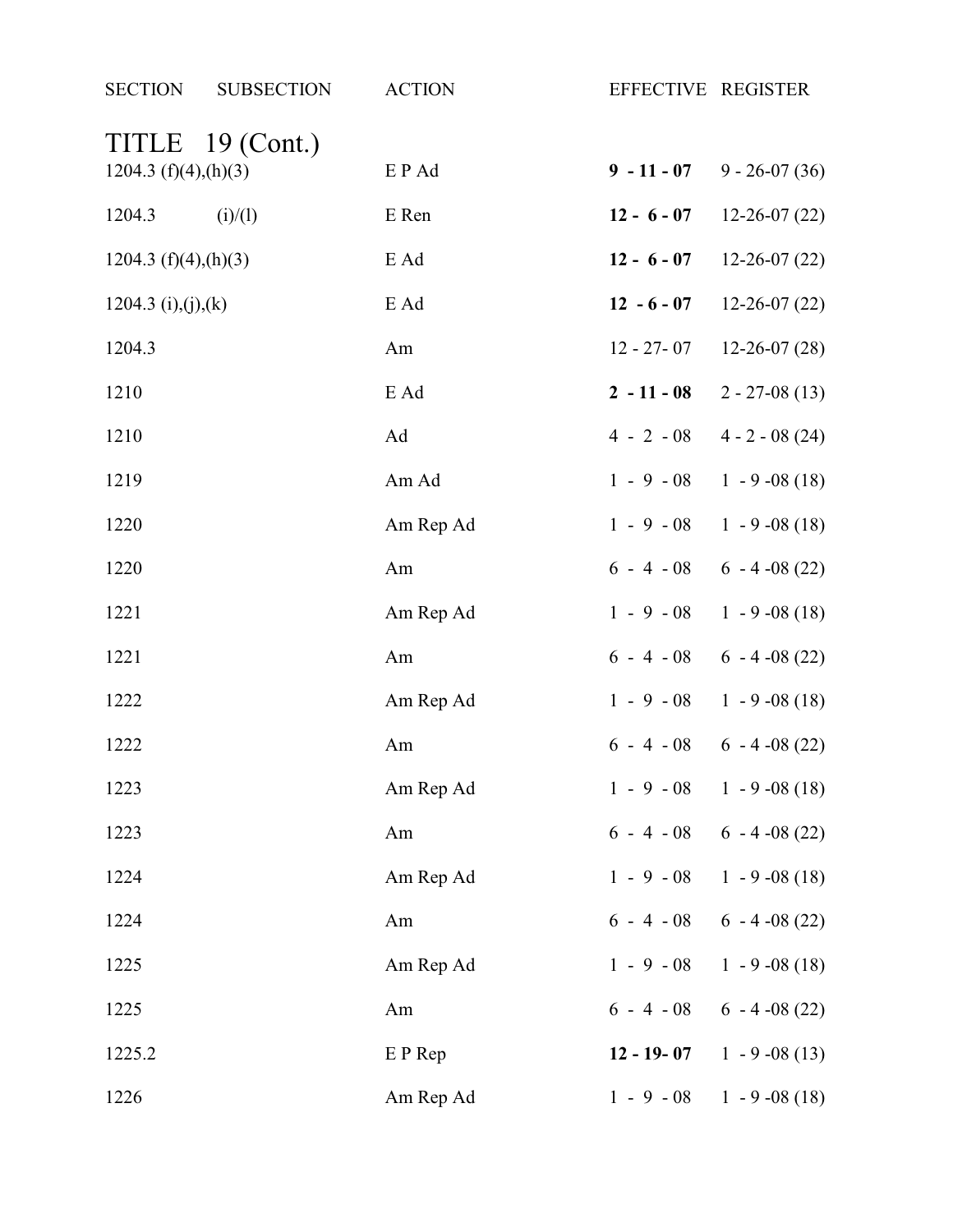| SECTION | SUBSECTION | ACTION | EFFECTIVE | REGISTER |
|---|---|---|---|---|
| TITLE 19 (Cont.) | | | | |
| 1204.3 (f)(4),(h)(3) | | E P Ad | **9 - 11 - 07** | 9 - 26-07 (36) |
| 1204.3 | (i)/(l) | E Ren | **12 - 6 - 07** | 12-26-07 (22) |
| 1204.3 (f)(4),(h)(3) | | E Ad | **12 - 6 - 07** | 12-26-07 (22) |
| 1204.3 (i),(j),(k) | | E Ad | **12 - 6 - 07** | 12-26-07 (22) |
| 1204.3 | | Am | 12 - 27- 07 | 12-26-07 (28) |
| 1210 | | E Ad | **2 - 11 - 08** | 2 - 27-08 (13) |
| 1210 | | Ad | 4 - 2 - 08 | 4 - 2 - 08 (24) |
| 1219 | | Am Ad | 1 - 9 - 08 | 1 - 9 -08 (18) |
| 1220 | | Am Rep Ad | 1 - 9 - 08 | 1 - 9 -08 (18) |
| 1220 | | Am | 6 - 4 - 08 | 6 - 4 -08 (22) |
| 1221 | | Am Rep Ad | 1 - 9 - 08 | 1 - 9 -08 (18) |
| 1221 | | Am | 6 - 4 - 08 | 6 - 4 -08 (22) |
| 1222 | | Am Rep Ad | 1 - 9 - 08 | 1 - 9 -08 (18) |
| 1222 | | Am | 6 - 4 - 08 | 6 - 4 -08 (22) |
| 1223 | | Am Rep Ad | 1 - 9 - 08 | 1 - 9 -08 (18) |
| 1223 | | Am | 6 - 4 - 08 | 6 - 4 -08 (22) |
| 1224 | | Am Rep Ad | 1 - 9 - 08 | 1 - 9 -08 (18) |
| 1224 | | Am | 6 - 4 - 08 | 6 - 4 -08 (22) |
| 1225 | | Am Rep Ad | 1 - 9 - 08 | 1 - 9 -08 (18) |
| 1225 | | Am | 6 - 4 - 08 | 6 - 4 -08 (22) |
| 1225.2 | | E P Rep | **12 - 19- 07** | 1 - 9 -08 (13) |
| 1226 | | Am Rep Ad | 1 - 9 - 08 | 1 - 9 -08 (18) |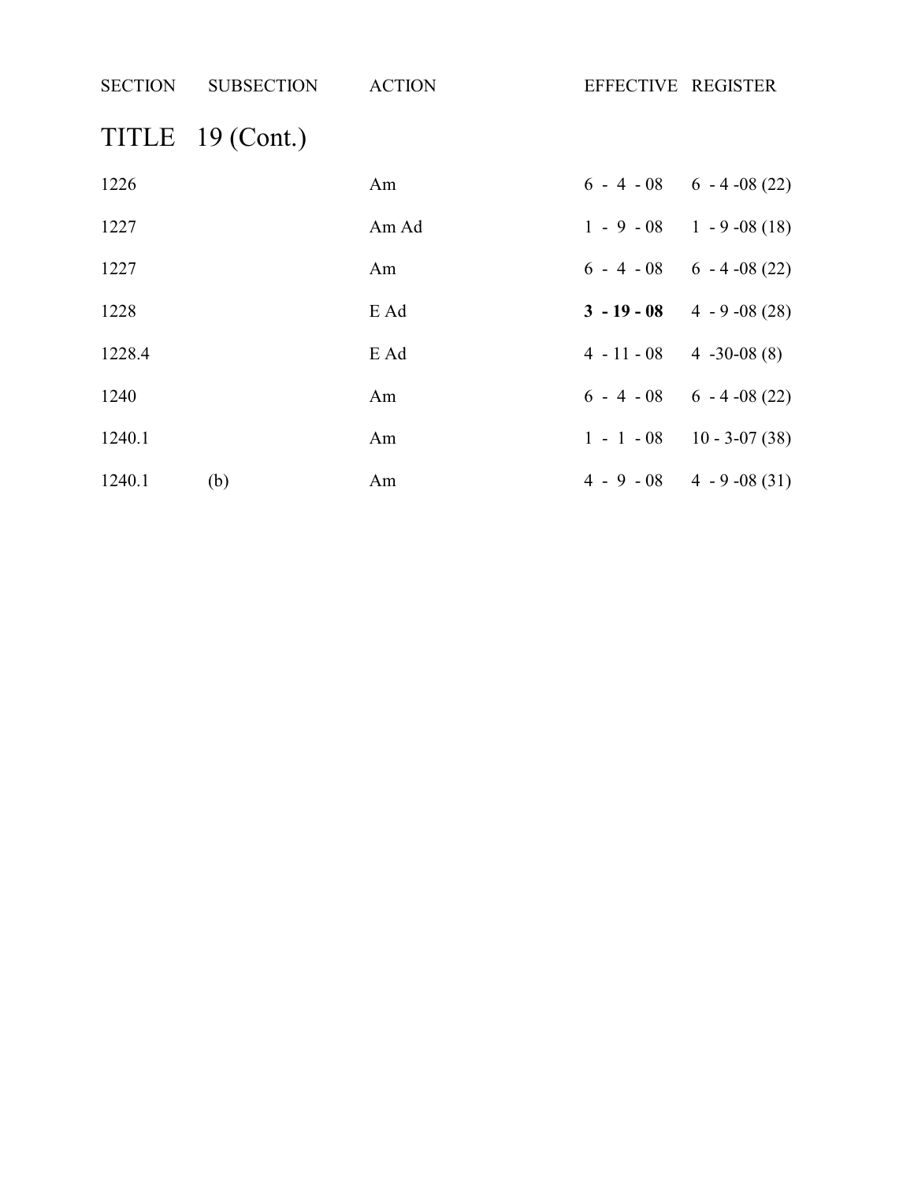| SECTION | SUBSECTION | ACTION | EFFECTIVE | REGISTER |
|---|---|---|---|---|

## TITLE 19 (Cont.)

| SECTION | SUBSECTION | ACTION | EFFECTIVE | REGISTER |
|---|---|---|---|---|
| 1226 | | Am | 6 - 4 - 08 | 6 - 4 -08 (22) |
| 1227 | | Am Ad | 1 - 9 - 08 | 1 - 9 -08 (18) |
| 1227 | | Am | 6 - 4 - 08 | 6 - 4 -08 (22) |
| 1228 | | E Ad | **3 - 19 - 08** | 4 - 9 -08 (28) |
| 1228.4 | | E Ad | 4 - 11 - 08 | 4 -30-08 (8) |
| 1240 | | Am | 6 - 4 - 08 | 6 - 4 -08 (22) |
| 1240.1 | | Am | 1 - 1 - 08 | 10 - 3-07 (38) |
| 1240.1 | (b) | Am | 4 - 9 - 08 | 4 - 9 -08 (31) |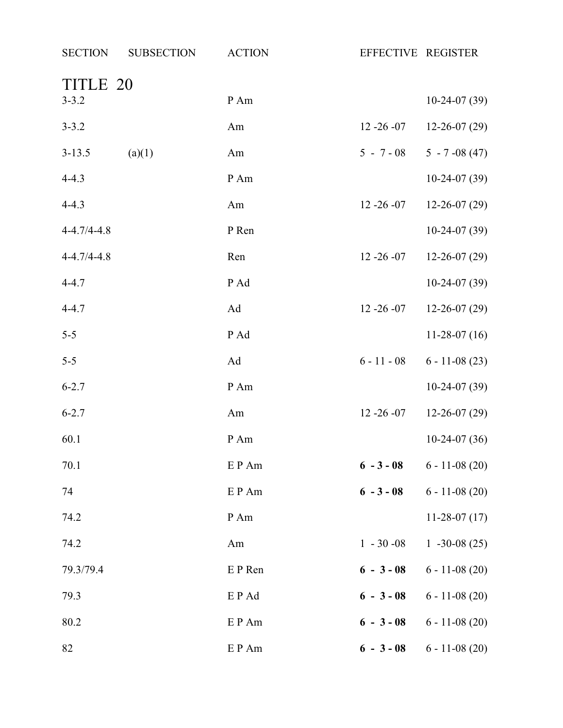| SECTION | SUBSECTION | ACTION | EFFECTIVE | REGISTER |
|---|---|---|---|---|
| **TITLE 20** | | | | |
| 3-3.2 | | P Am | | 10-24-07 (39) |
| 3-3.2 | | Am | 12 -26 -07 | 12-26-07 (29) |
| 3-13.5 | (a)(1) | Am | 5 - 7 - 08 | 5 - 7 -08 (47) |
| 4-4.3 | | P Am | | 10-24-07 (39) |
| 4-4.3 | | Am | 12 -26 -07 | 12-26-07 (29) |
| 4-4.7/4-4.8 | | P Ren | | 10-24-07 (39) |
| 4-4.7/4-4.8 | | Ren | 12 -26 -07 | 12-26-07 (29) |
| 4-4.7 | | P Ad | | 10-24-07 (39) |
| 4-4.7 | | Ad | 12 -26 -07 | 12-26-07 (29) |
| 5-5 | | P Ad | | 11-28-07 (16) |
| 5-5 | | Ad | 6 - 11 - 08 | 6 - 11-08 (23) |
| 6-2.7 | | P Am | | 10-24-07 (39) |
| 6-2.7 | | Am | 12 -26 -07 | 12-26-07 (29) |
| 60.1 | | P Am | | 10-24-07 (36) |
| 70.1 | | E P Am | **6 - 3 - 08** | 6 - 11-08 (20) |
| 74 | | E P Am | **6 - 3 - 08** | 6 - 11-08 (20) |
| 74.2 | | P Am | | 11-28-07 (17) |
| 74.2 | | Am | 1 - 30 -08 | 1 -30-08 (25) |
| 79.3/79.4 | | E P Ren | **6 - 3 - 08** | 6 - 11-08 (20) |
| 79.3 | | E P Ad | **6 - 3 - 08** | 6 - 11-08 (20) |
| 80.2 | | E P Am | **6 - 3 - 08** | 6 - 11-08 (20) |
| 82 | | E P Am | **6 - 3 - 08** | 6 - 11-08 (20) |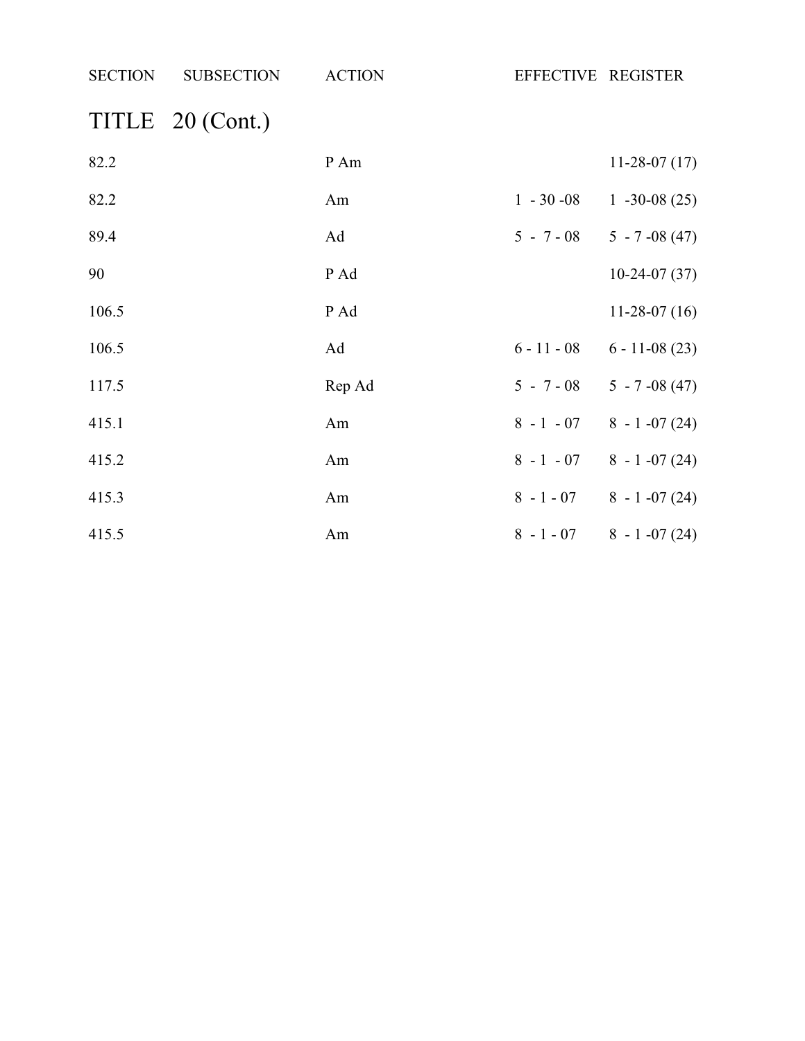| SECTION | SUBSECTION | ACTION | EFFECTIVE | REGISTER |
|---|---|---|---|---|
| **TITLE 20 (Cont.)** | | | | |
| 82.2 | | P Am | | 11-28-07 (17) |
| 82.2 | | Am | 1 - 30 -08 | 1 -30-08 (25) |
| 89.4 | | Ad | 5 - 7 - 08 | 5 - 7 -08 (47) |
| 90 | | P Ad | | 10-24-07 (37) |
| 106.5 | | P Ad | | 11-28-07 (16) |
| 106.5 | | Ad | 6 - 11 - 08 | 6 - 11-08 (23) |
| 117.5 | | Rep Ad | 5 - 7 - 08 | 5 - 7 -08 (47) |
| 415.1 | | Am | 8 - 1 - 07 | 8 - 1 -07 (24) |
| 415.2 | | Am | 8 - 1 - 07 | 8 - 1 -07 (24) |
| 415.3 | | Am | 8 - 1 - 07 | 8 - 1 -07 (24) |
| 415.5 | | Am | 8 - 1 - 07 | 8 - 1 -07 (24) |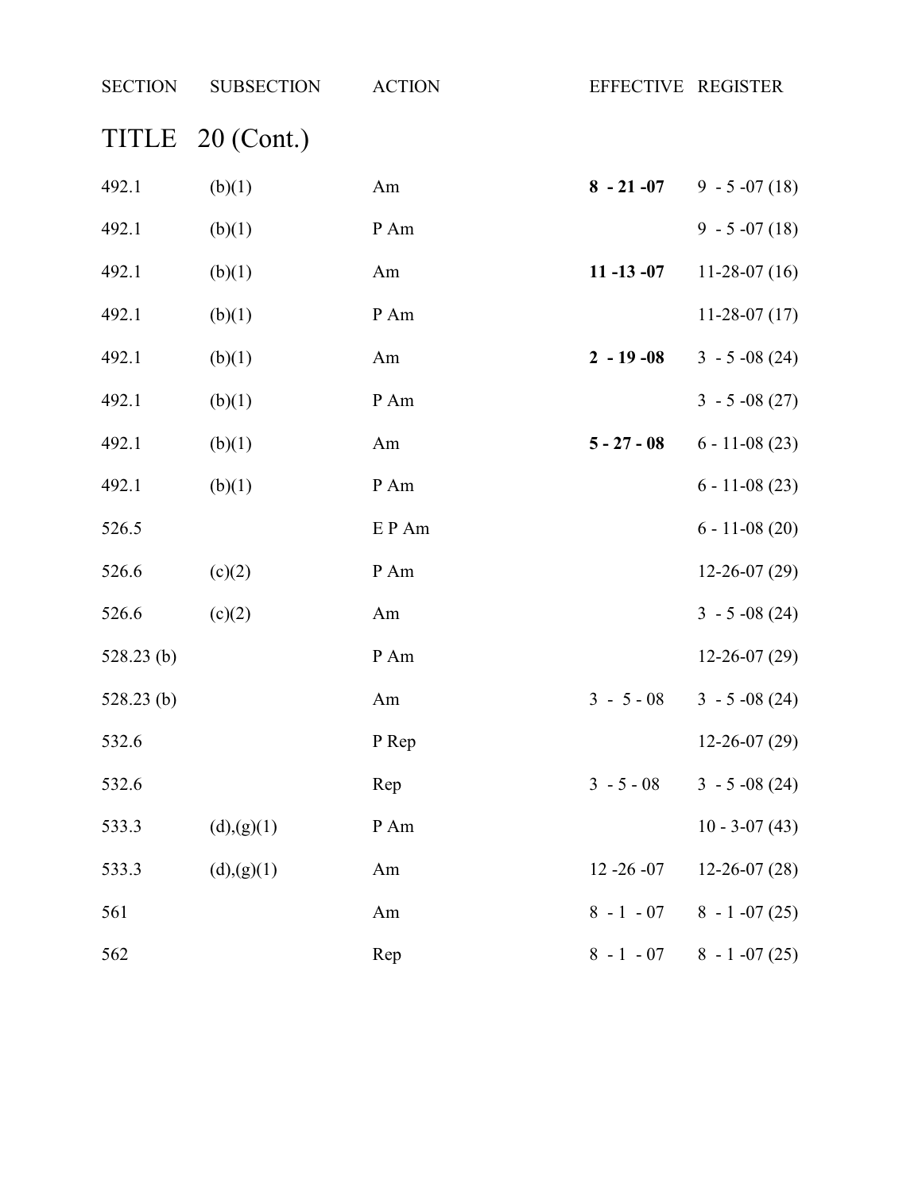| SECTION | SUBSECTION | ACTION | EFFECTIVE | REGISTER |
|---|---|---|---|---|
| **TITLE 20 (Cont.)** | | | | |
| 492.1 | (b)(1) | Am | **8 - 21 -07** | 9 - 5 -07 (18) |
| 492.1 | (b)(1) | P Am | | 9 - 5 -07 (18) |
| 492.1 | (b)(1) | Am | **11 -13 -07** | 11-28-07 (16) |
| 492.1 | (b)(1) | P Am | | 11-28-07 (17) |
| 492.1 | (b)(1) | Am | **2 - 19 -08** | 3 - 5 -08 (24) |
| 492.1 | (b)(1) | P Am | | 3 - 5 -08 (27) |
| 492.1 | (b)(1) | Am | **5 - 27 - 08** | 6 - 11-08 (23) |
| 492.1 | (b)(1) | P Am | | 6 - 11-08 (23) |
| 526.5 | | E P Am | | 6 - 11-08 (20) |
| 526.6 | (c)(2) | P Am | | 12-26-07 (29) |
| 526.6 | (c)(2) | Am | | 3 - 5 -08 (24) |
| 528.23 (b) | | P Am | | 12-26-07 (29) |
| 528.23 (b) | | Am | 3 - 5 - 08 | 3 - 5 -08 (24) |
| 532.6 | | P Rep | | 12-26-07 (29) |
| 532.6 | | Rep | 3 - 5 - 08 | 3 - 5 -08 (24) |
| 533.3 | (d),(g)(1) | P Am | | 10 - 3-07 (43) |
| 533.3 | (d),(g)(1) | Am | 12 -26 -07 | 12-26-07 (28) |
| 561 | | Am | 8 - 1 - 07 | 8 - 1 -07 (25) |
| 562 | | Rep | 8 - 1 - 07 | 8 - 1 -07 (25) |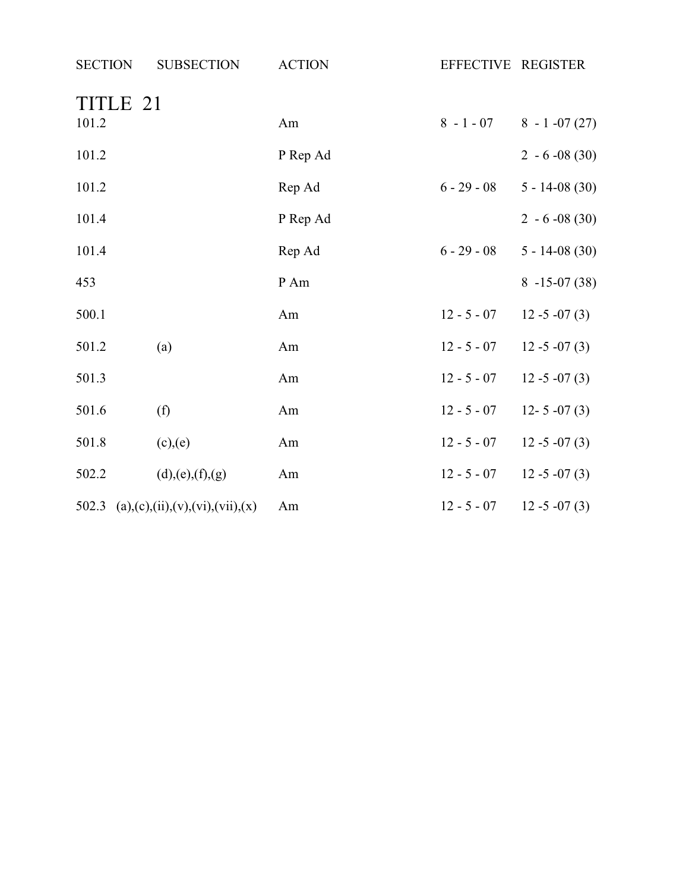| SECTION | SUBSECTION | ACTION | EFFECTIVE | REGISTER |
|---|---|---|---|---|
| **TITLE 21** | | | | |
| 101.2 | | Am | 8 - 1 - 07 | 8 - 1 -07 (27) |
| 101.2 | | P Rep Ad | | 2 - 6 -08 (30) |
| 101.2 | | Rep Ad | 6 - 29 - 08 | 5 - 14-08 (30) |
| 101.4 | | P Rep Ad | | 2 - 6 -08 (30) |
| 101.4 | | Rep Ad | 6 - 29 - 08 | 5 - 14-08 (30) |
| 453 | | P Am | | 8 -15-07 (38) |
| 500.1 | | Am | 12 - 5 - 07 | 12 -5 -07 (3) |
| 501.2 | (a) | Am | 12 - 5 - 07 | 12 -5 -07 (3) |
| 501.3 | | Am | 12 - 5 - 07 | 12 -5 -07 (3) |
| 501.6 | (f) | Am | 12 - 5 - 07 | 12- 5 -07 (3) |
| 501.8 | (c),(e) | Am | 12 - 5 - 07 | 12 -5 -07 (3) |
| 502.2 | (d),(e),(f),(g) | Am | 12 - 5 - 07 | 12 -5 -07 (3) |
| 502.3 | (a),(c),(ii),(v),(vi),(vii),(x) | Am | 12 - 5 - 07 | 12 -5 -07 (3) |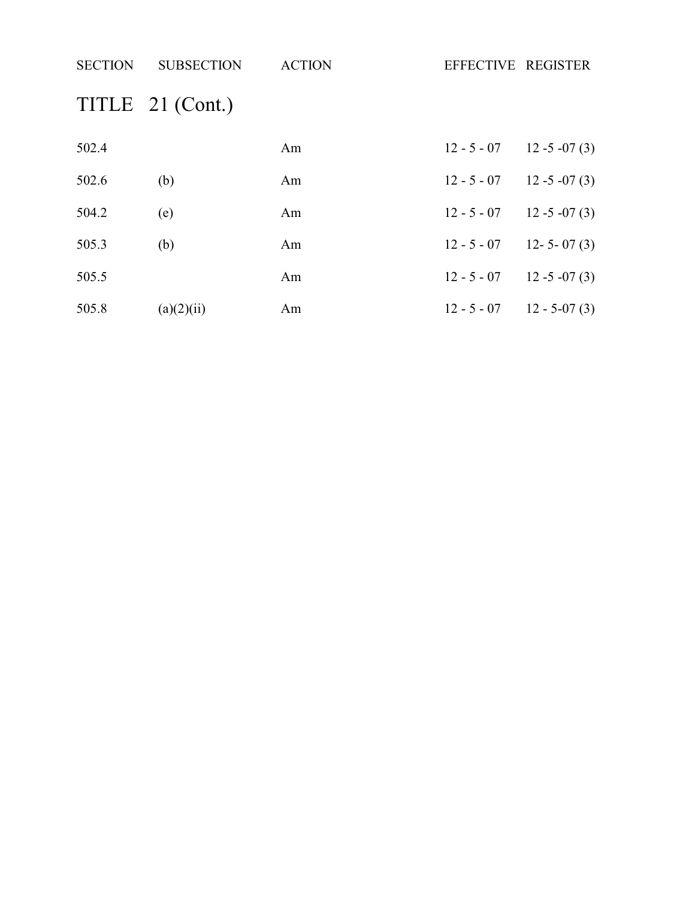| SECTION | SUBSECTION | ACTION | EFFECTIVE | REGISTER |
|---|---|---|---|---|

# TITLE 21 (Cont.)

| SECTION | SUBSECTION | ACTION | EFFECTIVE | REGISTER |
|---|---|---|---|---|
| 502.4 | | Am | 12 - 5 - 07 | 12 -5 -07 (3) |
| 502.6 | (b) | Am | 12 - 5 - 07 | 12 -5 -07 (3) |
| 504.2 | (e) | Am | 12 - 5 - 07 | 12 -5 -07 (3) |
| 505.3 | (b) | Am | 12 - 5 - 07 | 12- 5- 07 (3) |
| 505.5 | | Am | 12 - 5 - 07 | 12 -5 -07 (3) |
| 505.8 | (a)(2)(ii) | Am | 12 - 5 - 07 | 12 - 5-07 (3) |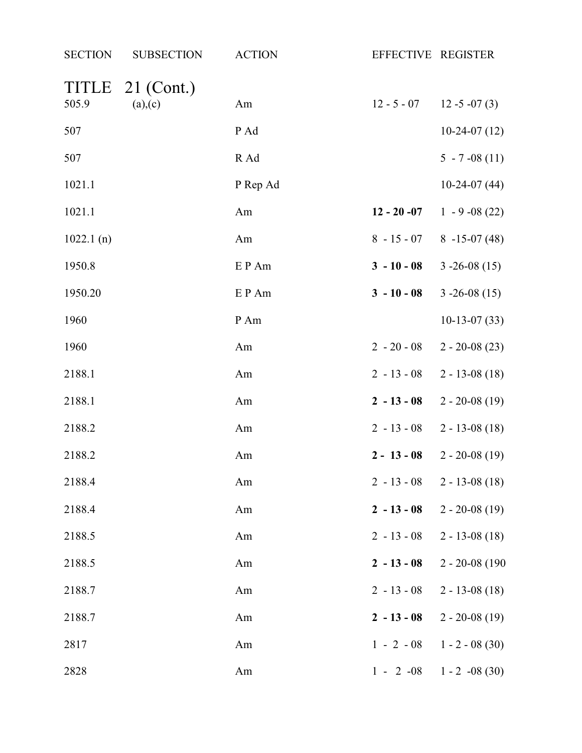| SECTION | SUBSECTION | ACTION | EFFECTIVE | REGISTER |
|---|---|---|---|---|
| TITLE 21 (Cont.) | | | | |
| 505.9 | (a),(c) | Am | 12 - 5 - 07 | 12 -5 -07 (3) |
| 507 | | P Ad | | 10-24-07 (12) |
| 507 | | R Ad | | 5 - 7 -08 (11) |
| 1021.1 | | P Rep Ad | | 10-24-07 (44) |
| 1021.1 | | Am | **12 - 20 -07** | 1 - 9 -08 (22) |
| 1022.1 (n) | | Am | 8 - 15 - 07 | 8 -15-07 (48) |
| 1950.8 | | E P Am | **3 - 10 - 08** | 3 -26-08 (15) |
| 1950.20 | | E P Am | **3 - 10 - 08** | 3 -26-08 (15) |
| 1960 | | P Am | | 10-13-07 (33) |
| 1960 | | Am | 2 - 20 - 08 | 2 - 20-08 (23) |
| 2188.1 | | Am | 2 - 13 - 08 | 2 - 13-08 (18) |
| 2188.1 | | Am | **2 - 13 - 08** | 2 - 20-08 (19) |
| 2188.2 | | Am | 2 - 13 - 08 | 2 - 13-08 (18) |
| 2188.2 | | Am | **2 - 13 - 08** | 2 - 20-08 (19) |
| 2188.4 | | Am | 2 - 13 - 08 | 2 - 13-08 (18) |
| 2188.4 | | Am | **2 - 13 - 08** | 2 - 20-08 (19) |
| 2188.5 | | Am | 2 - 13 - 08 | 2 - 13-08 (18) |
| 2188.5 | | Am | **2 - 13 - 08** | 2 - 20-08 (190 |
| 2188.7 | | Am | 2 - 13 - 08 | 2 - 13-08 (18) |
| 2188.7 | | Am | **2 - 13 - 08** | 2 - 20-08 (19) |
| 2817 | | Am | 1 - 2 - 08 | 1 - 2 - 08 (30) |
| 2828 | | Am | 1 - 2 -08 | 1 - 2 -08 (30) |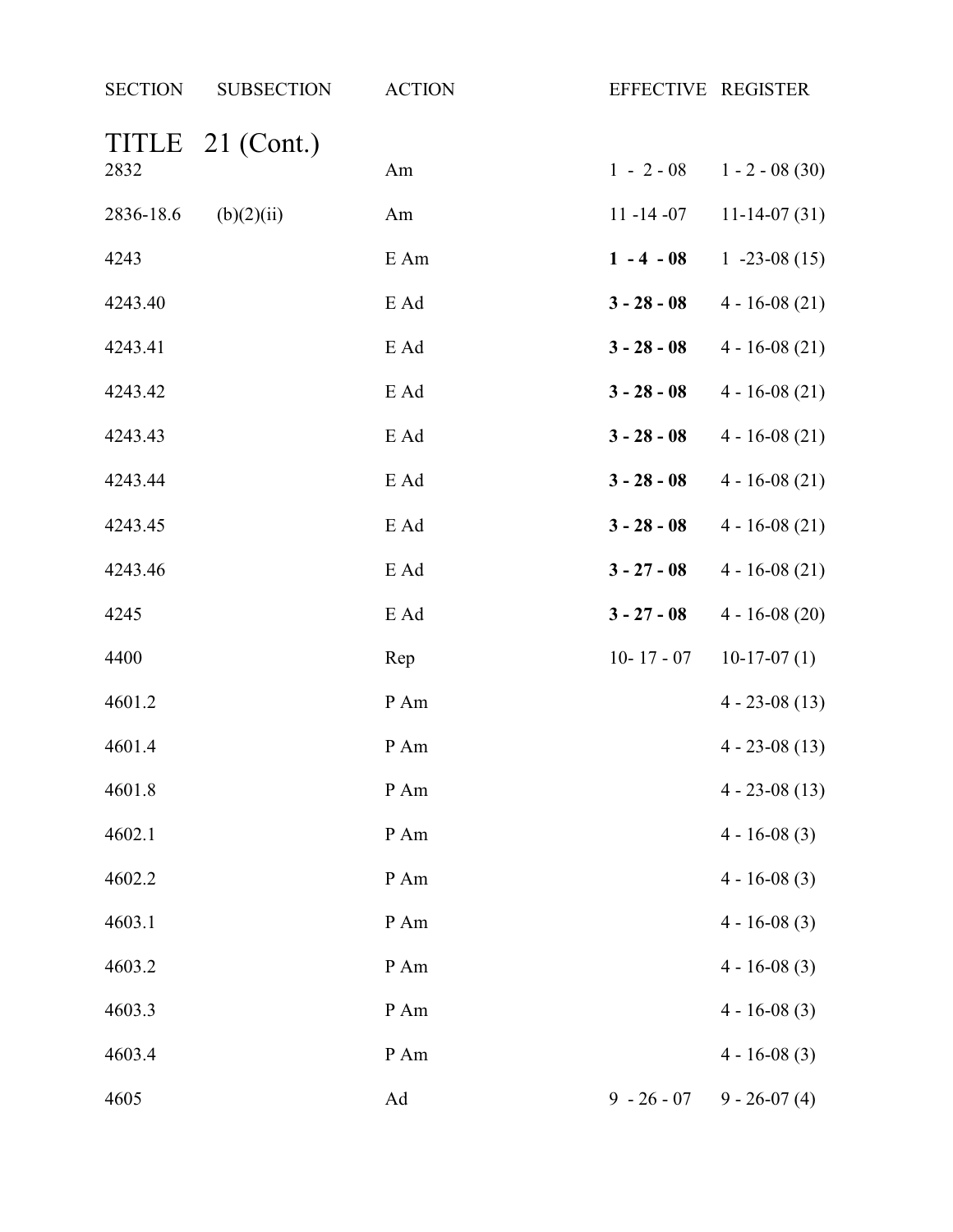| SECTION | SUBSECTION | ACTION | EFFECTIVE | REGISTER |
|---|---|---|---|---|
| **TITLE 21 (Cont.)** | | | | |
| 2832 | | Am | 1 - 2 - 08 | 1 - 2 - 08 (30) |
| 2836-18.6 | (b)(2)(ii) | Am | 11 -14 -07 | 11-14-07 (31) |
| 4243 | | E Am | **1 - 4 - 08** | 1 -23-08 (15) |
| 4243.40 | | E Ad | **3 - 28 - 08** | 4 - 16-08 (21) |
| 4243.41 | | E Ad | **3 - 28 - 08** | 4 - 16-08 (21) |
| 4243.42 | | E Ad | **3 - 28 - 08** | 4 - 16-08 (21) |
| 4243.43 | | E Ad | **3 - 28 - 08** | 4 - 16-08 (21) |
| 4243.44 | | E Ad | **3 - 28 - 08** | 4 - 16-08 (21) |
| 4243.45 | | E Ad | **3 - 28 - 08** | 4 - 16-08 (21) |
| 4243.46 | | E Ad | **3 - 27 - 08** | 4 - 16-08 (21) |
| 4245 | | E Ad | **3 - 27 - 08** | 4 - 16-08 (20) |
| 4400 | | Rep | 10- 17 - 07 | 10-17-07 (1) |
| 4601.2 | | P Am | | 4 - 23-08 (13) |
| 4601.4 | | P Am | | 4 - 23-08 (13) |
| 4601.8 | | P Am | | 4 - 23-08 (13) |
| 4602.1 | | P Am | | 4 - 16-08 (3) |
| 4602.2 | | P Am | | 4 - 16-08 (3) |
| 4603.1 | | P Am | | 4 - 16-08 (3) |
| 4603.2 | | P Am | | 4 - 16-08 (3) |
| 4603.3 | | P Am | | 4 - 16-08 (3) |
| 4603.4 | | P Am | | 4 - 16-08 (3) |
| 4605 | | Ad | 9 - 26 - 07 | 9 - 26-07 (4) |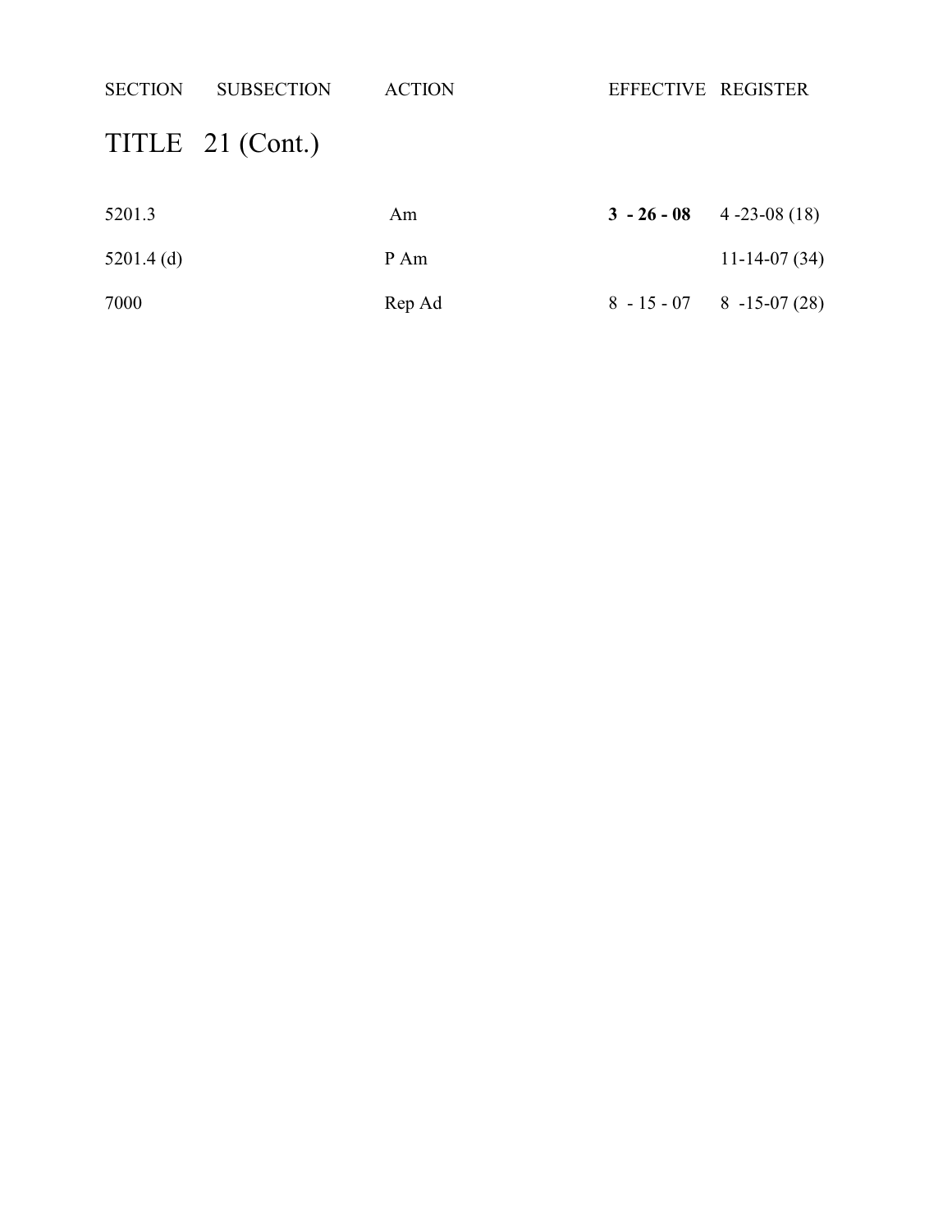| SECTION | SUBSECTION | ACTION | EFFECTIVE | REGISTER |
|---|---|---|---|---|

## TITLE 21 (Cont.)

| SECTION | SUBSECTION | ACTION | EFFECTIVE | REGISTER |
|---|---|---|---|---|
| 5201.3 | | Am | **3 - 26 - 08** | 4 -23-08 (18) |
| 5201.4 (d) | | P Am | | 11-14-07 (34) |
| 7000 | | Rep Ad | 8 - 15 - 07 | 8 -15-07 (28) |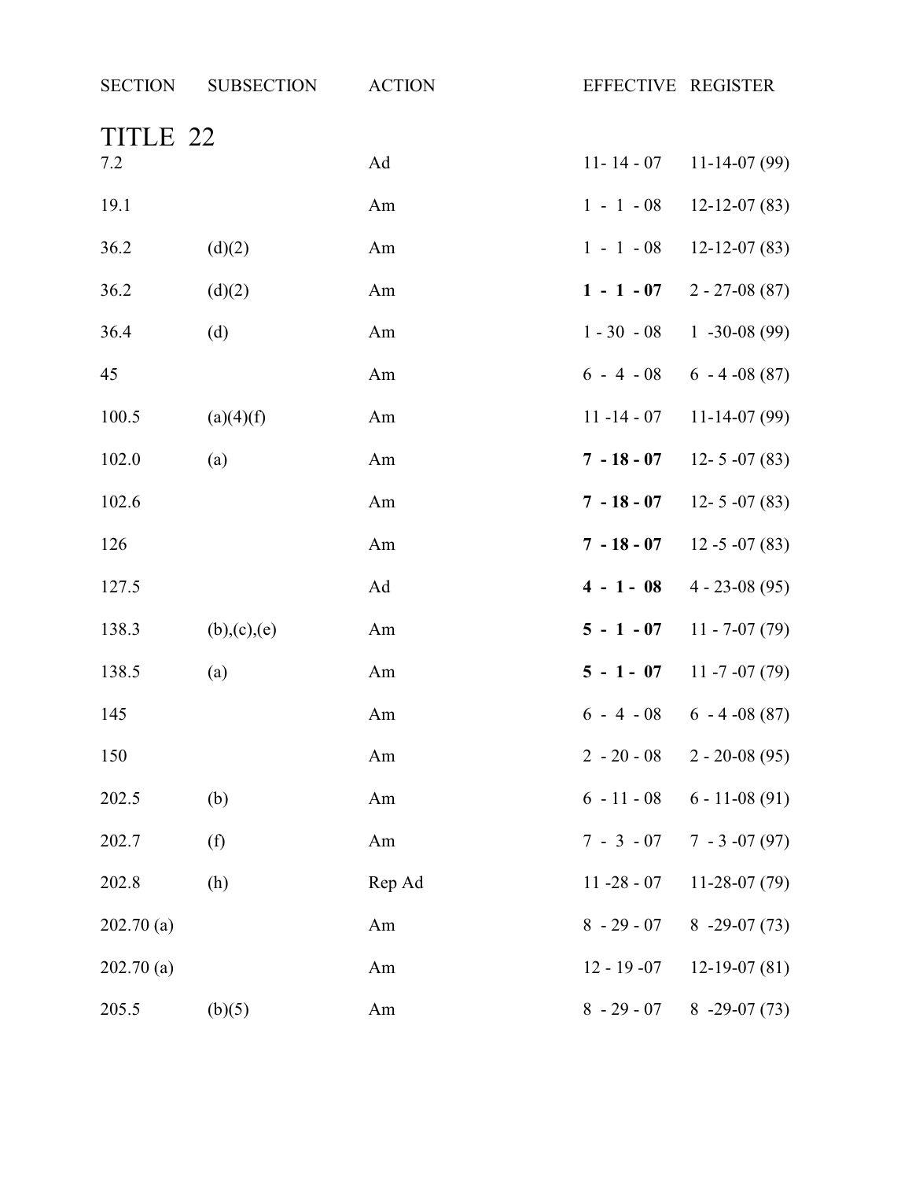| SECTION | SUBSECTION | ACTION | EFFECTIVE | REGISTER |
|---|---|---|---|---|
| **TITLE 22** | | | | |
| 7.2 | | Ad | 11- 14 - 07 | 11-14-07 (99) |
| 19.1 | | Am | 1 - 1 - 08 | 12-12-07 (83) |
| 36.2 | (d)(2) | Am | 1 - 1 - 08 | 12-12-07 (83) |
| 36.2 | (d)(2) | Am | **1 - 1 - 07** | 2 - 27-08 (87) |
| 36.4 | (d) | Am | 1 - 30 - 08 | 1 -30-08 (99) |
| 45 | | Am | 6 - 4 - 08 | 6 - 4 -08 (87) |
| 100.5 | (a)(4)(f) | Am | 11 -14 - 07 | 11-14-07 (99) |
| 102.0 | (a) | Am | **7 - 18 - 07** | 12- 5 -07 (83) |
| 102.6 | | Am | **7 - 18 - 07** | 12- 5 -07 (83) |
| 126 | | Am | **7 - 18 - 07** | 12 -5 -07 (83) |
| 127.5 | | Ad | **4 - 1 - 08** | 4 - 23-08 (95) |
| 138.3 | (b),(c),(e) | Am | **5 - 1 - 07** | 11 - 7-07 (79) |
| 138.5 | (a) | Am | **5 - 1 - 07** | 11 -7 -07 (79) |
| 145 | | Am | 6 - 4 - 08 | 6 - 4 -08 (87) |
| 150 | | Am | 2 - 20 - 08 | 2 - 20-08 (95) |
| 202.5 | (b) | Am | 6 - 11 - 08 | 6 - 11-08 (91) |
| 202.7 | (f) | Am | 7 - 3 - 07 | 7 - 3 -07 (97) |
| 202.8 | (h) | Rep Ad | 11 -28 - 07 | 11-28-07 (79) |
| 202.70 (a) | | Am | 8 - 29 - 07 | 8 -29-07 (73) |
| 202.70 (a) | | Am | 12 - 19 -07 | 12-19-07 (81) |
| 205.5 | (b)(5) | Am | 8 - 29 - 07 | 8 -29-07 (73) |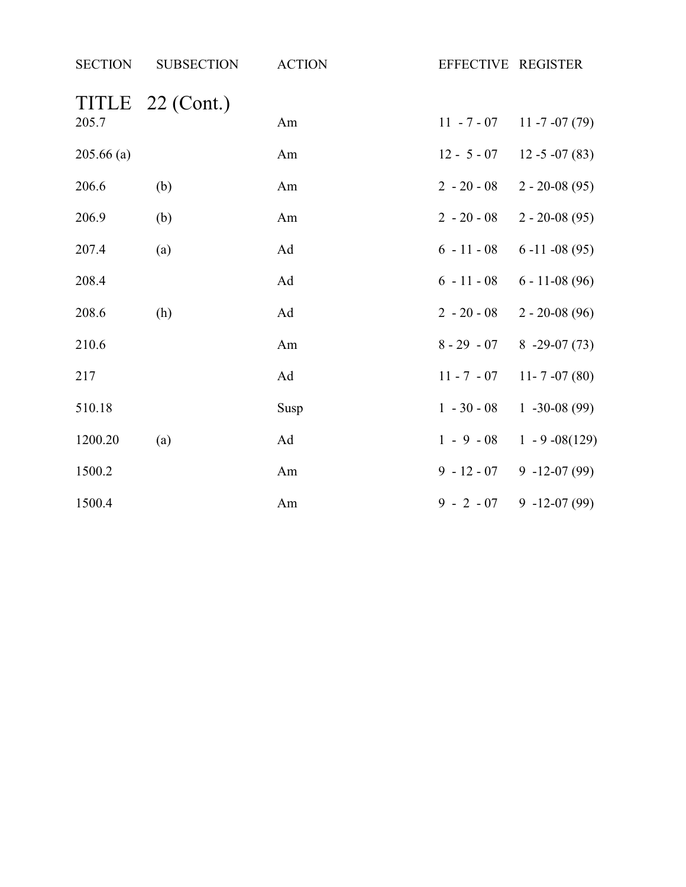| SECTION | SUBSECTION | ACTION | EFFECTIVE | REGISTER |
|---|---|---|---|---|
| TITLE 22 (Cont.) | | | | |
| 205.7 | | Am | 11 - 7 - 07 | 11 -7 -07 (79) |
| 205.66 (a) | | Am | 12 - 5 - 07 | 12 -5 -07 (83) |
| 206.6 | (b) | Am | 2 - 20 - 08 | 2 - 20-08 (95) |
| 206.9 | (b) | Am | 2 - 20 - 08 | 2 - 20-08 (95) |
| 207.4 | (a) | Ad | 6 - 11 - 08 | 6 -11 -08 (95) |
| 208.4 | | Ad | 6 - 11 - 08 | 6 - 11-08 (96) |
| 208.6 | (h) | Ad | 2 - 20 - 08 | 2 - 20-08 (96) |
| 210.6 | | Am | 8 - 29 - 07 | 8 -29-07 (73) |
| 217 | | Ad | 11 - 7 - 07 | 11- 7 -07 (80) |
| 510.18 | | Susp | 1 - 30 - 08 | 1 -30-08 (99) |
| 1200.20 | (a) | Ad | 1 - 9 - 08 | 1 - 9 -08(129) |
| 1500.2 | | Am | 9 - 12 - 07 | 9 -12-07 (99) |
| 1500.4 | | Am | 9 - 2 - 07 | 9 -12-07 (99) |